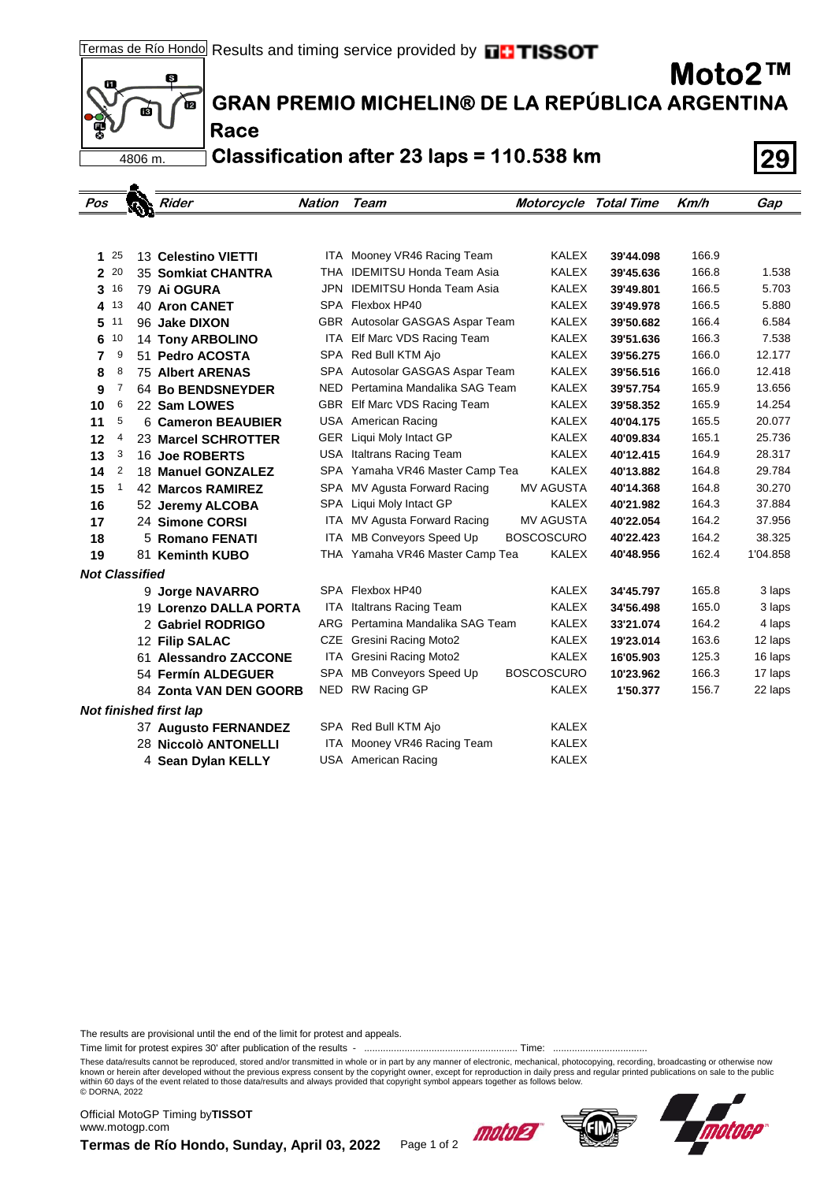Termas de Río Hondo Results and timing service provided by TISSOT

4806 m.

# Moto2™

## GRAN PREMIO MICHELIN® DE LA REPÚBLICA ARGENTINA

### Race

### Classification after 23 laps = 110.538 km

**29**

| Pos | Points | Rider | Nation | Team | Motorcycle | Total Time | Km/h | Gap |
|---|---|---|---|---|---|---|---|---|
| 1 | 25 | 13 **Celestino VIETTI** | ITA | Mooney VR46 Racing Team | KALEX | **39'44.098** | 166.9 | |
| 2 | 20 | 35 **Somkiat CHANTRA** | THA | IDEMITSU Honda Team Asia | KALEX | **39'45.636** | 166.8 | 1.538 |
| 3 | 16 | 79 **Ai OGURA** | JPN | IDEMITSU Honda Team Asia | KALEX | **39'49.801** | 166.5 | 5.703 |
| 4 | 13 | 40 **Aron CANET** | SPA | Flexbox HP40 | KALEX | **39'49.978** | 166.5 | 5.880 |
| 5 | 11 | 96 **Jake DIXON** | GBR | Autosolar GASGAS Aspar Team | KALEX | **39'50.682** | 166.4 | 6.584 |
| 6 | 10 | 14 **Tony ARBOLINO** | ITA | Elf Marc VDS Racing Team | KALEX | **39'51.636** | 166.3 | 7.538 |
| 7 | 9 | 51 **Pedro ACOSTA** | SPA | Red Bull KTM Ajo | KALEX | **39'56.275** | 166.0 | 12.177 |
| 8 | 8 | 75 **Albert ARENAS** | SPA | Autosolar GASGAS Aspar Team | KALEX | **39'56.516** | 166.0 | 12.418 |
| 9 | 7 | 64 **Bo BENDSNEYDER** | NED | Pertamina Mandalika SAG Team | KALEX | **39'57.754** | 165.9 | 13.656 |
| 10 | 6 | 22 **Sam LOWES** | GBR | Elf Marc VDS Racing Team | KALEX | **39'58.352** | 165.9 | 14.254 |
| 11 | 5 | 6 **Cameron BEAUBIER** | USA | American Racing | KALEX | **40'04.175** | 165.5 | 20.077 |
| 12 | 4 | 23 **Marcel SCHROTTER** | GER | Liqui Moly Intact GP | KALEX | **40'09.834** | 165.1 | 25.736 |
| 13 | 3 | 16 **Joe ROBERTS** | USA | Italtrans Racing Team | KALEX | **40'12.415** | 164.9 | 28.317 |
| 14 | 2 | 18 **Manuel GONZALEZ** | SPA | Yamaha VR46 Master Camp Tea | KALEX | **40'13.882** | 164.8 | 29.784 |
| 15 | 1 | 42 **Marcos RAMIREZ** | SPA | MV Agusta Forward Racing | MV AGUSTA | **40'14.368** | 164.8 | 30.270 |
| 16 | | 52 **Jeremy ALCOBA** | SPA | Liqui Moly Intact GP | KALEX | **40'21.982** | 164.3 | 37.884 |
| 17 | | 24 **Simone CORSI** | ITA | MV Agusta Forward Racing | MV AGUSTA | **40'22.054** | 164.2 | 37.956 |
| 18 | | 5 **Romano FENATI** | ITA | MB Conveyors Speed Up | BOSCOSCURO | **40'22.423** | 164.2 | 38.325 |
| 19 | | 81 **Keminth KUBO** | THA | Yamaha VR46 Master Camp Tea | KALEX | **40'48.956** | 162.4 | 1'04.858 |
| ***Not Classified*** | | | | | | | | |
| | | 9 **Jorge NAVARRO** | SPA | Flexbox HP40 | KALEX | **34'45.797** | 165.8 | 3 laps |
| | | 19 **Lorenzo DALLA PORTA** | ITA | Italtrans Racing Team | KALEX | **34'56.498** | 165.0 | 3 laps |
| | | 2 **Gabriel RODRIGO** | ARG | Pertamina Mandalika SAG Team | KALEX | **33'21.074** | 164.2 | 4 laps |
| | | 12 **Filip SALAC** | CZE | Gresini Racing Moto2 | KALEX | **19'23.014** | 163.6 | 12 laps |
| | | 61 **Alessandro ZACCONE** | ITA | Gresini Racing Moto2 | KALEX | **16'05.903** | 125.3 | 16 laps |
| | | 54 **Fermín ALDEGUER** | SPA | MB Conveyors Speed Up | BOSCOSCURO | **10'23.962** | 166.3 | 17 laps |
| | | 84 **Zonta VAN DEN GOORB** | NED | RW Racing GP | KALEX | **1'50.377** | 156.7 | 22 laps |
| ***Not finished first lap*** | | | | | | | | |
| | | 37 **Augusto FERNANDEZ** | SPA | Red Bull KTM Ajo | KALEX | | | |
| | | 28 **Niccolò ANTONELLI** | ITA | Mooney VR46 Racing Team | KALEX | | | |
| | | 4 **Sean Dylan KELLY** | USA | American Racing | KALEX | | | |

The results are provisional until the end of the limit for protest and appeals.

Time limit for protest expires 30' after publication of the results - ......................................................... Time: ..................................

These data/results cannot be reproduced, stored and/or transmitted in whole or in part by any manner of electronic, mechanical, photocopying, recording, broadcasting or otherwise now known or herein after developed without the previous express consent by the copyright owner, except for reproduction in daily press and regular printed publications on sale to the public within 60 days of the event related to those data/results and always provided that copyright symbol appears together as follows below.
© DORNA, 2022

Official MotoGP Timing by **TISSOT**
www.motogp.com

**Termas de Río Hondo, Sunday, April 03, 2022**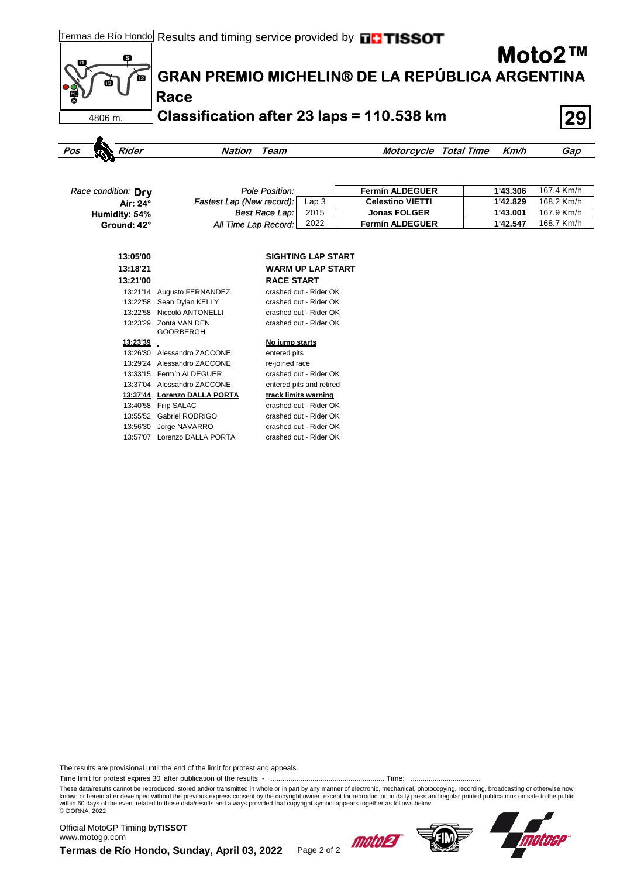Termas de Río Hondo Results and timing service provided by TISSOT

# Moto2™

## GRAN PREMIO MICHELIN® DE LA REPÚBLICA ARGENTINA

### Race

### Classification after 23 laps = 110.538 km

4806 m.

**29**

| Pos | Rider | Nation | Team | Motorcycle | Total Time | Km/h | Gap |
|---|---|---|---|---|---|---|---|

Race condition: **Dry**
**Air: 24°**
**Humidity: 54%**
**Ground: 42°**

| | | | | |
|---|---|---|---|---|
| *Pole Position:* | | **Fermín ALDEGUER** | **1'43.306** | 167.4 Km/h |
| *Fastest Lap (New record):* | Lap 3 | **Celestino VIETTI** | **1'42.829** | 168.2 Km/h |
| *Best Race Lap:* | 2015 | **Jonas FOLGER** | **1'43.001** | 167.9 Km/h |
| *All Time Lap Record:* | 2022 | **Fermín ALDEGUER** | **1'42.547** | 168.7 Km/h |

| Time | Rider | Event |
|---|---|---|
| **13:05'00** | | **SIGHTING LAP START** |
| **13:18'21** | | **WARM UP LAP START** |
| **13:21'00** | | **RACE START** |
| 13:21'14 | Augusto FERNANDEZ | crashed out - Rider OK |
| 13:22'58 | Sean Dylan KELLY | crashed out - Rider OK |
| 13:22'58 | Niccolò ANTONELLI | crashed out - Rider OK |
| 13:23'29 | Zonta VAN DEN GOORBERGH | crashed out - Rider OK |
| **13:23'39** | | **No jump starts** |
| 13:26'30 | Alessandro ZACCONE | entered pits |
| 13:29'24 | Alessandro ZACCONE | re-joined race |
| 13:33'15 | Fermín ALDEGUER | crashed out - Rider OK |
| 13:37'04 | Alessandro ZACCONE | entered pits and retired |
| **13:37'44** | **Lorenzo DALLA PORTA** | **track limits warning** |
| 13:40'58 | Filip SALAC | crashed out - Rider OK |
| 13:55'52 | Gabriel RODRIGO | crashed out - Rider OK |
| 13:56'30 | Jorge NAVARRO | crashed out - Rider OK |
| 13:57'07 | Lorenzo DALLA PORTA | crashed out - Rider OK |

The results are provisional until the end of the limit for protest and appeals.

Time limit for protest expires 30' after publication of the results - ......................................................... Time: ...................................

These data/results cannot be reproduced, stored and/or transmitted in whole or in part by any manner of electronic, mechanical, photocopying, recording, broadcasting or otherwise now known or herein after developed without the previous express consent by the copyright owner, except for reproduction in daily press and regular printed publications on sale to the public within 60 days of the event related to those data/results and always provided that copyright symbol appears together as follows below.
© DORNA, 2022

Official MotoGP Timing by **TISSOT**
www.motogp.com

**Termas de Río Hondo, Sunday, April 03, 2022**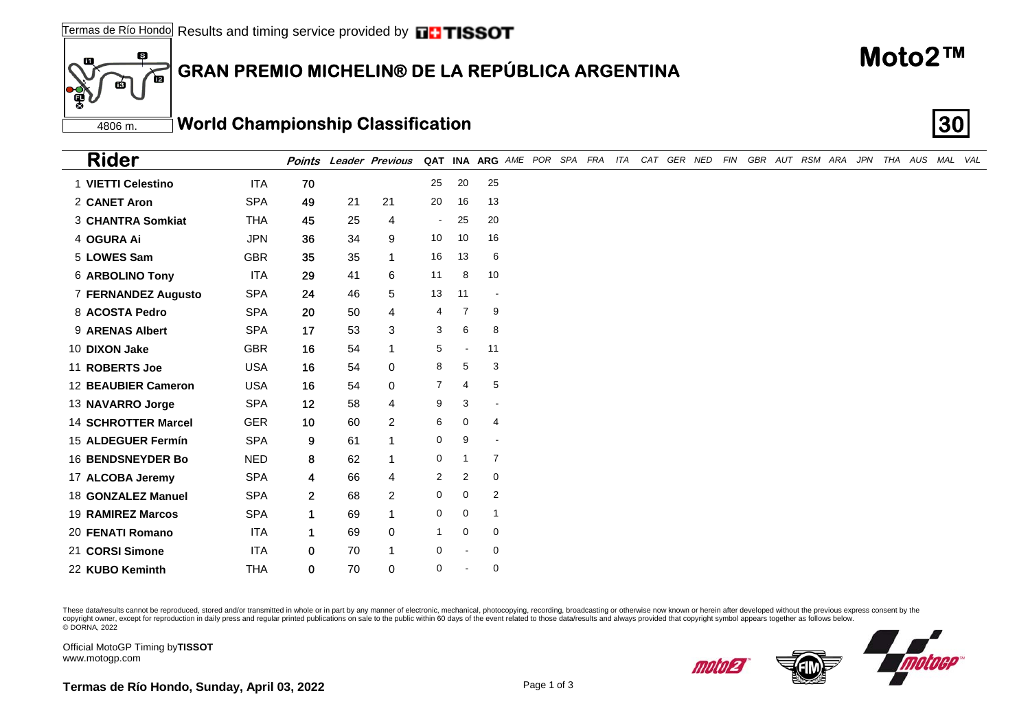Termas de Río Hondo Results and timing service provided by TISSOT

4806 m.

# GRAN PREMIO MICHELIN® DE LA REPÚBLICA ARGENTINA

# Moto2™

## World Championship Classification

**30**

| Rider | | Points | Leader | Previous | QAT | INA | ARG | AME | POR | SPA | FRA | ITA | CAT | GER | NED | FIN | GBR | AUT | RSM | ARA | JPN | THA | AUS | MAL | VAL |
|---|---|---|---|---|---|---|---|---|---|---|---|---|---|---|---|---|---|---|---|---|---|---|---|---|---|
| 1 **VIETTI Celestino** | ITA | 70 | | | 25 | 20 | 25 | | | | | | | | | | | | | | | | | | |
| 2 **CANET Aron** | SPA | 49 | 21 | 21 | 20 | 16 | 13 | | | | | | | | | | | | | | | | | | |
| 3 **CHANTRA Somkiat** | THA | 45 | 25 | 4 | - | 25 | 20 | | | | | | | | | | | | | | | | | | |
| 4 **OGURA Ai** | JPN | 36 | 34 | 9 | 10 | 10 | 16 | | | | | | | | | | | | | | | | | | |
| 5 **LOWES Sam** | GBR | 35 | 35 | 1 | 16 | 13 | 6 | | | | | | | | | | | | | | | | | | |
| 6 **ARBOLINO Tony** | ITA | 29 | 41 | 6 | 11 | 8 | 10 | | | | | | | | | | | | | | | | | | |
| 7 **FERNANDEZ Augusto** | SPA | 24 | 46 | 5 | 13 | 11 | - | | | | | | | | | | | | | | | | | | |
| 8 **ACOSTA Pedro** | SPA | 20 | 50 | 4 | 4 | 7 | 9 | | | | | | | | | | | | | | | | | | |
| 9 **ARENAS Albert** | SPA | 17 | 53 | 3 | 3 | 6 | 8 | | | | | | | | | | | | | | | | | | |
| 10 **DIXON Jake** | GBR | 16 | 54 | 1 | 5 | - | 11 | | | | | | | | | | | | | | | | | | |
| 11 **ROBERTS Joe** | USA | 16 | 54 | 0 | 8 | 5 | 3 | | | | | | | | | | | | | | | | | | |
| 12 **BEAUBIER Cameron** | USA | 16 | 54 | 0 | 7 | 4 | 5 | | | | | | | | | | | | | | | | | | |
| 13 **NAVARRO Jorge** | SPA | 12 | 58 | 4 | 9 | 3 | - | | | | | | | | | | | | | | | | | | |
| 14 **SCHROTTER Marcel** | GER | 10 | 60 | 2 | 6 | 0 | 4 | | | | | | | | | | | | | | | | | | |
| 15 **ALDEGUER Fermín** | SPA | 9 | 61 | 1 | 0 | 9 | - | | | | | | | | | | | | | | | | | | |
| 16 **BENDSNEYDER Bo** | NED | 8 | 62 | 1 | 0 | 1 | 7 | | | | | | | | | | | | | | | | | | |
| 17 **ALCOBA Jeremy** | SPA | 4 | 66 | 4 | 2 | 2 | 0 | | | | | | | | | | | | | | | | | | |
| 18 **GONZALEZ Manuel** | SPA | 2 | 68 | 2 | 0 | 0 | 2 | | | | | | | | | | | | | | | | | | |
| 19 **RAMIREZ Marcos** | SPA | 1 | 69 | 1 | 0 | 0 | 1 | | | | | | | | | | | | | | | | | | |
| 20 **FENATI Romano** | ITA | 1 | 69 | 0 | 1 | 0 | 0 | | | | | | | | | | | | | | | | | | |
| 21 **CORSI Simone** | ITA | 0 | 70 | 1 | 0 | - | 0 | | | | | | | | | | | | | | | | | | |
| 22 **KUBO Keminth** | THA | 0 | 70 | 0 | 0 | - | 0 | | | | | | | | | | | | | | | | | | |

These data/results cannot be reproduced, stored and/or transmitted in whole or in part by any manner of electronic, mechanical, photocopying, recording, broadcasting or otherwise now known or herein after developed without the previous express consent by the copyright owner, except for reproduction in daily press and regular printed publications on sale to the public within 60 days of the event related to those data/results and always provided that copyright symbol appears together as follows below.
© DORNA, 2022

Official MotoGP Timing by **TISSOT**
www.motogp.com

**Termas de Río Hondo, Sunday, April 03, 2022**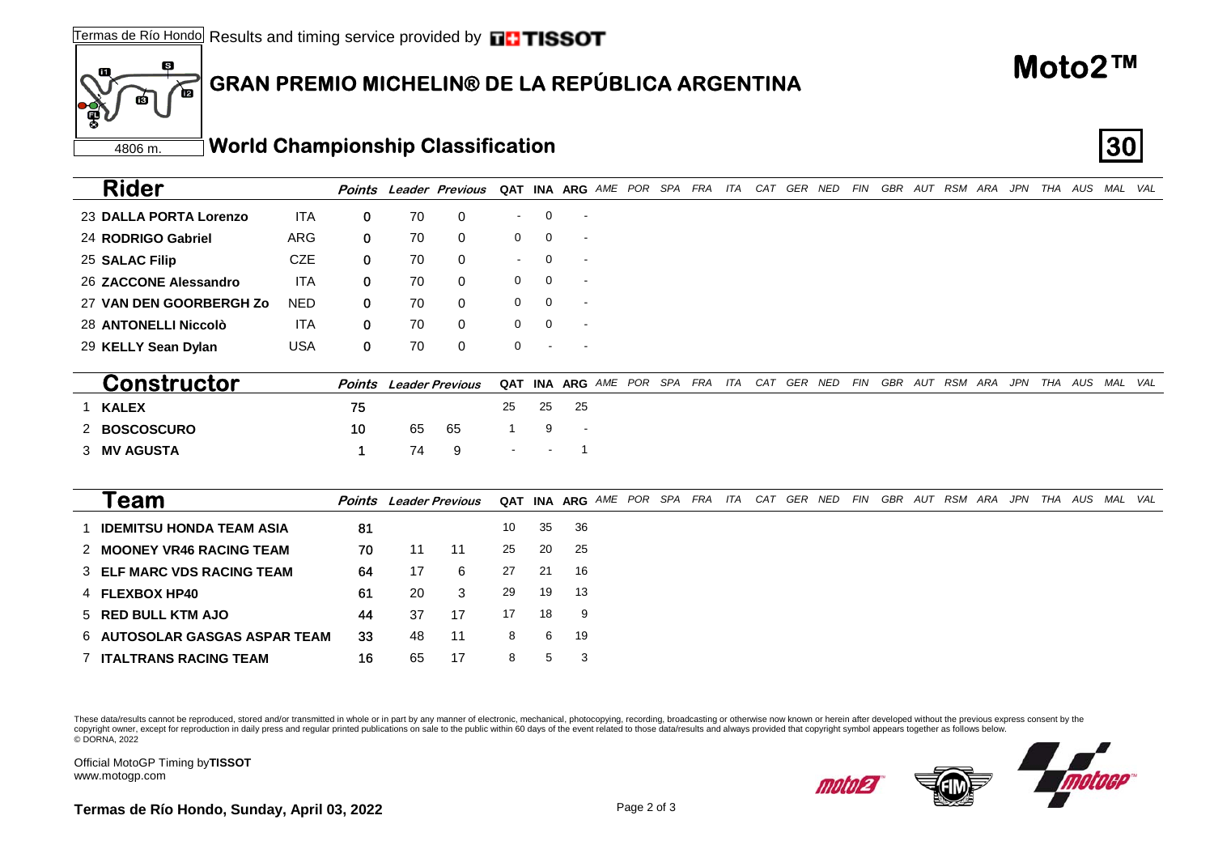Termas de Río Hondo Results and timing service provided by TISSOT

# GRAN PREMIO MICHELIN® DE LA REPÚBLICA ARGENTINA

# Moto2™

4806 m.

## World Championship Classification

**30**

| | Rider | | Points | Leader | Previous | QAT | INA | ARG | AME | POR | SPA | FRA | ITA | CAT | GER | NED | FIN | GBR | AUT | RSM | ARA | JPN | THA | AUS | MAL | VAL |
|---|---|---|---|---|---|---|---|---|---|---|---|---|---|---|---|---|---|---|---|---|---|---|---|---|---|---|
| 23 | **DALLA PORTA Lorenzo** | ITA | 0 | 70 | 0 | - | 0 | - | | | | | | | | | | | | | | | | | | |
| 24 | **RODRIGO Gabriel** | ARG | 0 | 70 | 0 | 0 | 0 | - | | | | | | | | | | | | | | | | | | |
| 25 | **SALAC Filip** | CZE | 0 | 70 | 0 | - | 0 | - | | | | | | | | | | | | | | | | | | |
| 26 | **ZACCONE Alessandro** | ITA | 0 | 70 | 0 | 0 | 0 | - | | | | | | | | | | | | | | | | | | |
| 27 | **VAN DEN GOORBERGH Zo** | NED | 0 | 70 | 0 | 0 | 0 | - | | | | | | | | | | | | | | | | | | |
| 28 | **ANTONELLI Niccolò** | ITA | 0 | 70 | 0 | 0 | 0 | - | | | | | | | | | | | | | | | | | | |
| 29 | **KELLY Sean Dylan** | USA | 0 | 70 | 0 | 0 | - | - | | | | | | | | | | | | | | | | | | |

| | Constructor | Points | Leader | Previous | QAT | INA | ARG | AME | POR | SPA | FRA | ITA | CAT | GER | NED | FIN | GBR | AUT | RSM | ARA | JPN | THA | AUS | MAL | VAL |
|---|---|---|---|---|---|---|---|---|---|---|---|---|---|---|---|---|---|---|---|---|---|---|---|---|---|
| 1 | **KALEX** | 75 | | | 25 | 25 | 25 | | | | | | | | | | | | | | | | | | |
| 2 | **BOSCOSCURO** | 10 | 65 | 65 | 1 | 9 | - | | | | | | | | | | | | | | | | | | |
| 3 | **MV AGUSTA** | 1 | 74 | 9 | - | - | 1 | | | | | | | | | | | | | | | | | | |

| | Team | Points | Leader | Previous | QAT | INA | ARG | AME | POR | SPA | FRA | ITA | CAT | GER | NED | FIN | GBR | AUT | RSM | ARA | JPN | THA | AUS | MAL | VAL |
|---|---|---|---|---|---|---|---|---|---|---|---|---|---|---|---|---|---|---|---|---|---|---|---|---|---|
| 1 | **IDEMITSU HONDA TEAM ASIA** | 81 | | | 10 | 35 | 36 | | | | | | | | | | | | | | | | | | |
| 2 | **MOONEY VR46 RACING TEAM** | 70 | 11 | 11 | 25 | 20 | 25 | | | | | | | | | | | | | | | | | | |
| 3 | **ELF MARC VDS RACING TEAM** | 64 | 17 | 6 | 27 | 21 | 16 | | | | | | | | | | | | | | | | | | |
| 4 | **FLEXBOX HP40** | 61 | 20 | 3 | 29 | 19 | 13 | | | | | | | | | | | | | | | | | | |
| 5 | **RED BULL KTM AJO** | 44 | 37 | 17 | 17 | 18 | 9 | | | | | | | | | | | | | | | | | | |
| 6 | **AUTOSOLAR GASGAS ASPAR TEAM** | 33 | 48 | 11 | 8 | 6 | 19 | | | | | | | | | | | | | | | | | | |
| 7 | **ITALTRANS RACING TEAM** | 16 | 65 | 17 | 8 | 5 | 3 | | | | | | | | | | | | | | | | | | |

These data/results cannot be reproduced, stored and/or transmitted in whole or in part by any manner of electronic, mechanical, photocopying, recording, broadcasting or otherwise now known or herein after developed without the previous express consent by the copyright owner, except for reproduction in daily press and regular printed publications on sale to the public within 60 days of the event related to those data/results and always provided that copyright symbol appears together as follows below.
© DORNA, 2022

Official MotoGP Timing by **TISSOT**
www.motogp.com

**Termas de Río Hondo, Sunday, April 03, 2022**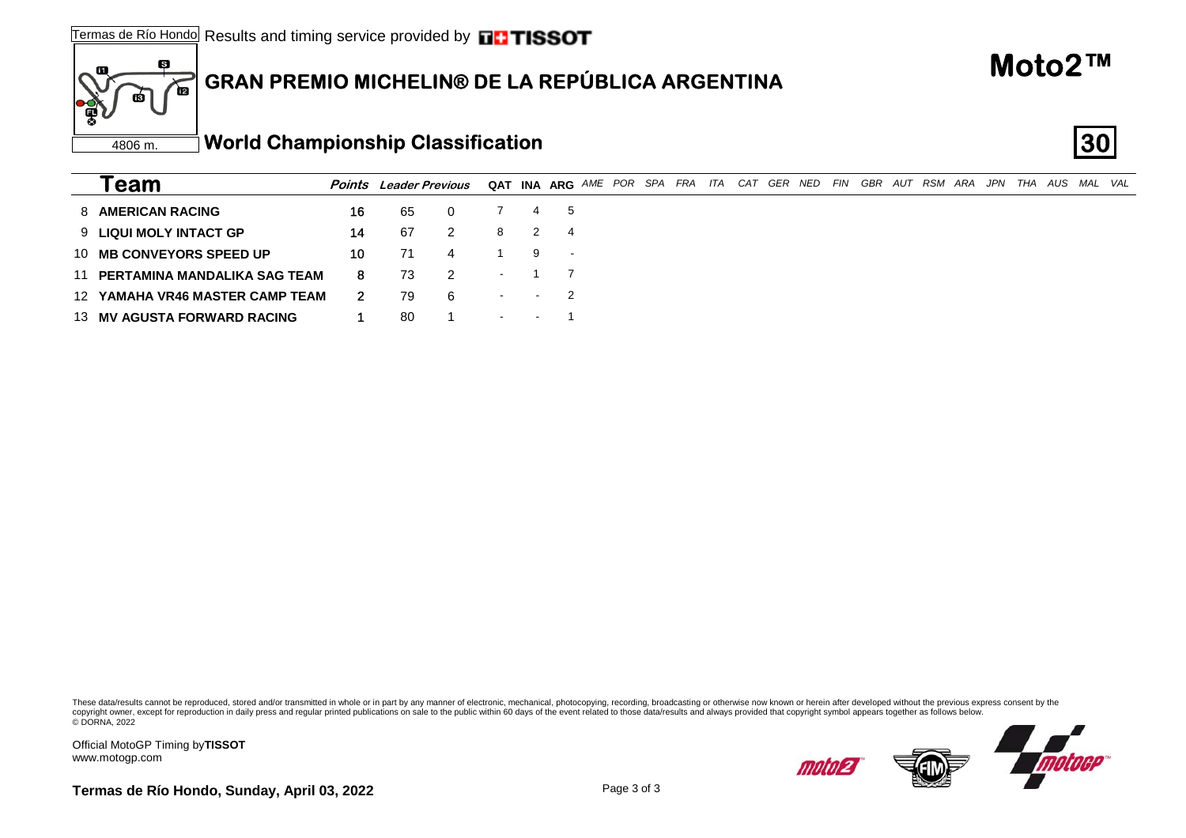Termas de Río Hondo Results and timing service provided by TISSOT

# GRAN PREMIO MICHELIN® DE LA REPÚBLICA ARGENTINA

**Moto2™**

4806 m.

## World Championship Classification

**30**

| | Team | Points | Leader | Previous | QAT | INA | ARG | AME | POR | SPA | FRA | ITA | CAT | GER | NED | FIN | GBR | AUT | RSM | ARA | JPN | THA | AUS | MAL | VAL |
|---|---|---|---|---|---|---|---|---|---|---|---|---|---|---|---|---|---|---|---|---|---|---|---|---|---|
| 8 | **AMERICAN RACING** | **16** | 65 | 0 | 7 | 4 | 5 | | | | | | | | | | | | | | | | | | |
| 9 | **LIQUI MOLY INTACT GP** | **14** | 67 | 2 | 8 | 2 | 4 | | | | | | | | | | | | | | | | | | |
| 10 | **MB CONVEYORS SPEED UP** | **10** | 71 | 4 | 1 | 9 | - | | | | | | | | | | | | | | | | | | |
| 11 | **PERTAMINA MANDALIKA SAG TEAM** | **8** | 73 | 2 | - | 1 | 7 | | | | | | | | | | | | | | | | | | |
| 12 | **YAMAHA VR46 MASTER CAMP TEAM** | **2** | 79 | 6 | - | - | 2 | | | | | | | | | | | | | | | | | | |
| 13 | **MV AGUSTA FORWARD RACING** | **1** | 80 | 1 | - | - | 1 | | | | | | | | | | | | | | | | | | |

These data/results cannot be reproduced, stored and/or transmitted in whole or in part by any manner of electronic, mechanical, photocopying, recording, broadcasting or otherwise now known or herein after developed without the previous express consent by the copyright owner, except for reproduction in daily press and regular printed publications on sale to the public within 60 days of the event related to those data/results and always provided that copyright symbol appears together as follows below.
© DORNA, 2022

Official MotoGP Timing by **TISSOT**
www.motogp.com

**Termas de Río Hondo, Sunday, April 03, 2022**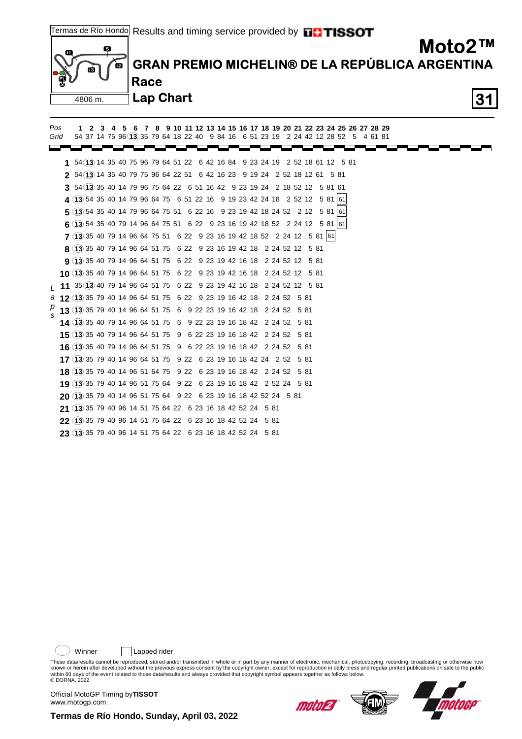Termas de Río Hondo

Results and timing service provided by TISSOT

# Moto2™

## GRAN PREMIO MICHELIN® DE LA REPÚBLICA ARGENTINA

### Race

### Lap Chart

4806 m.

| Pos | 1 | 2 | 3 | 4 | 5 | 6 | 7 | 8 | 9 | 10 | 11 | 12 | 13 | 14 | 15 | 16 | 17 | 18 | 19 | 20 | 21 | 22 | 23 | 24 | 25 | 26 | 27 | 28 | 29 |
|---|---|---|---|---|---|---|---|---|---|---|---|---|---|---|---|---|---|---|---|---|---|---|---|---|---|---|---|---|---|
| Grid | 54 | 37 | 14 | 75 | 96 | 13 | 35 | 79 | 64 | 18 | 22 | 40 | 9 | 84 | 16 | 6 | 51 | 23 | 19 | 2 | 24 | 42 | 12 | 28 | 52 | 5 | 4 | 61 | 81 |

| Laps | | | | | | | | | | | | | | | | | | | | | | | | | | | |
|---|---|---|---|---|---|---|---|---|---|---|---|---|---|---|---|---|---|---|---|---|---|---|---|---|---|---|---|
| 1 | 54 | 13 | 14 | 35 | 40 | 75 | 96 | 79 | 64 | 51 | 22 | 6 | 42 | 16 | 84 | 9 | 23 | 24 | 19 | 2 | 52 | 18 | 61 | 12 | 5 | 81 | |
| 2 | 54 | 13 | 14 | 35 | 40 | 79 | 75 | 96 | 64 | 22 | 51 | 6 | 42 | 16 | 23 | 9 | 19 | 24 | 2 | 52 | 18 | 12 | 61 | 5 | 81 | | |
| 3 | 54 | 13 | 35 | 40 | 14 | 79 | 96 | 75 | 64 | 22 | 6 | 51 | 16 | 42 | 9 | 23 | 19 | 24 | 2 | 18 | 52 | 12 | 5 | 81 | 61 | | |
| 4 | 13 | 54 | 35 | 40 | 14 | 79 | 96 | 64 | 75 | 6 | 51 | 22 | 16 | 9 | 19 | 23 | 42 | 24 | 18 | 2 | 52 | 12 | 5 | 81 | 61 | | |
| 5 | 13 | 54 | 35 | 40 | 14 | 79 | 96 | 64 | 75 | 51 | 6 | 22 | 16 | 9 | 23 | 19 | 42 | 18 | 24 | 52 | 2 | 12 | 5 | 81 | 61 | | |
| 6 | 13 | 54 | 35 | 40 | 79 | 14 | 96 | 64 | 75 | 51 | 6 | 22 | 9 | 23 | 16 | 19 | 42 | 18 | 52 | 2 | 24 | 12 | 5 | 81 | 61 | | |
| 7 | 13 | 35 | 40 | 79 | 14 | 96 | 64 | 75 | 51 | 6 | 22 | 9 | 23 | 16 | 19 | 42 | 18 | 52 | 2 | 24 | 12 | 5 | 81 | 61 | | | |
| 8 | 13 | 35 | 40 | 79 | 14 | 96 | 64 | 51 | 75 | 6 | 22 | 9 | 23 | 16 | 19 | 42 | 18 | 2 | 24 | 52 | 12 | 5 | 81 | | | | |
| 9 | 13 | 35 | 40 | 79 | 14 | 96 | 64 | 51 | 75 | 6 | 22 | 9 | 23 | 19 | 42 | 16 | 18 | 2 | 24 | 52 | 12 | 5 | 81 | | | | |
| 10 | 13 | 35 | 40 | 79 | 14 | 96 | 64 | 51 | 75 | 6 | 22 | 9 | 23 | 19 | 42 | 16 | 18 | 2 | 24 | 52 | 12 | 5 | 81 | | | | |
| 11 | 35 | 13 | 40 | 79 | 14 | 96 | 64 | 51 | 75 | 6 | 22 | 9 | 23 | 19 | 42 | 16 | 18 | 2 | 24 | 52 | 12 | 5 | 81 | | | | |
| 12 | 13 | 35 | 79 | 40 | 14 | 96 | 64 | 51 | 75 | 6 | 22 | 9 | 23 | 19 | 16 | 42 | 18 | 2 | 24 | 52 | 5 | 81 | | | | | |
| 13 | 13 | 35 | 79 | 40 | 14 | 96 | 64 | 51 | 75 | 6 | 9 | 22 | 23 | 19 | 16 | 42 | 18 | 2 | 24 | 52 | 5 | 81 | | | | | |
| 14 | 13 | 35 | 40 | 79 | 14 | 96 | 64 | 51 | 75 | 6 | 9 | 22 | 23 | 19 | 16 | 18 | 42 | 2 | 24 | 52 | 5 | 81 | | | | | |
| 15 | 13 | 35 | 40 | 79 | 14 | 96 | 64 | 51 | 75 | 9 | 6 | 22 | 23 | 19 | 16 | 18 | 42 | 2 | 24 | 52 | 5 | 81 | | | | | |
| 16 | 13 | 35 | 40 | 79 | 14 | 96 | 64 | 51 | 75 | 9 | 6 | 22 | 23 | 19 | 16 | 18 | 42 | 2 | 24 | 52 | 5 | 81 | | | | | |
| 17 | 13 | 35 | 79 | 40 | 14 | 96 | 64 | 51 | 75 | 9 | 22 | 6 | 23 | 19 | 16 | 18 | 42 | 24 | 2 | 52 | 5 | 81 | | | | | |
| 18 | 13 | 35 | 79 | 40 | 14 | 96 | 51 | 64 | 75 | 9 | 22 | 6 | 23 | 19 | 16 | 18 | 42 | 2 | 24 | 52 | 5 | 81 | | | | | |
| 19 | 13 | 35 | 79 | 40 | 14 | 96 | 51 | 75 | 64 | 9 | 22 | 6 | 23 | 19 | 16 | 18 | 42 | 2 | 52 | 24 | 5 | 81 | | | | | |
| 20 | 13 | 35 | 79 | 40 | 14 | 96 | 51 | 75 | 64 | 9 | 22 | 6 | 23 | 19 | 16 | 18 | 42 | 52 | 24 | 5 | 81 | | | | | | |
| 21 | 13 | 35 | 79 | 40 | 96 | 14 | 51 | 75 | 64 | 22 | 6 | 23 | 16 | 18 | 42 | 52 | 24 | 5 | 81 | | | | | | | | |
| 22 | 13 | 35 | 79 | 40 | 96 | 14 | 51 | 75 | 64 | 22 | 6 | 23 | 16 | 18 | 42 | 52 | 24 | 5 | 81 | | | | | | | | |
| 23 | 13 | 35 | 79 | 40 | 96 | 14 | 51 | 75 | 64 | 22 | 6 | 23 | 16 | 18 | 42 | 52 | 24 | 5 | 81 | | | | | | | | |

Winner (circled) — Lapped rider (boxed: 61 on laps 4–7)

These data/results cannot be reproduced, stored and/or transmitted in whole or in part by any manner of electronic, mechanical, photocopying, recording, broadcasting or otherwise now known or herein after developed without the previous express consent by the copyright owner, except for reproduction in daily press and regular printed publications on sale to the public within 60 days of the event related to those data/results and always provided that copyright symbol appears together as follows below.
© DORNA, 2022

Official MotoGP Timing by **TISSOT**
www.motogp.com

**Termas de Río Hondo, Sunday, April 03, 2022**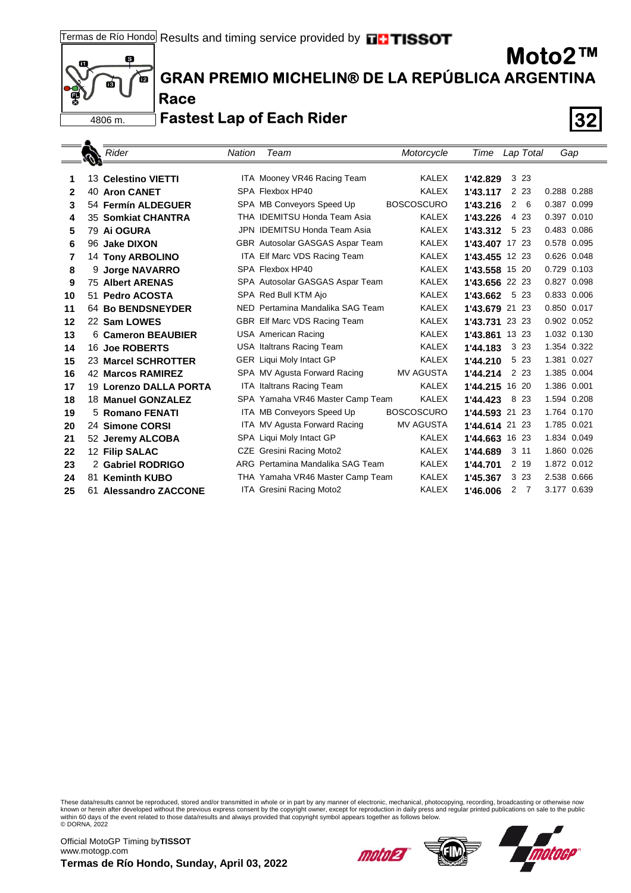Termas de Río Hondo Results and timing service provided by TISSOT

# Moto2™

## GRAN PREMIO MICHELIN® DE LA REPÚBLICA ARGENTINA

### Race

### Fastest Lap of Each Rider

4806 m.

32

| | | Rider | Nation | Team | Motorcycle | Time | Lap | Total | Gap | |
|---|---|---|---|---|---|---|---|---|---|---|
| 1 | 13 | **Celestino VIETTI** | ITA | Mooney VR46 Racing Team | KALEX | **1'42.829** | 3 | 23 | | |
| 2 | 40 | **Aron CANET** | SPA | Flexbox HP40 | KALEX | **1'43.117** | 2 | 23 | 0.288 | 0.288 |
| 3 | 54 | **Fermín ALDEGUER** | SPA | MB Conveyors Speed Up | BOSCOSCURO | **1'43.216** | 2 | 6 | 0.387 | 0.099 |
| 4 | 35 | **Somkiat CHANTRA** | THA | IDEMITSU Honda Team Asia | KALEX | **1'43.226** | 4 | 23 | 0.397 | 0.010 |
| 5 | 79 | **Ai OGURA** | JPN | IDEMITSU Honda Team Asia | KALEX | **1'43.312** | 5 | 23 | 0.483 | 0.086 |
| 6 | 96 | **Jake DIXON** | GBR | Autosolar GASGAS Aspar Team | KALEX | **1'43.407** | 17 | 23 | 0.578 | 0.095 |
| 7 | 14 | **Tony ARBOLINO** | ITA | Elf Marc VDS Racing Team | KALEX | **1'43.455** | 12 | 23 | 0.626 | 0.048 |
| 8 | 9 | **Jorge NAVARRO** | SPA | Flexbox HP40 | KALEX | **1'43.558** | 15 | 20 | 0.729 | 0.103 |
| 9 | 75 | **Albert ARENAS** | SPA | Autosolar GASGAS Aspar Team | KALEX | **1'43.656** | 22 | 23 | 0.827 | 0.098 |
| 10 | 51 | **Pedro ACOSTA** | SPA | Red Bull KTM Ajo | KALEX | **1'43.662** | 5 | 23 | 0.833 | 0.006 |
| 11 | 64 | **Bo BENDSNEYDER** | NED | Pertamina Mandalika SAG Team | KALEX | **1'43.679** | 21 | 23 | 0.850 | 0.017 |
| 12 | 22 | **Sam LOWES** | GBR | Elf Marc VDS Racing Team | KALEX | **1'43.731** | 23 | 23 | 0.902 | 0.052 |
| 13 | 6 | **Cameron BEAUBIER** | USA | American Racing | KALEX | **1'43.861** | 13 | 23 | 1.032 | 0.130 |
| 14 | 16 | **Joe ROBERTS** | USA | Italtrans Racing Team | KALEX | **1'44.183** | 3 | 23 | 1.354 | 0.322 |
| 15 | 23 | **Marcel SCHROTTER** | GER | Liqui Moly Intact GP | KALEX | **1'44.210** | 5 | 23 | 1.381 | 0.027 |
| 16 | 42 | **Marcos RAMIREZ** | SPA | MV Agusta Forward Racing | MV AGUSTA | **1'44.214** | 2 | 23 | 1.385 | 0.004 |
| 17 | 19 | **Lorenzo DALLA PORTA** | ITA | Italtrans Racing Team | KALEX | **1'44.215** | 16 | 20 | 1.386 | 0.001 |
| 18 | 18 | **Manuel GONZALEZ** | SPA | Yamaha VR46 Master Camp Team | KALEX | **1'44.423** | 8 | 23 | 1.594 | 0.208 |
| 19 | 5 | **Romano FENATI** | ITA | MB Conveyors Speed Up | BOSCOSCURO | **1'44.593** | 21 | 23 | 1.764 | 0.170 |
| 20 | 24 | **Simone CORSI** | ITA | MV Agusta Forward Racing | MV AGUSTA | **1'44.614** | 21 | 23 | 1.785 | 0.021 |
| 21 | 52 | **Jeremy ALCOBA** | SPA | Liqui Moly Intact GP | KALEX | **1'44.663** | 16 | 23 | 1.834 | 0.049 |
| 22 | 12 | **Filip SALAC** | CZE | Gresini Racing Moto2 | KALEX | **1'44.689** | 3 | 11 | 1.860 | 0.026 |
| 23 | 2 | **Gabriel RODRIGO** | ARG | Pertamina Mandalika SAG Team | KALEX | **1'44.701** | 2 | 19 | 1.872 | 0.012 |
| 24 | 81 | **Keminth KUBO** | THA | Yamaha VR46 Master Camp Team | KALEX | **1'45.367** | 3 | 23 | 2.538 | 0.666 |
| 25 | 61 | **Alessandro ZACCONE** | ITA | Gresini Racing Moto2 | KALEX | **1'46.006** | 2 | 7 | 3.177 | 0.639 |

These data/results cannot be reproduced, stored and/or transmitted in whole or in part by any manner of electronic, mechanical, photocopying, recording, broadcasting or otherwise now known or herein after developed without the previous express consent by the copyright owner, except for reproduction in daily press and regular printed publications on sale to the public within 60 days of the event related to those data/results and always provided that copyright symbol appears together as follows below.
© DORNA, 2022

Official MotoGP Timing by **TISSOT**
www.motogp.com
**Termas de Río Hondo, Sunday, April 03, 2022**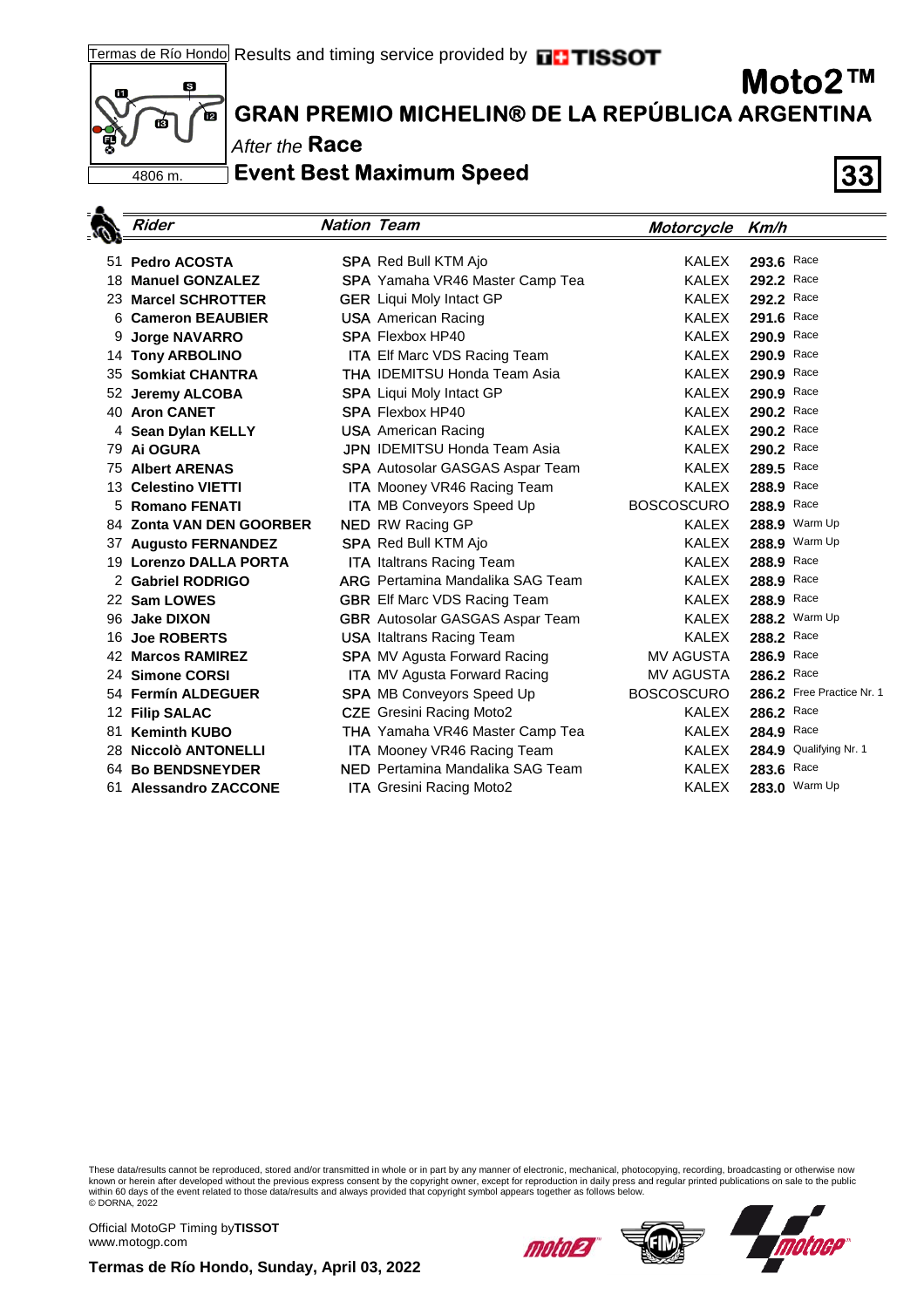Termas de Río Hondo Results and timing service provided by TISSOT

# Moto2™

## GRAN PREMIO MICHELIN® DE LA REPÚBLICA ARGENTINA

*After the* **Race**

### Event Best Maximum Speed

4806 m.

| | Rider | Nation | Team | Motorcycle | Km/h | |
|---|---|---|---|---|---|---|
| 51 | **Pedro ACOSTA** | **SPA** | Red Bull KTM Ajo | KALEX | **293.6** | Race |
| 18 | **Manuel GONZALEZ** | **SPA** | Yamaha VR46 Master Camp Tea | KALEX | **292.2** | Race |
| 23 | **Marcel SCHROTTER** | **GER** | Liqui Moly Intact GP | KALEX | **292.2** | Race |
| 6 | **Cameron BEAUBIER** | **USA** | American Racing | KALEX | **291.6** | Race |
| 9 | **Jorge NAVARRO** | **SPA** | Flexbox HP40 | KALEX | **290.9** | Race |
| 14 | **Tony ARBOLINO** | **ITA** | Elf Marc VDS Racing Team | KALEX | **290.9** | Race |
| 35 | **Somkiat CHANTRA** | **THA** | IDEMITSU Honda Team Asia | KALEX | **290.9** | Race |
| 52 | **Jeremy ALCOBA** | **SPA** | Liqui Moly Intact GP | KALEX | **290.9** | Race |
| 40 | **Aron CANET** | **SPA** | Flexbox HP40 | KALEX | **290.2** | Race |
| 4 | **Sean Dylan KELLY** | **USA** | American Racing | KALEX | **290.2** | Race |
| 79 | **Ai OGURA** | **JPN** | IDEMITSU Honda Team Asia | KALEX | **290.2** | Race |
| 75 | **Albert ARENAS** | **SPA** | Autosolar GASGAS Aspar Team | KALEX | **289.5** | Race |
| 13 | **Celestino VIETTI** | **ITA** | Mooney VR46 Racing Team | KALEX | **288.9** | Race |
| 5 | **Romano FENATI** | **ITA** | MB Conveyors Speed Up | BOSCOSCURO | **288.9** | Race |
| 84 | **Zonta VAN DEN GOORBER** | **NED** | RW Racing GP | KALEX | **288.9** | Warm Up |
| 37 | **Augusto FERNANDEZ** | **SPA** | Red Bull KTM Ajo | KALEX | **288.9** | Warm Up |
| 19 | **Lorenzo DALLA PORTA** | **ITA** | Italtrans Racing Team | KALEX | **288.9** | Race |
| 2 | **Gabriel RODRIGO** | **ARG** | Pertamina Mandalika SAG Team | KALEX | **288.9** | Race |
| 22 | **Sam LOWES** | **GBR** | Elf Marc VDS Racing Team | KALEX | **288.9** | Race |
| 96 | **Jake DIXON** | **GBR** | Autosolar GASGAS Aspar Team | KALEX | **288.2** | Warm Up |
| 16 | **Joe ROBERTS** | **USA** | Italtrans Racing Team | KALEX | **288.2** | Race |
| 42 | **Marcos RAMIREZ** | **SPA** | MV Agusta Forward Racing | MV AGUSTA | **286.9** | Race |
| 24 | **Simone CORSI** | **ITA** | MV Agusta Forward Racing | MV AGUSTA | **286.2** | Race |
| 54 | **Fermín ALDEGUER** | **SPA** | MB Conveyors Speed Up | BOSCOSCURO | **286.2** | Free Practice Nr. 1 |
| 12 | **Filip SALAC** | **CZE** | Gresini Racing Moto2 | KALEX | **286.2** | Race |
| 81 | **Keminth KUBO** | **THA** | Yamaha VR46 Master Camp Tea | KALEX | **284.9** | Race |
| 28 | **Niccolò ANTONELLI** | **ITA** | Mooney VR46 Racing Team | KALEX | **284.9** | Qualifying Nr. 1 |
| 64 | **Bo BENDSNEYDER** | **NED** | Pertamina Mandalika SAG Team | KALEX | **283.6** | Race |
| 61 | **Alessandro ZACCONE** | **ITA** | Gresini Racing Moto2 | KALEX | **283.0** | Warm Up |

These data/results cannot be reproduced, stored and/or transmitted in whole or in part by any manner of electronic, mechanical, photocopying, recording, broadcasting or otherwise now known or herein after developed without the previous express consent by the copyright owner, except for reproduction in daily press and regular printed publications on sale to the public within 60 days of the event related to those data/results and always provided that copyright symbol appears together as follows below.
© DORNA, 2022

Official MotoGP Timing by **TISSOT**
www.motogp.com

**Termas de Río Hondo, Sunday, April 03, 2022**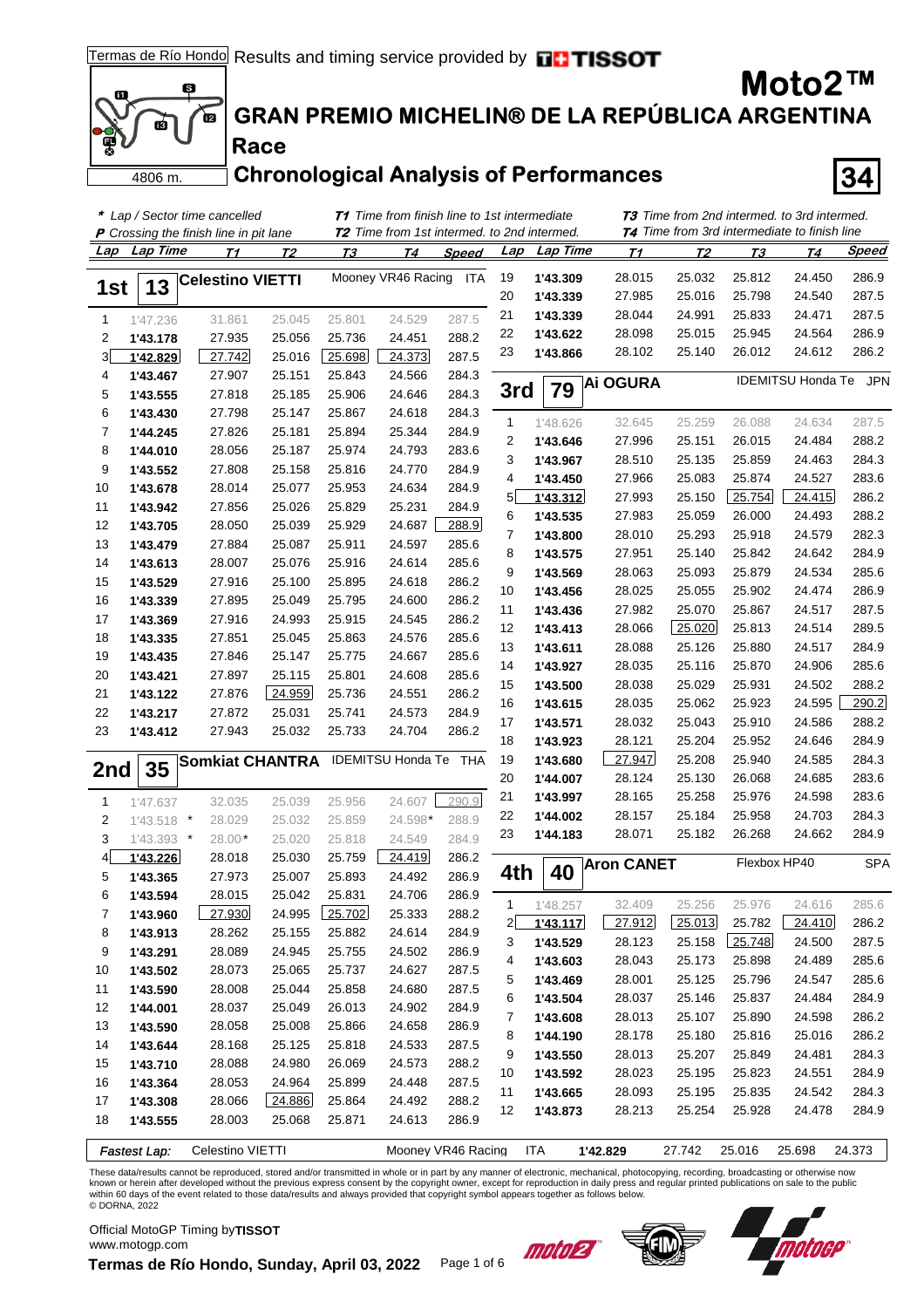Termas de Río Hondo Results and timing service provided by TISSOT

# Moto2™

## GRAN PREMIO MICHELIN® DE LA REPÚBLICA ARGENTINA

### Race

### Chronological Analysis of Performances

4806 m.

34

*\* Lap / Sector time cancelled*
*P Crossing the finish line in pit lane*
*T1 Time from finish line to 1st intermediate*
*T2 Time from 1st intermed. to 2nd intermed.*
*T3 Time from 2nd intermed. to 3rd intermed.*
*T4 Time from 3rd intermediate to finish line*

**1st | 13 | Celestino VIETTI | Mooney VR46 Racing | ITA**

| Lap | Lap Time | T1 | T2 | T3 | T4 | Speed |
|---|---|---|---|---|---|---|
| 1 | 1'47.236 | 31.861 | 25.045 | 25.801 | 24.529 | 287.5 |
| 2 | 1'43.178 | 27.935 | 25.056 | 25.736 | 24.451 | 288.2 |
| 3 | 1'42.829 | 27.742 | 25.016 | 25.698 | 24.373 | 287.5 |
| 4 | 1'43.467 | 27.907 | 25.151 | 25.843 | 24.566 | 284.3 |
| 5 | 1'43.555 | 27.818 | 25.185 | 25.906 | 24.646 | 284.3 |
| 6 | 1'43.430 | 27.798 | 25.147 | 25.867 | 24.618 | 284.3 |
| 7 | 1'44.245 | 27.826 | 25.181 | 25.894 | 25.344 | 284.9 |
| 8 | 1'44.010 | 28.056 | 25.187 | 25.974 | 24.793 | 283.6 |
| 9 | 1'43.552 | 27.808 | 25.158 | 25.816 | 24.770 | 284.9 |
| 10 | 1'43.678 | 28.014 | 25.077 | 25.953 | 24.634 | 284.9 |
| 11 | 1'43.942 | 27.856 | 25.026 | 25.829 | 25.231 | 284.9 |
| 12 | 1'43.705 | 28.050 | 25.039 | 25.929 | 24.687 | 288.9 |
| 13 | 1'43.479 | 27.884 | 25.087 | 25.911 | 24.597 | 285.6 |
| 14 | 1'43.613 | 28.007 | 25.076 | 25.916 | 24.614 | 285.6 |
| 15 | 1'43.529 | 27.916 | 25.100 | 25.895 | 24.618 | 286.2 |
| 16 | 1'43.339 | 27.895 | 25.049 | 25.795 | 24.600 | 286.2 |
| 17 | 1'43.369 | 27.916 | 24.993 | 25.915 | 24.545 | 286.2 |
| 18 | 1'43.335 | 27.851 | 25.045 | 25.863 | 24.576 | 285.6 |
| 19 | 1'43.435 | 27.846 | 25.147 | 25.775 | 24.667 | 285.6 |
| 20 | 1'43.421 | 27.897 | 25.115 | 25.801 | 24.608 | 285.6 |
| 21 | 1'43.122 | 27.876 | 24.959 | 25.736 | 24.551 | 286.2 |
| 22 | 1'43.217 | 27.872 | 25.031 | 25.741 | 24.573 | 284.9 |
| 23 | 1'43.412 | 27.943 | 25.032 | 25.733 | 24.704 | 286.2 |

**2nd | 35 | Somkiat CHANTRA | IDEMITSU Honda Te | THA**

| Lap | Lap Time | T1 | T2 | T3 | T4 | Speed |
|---|---|---|---|---|---|---|
| 1 | 1'47.637 | 32.035 | 25.039 | 25.956 | 24.607 | 290.9 |
| 2 | 1'43.518 * | 28.029 | 25.032 | 25.859 | 24.598* | 288.9 |
| 3 | 1'43.393 * | 28.00* | 25.020 | 25.818 | 24.549 | 284.9 |
| 4 | 1'43.226 | 28.018 | 25.030 | 25.759 | 24.419 | 286.2 |
| 5 | 1'43.365 | 27.973 | 25.007 | 25.893 | 24.492 | 286.9 |
| 6 | 1'43.594 | 28.015 | 25.042 | 25.831 | 24.706 | 286.9 |
| 7 | 1'43.960 | 27.930 | 24.995 | 25.702 | 25.333 | 288.2 |
| 8 | 1'43.913 | 28.262 | 25.155 | 25.882 | 24.614 | 284.9 |
| 9 | 1'43.291 | 28.089 | 24.945 | 25.755 | 24.502 | 286.9 |
| 10 | 1'43.502 | 28.073 | 25.065 | 25.737 | 24.627 | 287.5 |
| 11 | 1'43.590 | 28.008 | 25.044 | 25.858 | 24.680 | 287.5 |
| 12 | 1'44.001 | 28.037 | 25.049 | 26.013 | 24.902 | 284.9 |
| 13 | 1'43.590 | 28.058 | 25.008 | 25.866 | 24.658 | 286.9 |
| 14 | 1'43.644 | 28.168 | 25.125 | 25.818 | 24.533 | 287.5 |
| 15 | 1'43.710 | 28.088 | 24.980 | 26.069 | 24.573 | 288.2 |
| 16 | 1'43.364 | 28.053 | 24.964 | 25.899 | 24.448 | 287.5 |
| 17 | 1'43.308 | 28.066 | 24.886 | 25.864 | 24.492 | 288.2 |
| 18 | 1'43.555 | 28.003 | 25.068 | 25.871 | 24.613 | 286.9 |
| 19 | 1'43.309 | 28.015 | 25.032 | 25.812 | 24.450 | 286.9 |
| 20 | 1'43.339 | 27.985 | 25.016 | 25.798 | 24.540 | 287.5 |
| 21 | 1'43.339 | 28.044 | 24.991 | 25.833 | 24.471 | 287.5 |
| 22 | 1'43.622 | 28.098 | 25.015 | 25.945 | 24.564 | 286.9 |
| 23 | 1'43.866 | 28.102 | 25.140 | 26.012 | 24.612 | 286.2 |

**3rd | 79 | Ai OGURA | IDEMITSU Honda Te | JPN**

| Lap | Lap Time | T1 | T2 | T3 | T4 | Speed |
|---|---|---|---|---|---|---|
| 1 | 1'48.626 | 32.645 | 25.259 | 26.088 | 24.634 | 287.5 |
| 2 | 1'43.646 | 27.996 | 25.151 | 26.015 | 24.484 | 288.2 |
| 3 | 1'43.967 | 28.510 | 25.135 | 25.859 | 24.463 | 284.3 |
| 4 | 1'43.450 | 27.966 | 25.083 | 25.874 | 24.527 | 283.6 |
| 5 | 1'43.312 | 27.993 | 25.150 | 25.754 | 24.415 | 286.2 |
| 6 | 1'43.535 | 27.983 | 25.059 | 26.000 | 24.493 | 288.2 |
| 7 | 1'43.800 | 28.010 | 25.293 | 25.918 | 24.579 | 282.3 |
| 8 | 1'43.575 | 27.951 | 25.140 | 25.842 | 24.642 | 284.9 |
| 9 | 1'43.569 | 28.063 | 25.093 | 25.879 | 24.534 | 285.6 |
| 10 | 1'43.456 | 28.025 | 25.055 | 25.902 | 24.474 | 286.9 |
| 11 | 1'43.436 | 27.982 | 25.070 | 25.867 | 24.517 | 287.5 |
| 12 | 1'43.413 | 28.066 | 25.020 | 25.813 | 24.514 | 289.5 |
| 13 | 1'43.611 | 28.088 | 25.126 | 25.880 | 24.517 | 284.9 |
| 14 | 1'43.927 | 28.035 | 25.116 | 25.870 | 24.906 | 285.6 |
| 15 | 1'43.500 | 28.038 | 25.029 | 25.931 | 24.502 | 288.2 |
| 16 | 1'43.615 | 28.035 | 25.062 | 25.923 | 24.595 | 290.2 |
| 17 | 1'43.571 | 28.032 | 25.043 | 25.910 | 24.586 | 288.2 |
| 18 | 1'43.923 | 28.121 | 25.204 | 25.952 | 24.646 | 284.9 |
| 19 | 1'43.680 | 27.947 | 25.208 | 25.940 | 24.585 | 284.3 |
| 20 | 1'44.007 | 28.124 | 25.130 | 26.068 | 24.685 | 283.6 |
| 21 | 1'43.997 | 28.165 | 25.258 | 25.976 | 24.598 | 283.6 |
| 22 | 1'44.002 | 28.157 | 25.184 | 25.958 | 24.703 | 284.3 |
| 23 | 1'44.183 | 28.071 | 25.182 | 26.268 | 24.662 | 284.9 |

**4th | 40 | Aron CANET | Flexbox HP40 | SPA**

| Lap | Lap Time | T1 | T2 | T3 | T4 | Speed |
|---|---|---|---|---|---|---|
| 1 | 1'48.257 | 32.409 | 25.256 | 25.976 | 24.616 | 285.6 |
| 2 | 1'43.117 | 27.912 | 25.013 | 25.782 | 24.410 | 286.2 |
| 3 | 1'43.529 | 28.123 | 25.158 | 25.748 | 24.500 | 287.5 |
| 4 | 1'43.603 | 28.043 | 25.173 | 25.898 | 24.489 | 285.6 |
| 5 | 1'43.469 | 28.001 | 25.125 | 25.796 | 24.547 | 285.6 |
| 6 | 1'43.504 | 28.037 | 25.146 | 25.837 | 24.484 | 284.9 |
| 7 | 1'43.608 | 28.013 | 25.107 | 25.890 | 24.598 | 286.2 |
| 8 | 1'44.190 | 28.178 | 25.180 | 25.816 | 25.016 | 286.2 |
| 9 | 1'43.550 | 28.013 | 25.207 | 25.849 | 24.481 | 284.3 |
| 10 | 1'43.592 | 28.023 | 25.195 | 25.823 | 24.551 | 284.9 |
| 11 | 1'43.665 | 28.093 | 25.195 | 25.835 | 24.542 | 284.3 |
| 12 | 1'43.873 | 28.213 | 25.254 | 25.928 | 24.478 | 284.9 |

| *Fastest Lap:* | Celestino VIETTI | Mooney VR46 Racing | ITA | 1'42.829 | 27.742 | 25.016 | 25.698 | 24.373 |
|---|---|---|---|---|---|---|---|---|

These data/results cannot be reproduced, stored and/or transmitted in whole or in part by any manner of electronic, mechanical, photocopying, recording, broadcasting or otherwise now known or herein after developed without the previous express consent by the copyright owner, except for reproduction in daily press and regular printed publications on sale to the public within 60 days of the event related to those data/results and always provided that copyright symbol appears together as follows below.
© DORNA, 2022

Official MotoGP Timing by TISSOT
www.motogp.com

Termas de Río Hondo, Sunday, April 03, 2022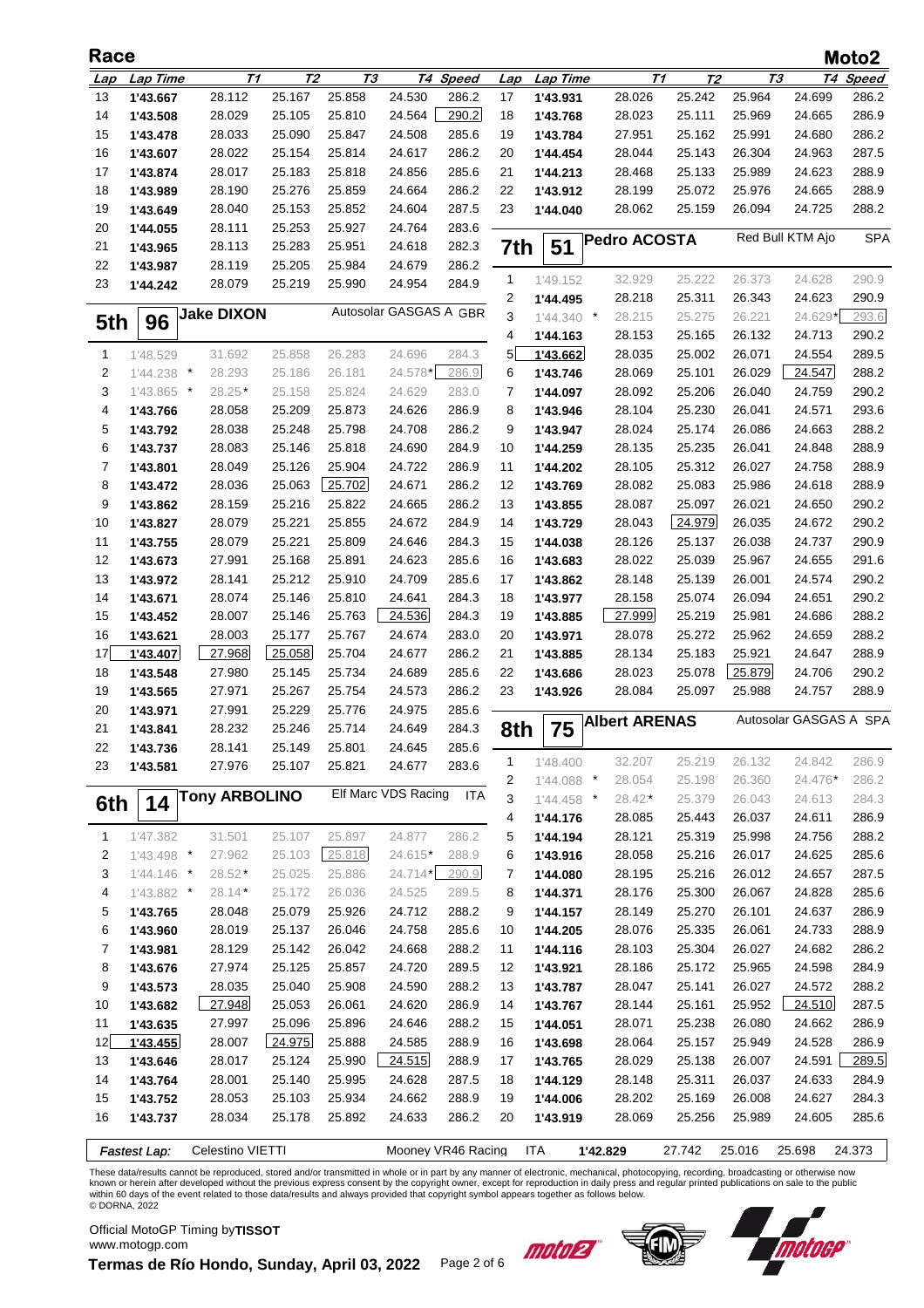# Race — Moto2

| Lap | Lap Time | T1 | T2 | T3 | T4 | Speed |
|---|---|---|---|---|---|---|
| 13 | 1'43.667 | 28.112 | 25.167 | 25.858 | 24.530 | 286.2 |
| 14 | 1'43.508 | 28.029 | 25.105 | 25.810 | 24.564 | 290.2 |
| 15 | 1'43.478 | 28.033 | 25.090 | 25.847 | 24.508 | 285.6 |
| 16 | 1'43.607 | 28.022 | 25.154 | 25.814 | 24.617 | 286.2 |
| 17 | 1'43.874 | 28.017 | 25.183 | 25.818 | 24.856 | 285.6 |
| 18 | 1'43.989 | 28.190 | 25.276 | 25.859 | 24.664 | 286.2 |
| 19 | 1'43.649 | 28.040 | 25.153 | 25.852 | 24.604 | 287.5 |
| 20 | 1'44.055 | 28.111 | 25.253 | 25.927 | 24.764 | 283.6 |
| 21 | 1'43.965 | 28.113 | 25.283 | 25.951 | 24.618 | 282.3 |
| 22 | 1'43.987 | 28.119 | 25.205 | 25.984 | 24.679 | 286.2 |
| 23 | 1'44.242 | 28.079 | 25.219 | 25.990 | 24.954 | 284.9 |

## 5th 96 Jake DIXON — Autosolar GASGAS A GBR

| Lap | Lap Time | T1 | T2 | T3 | T4 | Speed |
|---|---|---|---|---|---|---|
| 1 | 1'48.529 | 31.692 | 25.858 | 26.283 | 24.696 | 284.3 |
| 2 | 1'44.238 * | 28.293 | 25.186 | 26.181 | 24.578* | 286.9 |
| 3 | 1'43.865 * | 28.25* | 25.158 | 25.824 | 24.629 | 283.0 |
| 4 | 1'43.766 | 28.058 | 25.209 | 25.873 | 24.626 | 286.9 |
| 5 | 1'43.792 | 28.038 | 25.248 | 25.798 | 24.708 | 286.2 |
| 6 | 1'43.737 | 28.083 | 25.146 | 25.818 | 24.690 | 284.9 |
| 7 | 1'43.801 | 28.049 | 25.126 | 25.904 | 24.722 | 286.9 |
| 8 | 1'43.472 | 28.036 | 25.063 | 25.702 | 24.671 | 286.2 |
| 9 | 1'43.862 | 28.159 | 25.216 | 25.822 | 24.665 | 286.2 |
| 10 | 1'43.827 | 28.079 | 25.221 | 25.855 | 24.672 | 284.9 |
| 11 | 1'43.755 | 28.079 | 25.221 | 25.809 | 24.646 | 284.3 |
| 12 | 1'43.673 | 27.991 | 25.168 | 25.891 | 24.623 | 285.6 |
| 13 | 1'43.972 | 28.141 | 25.212 | 25.910 | 24.709 | 285.6 |
| 14 | 1'43.671 | 28.074 | 25.146 | 25.810 | 24.641 | 284.3 |
| 15 | 1'43.452 | 28.007 | 25.146 | 25.763 | 24.536 | 284.3 |
| 16 | 1'43.621 | 28.003 | 25.177 | 25.767 | 24.674 | 283.0 |
| 17 | 1'43.407 | 27.968 | 25.058 | 25.704 | 24.677 | 286.2 |
| 18 | 1'43.548 | 27.980 | 25.145 | 25.734 | 24.689 | 285.6 |
| 19 | 1'43.565 | 27.971 | 25.267 | 25.754 | 24.573 | 286.2 |
| 20 | 1'43.971 | 27.991 | 25.229 | 25.776 | 24.975 | 285.6 |
| 21 | 1'43.841 | 28.232 | 25.246 | 25.714 | 24.649 | 284.3 |
| 22 | 1'43.736 | 28.141 | 25.149 | 25.801 | 24.645 | 285.6 |
| 23 | 1'43.581 | 27.976 | 25.107 | 25.821 | 24.677 | 283.6 |

## 6th 14 Tony ARBOLINO — Elf Marc VDS Racing ITA

| Lap | Lap Time | T1 | T2 | T3 | T4 | Speed |
|---|---|---|---|---|---|---|
| 1 | 1'47.382 | 31.501 | 25.107 | 25.897 | 24.877 | 286.2 |
| 2 | 1'43.498 * | 27.962 | 25.103 | 25.818 | 24.615* | 288.9 |
| 3 | 1'44.146 * | 28.52* | 25.025 | 25.886 | 24.714* | 290.9 |
| 4 | 1'43.882 * | 28.14* | 25.172 | 26.036 | 24.525 | 289.5 |
| 5 | 1'43.765 | 28.048 | 25.079 | 25.926 | 24.712 | 288.2 |
| 6 | 1'43.960 | 28.019 | 25.137 | 26.046 | 24.758 | 285.6 |
| 7 | 1'43.981 | 28.129 | 25.142 | 26.042 | 24.668 | 288.2 |
| 8 | 1'43.676 | 27.974 | 25.125 | 25.857 | 24.720 | 289.5 |
| 9 | 1'43.573 | 28.035 | 25.040 | 25.908 | 24.590 | 288.2 |
| 10 | 1'43.682 | 27.948 | 25.053 | 26.061 | 24.620 | 286.9 |
| 11 | 1'43.635 | 27.997 | 25.096 | 25.896 | 24.646 | 288.2 |
| 12 | 1'43.455 | 28.007 | 24.975 | 25.888 | 24.585 | 288.9 |
| 13 | 1'43.646 | 28.017 | 25.124 | 25.990 | 24.515 | 288.9 |
| 14 | 1'43.764 | 28.001 | 25.140 | 25.995 | 24.628 | 287.5 |
| 15 | 1'43.752 | 28.053 | 25.103 | 25.934 | 24.662 | 288.9 |
| 16 | 1'43.737 | 28.034 | 25.178 | 25.892 | 24.633 | 286.2 |
| 17 | 1'43.931 | 28.026 | 25.242 | 25.964 | 24.699 | 286.2 |
| 18 | 1'43.768 | 28.023 | 25.111 | 25.969 | 24.665 | 286.9 |
| 19 | 1'43.784 | 27.951 | 25.162 | 25.991 | 24.680 | 286.2 |
| 20 | 1'44.454 | 28.044 | 25.143 | 26.304 | 24.963 | 287.5 |
| 21 | 1'44.213 | 28.468 | 25.133 | 25.989 | 24.623 | 288.9 |
| 22 | 1'43.912 | 28.199 | 25.072 | 25.976 | 24.665 | 288.9 |
| 23 | 1'44.040 | 28.062 | 25.159 | 26.094 | 24.725 | 288.2 |

## 7th 51 Pedro ACOSTA — Red Bull KTM Ajo SPA

| Lap | Lap Time | T1 | T2 | T3 | T4 | Speed |
|---|---|---|---|---|---|---|
| 1 | 1'49.152 | 32.929 | 25.222 | 26.373 | 24.628 | 290.9 |
| 2 | 1'44.495 | 28.218 | 25.311 | 26.343 | 24.623 | 290.9 |
| 3 | 1'44.340 * | 28.215 | 25.275 | 26.221 | 24.629* | 293.6 |
| 4 | 1'44.163 | 28.153 | 25.165 | 26.132 | 24.713 | 290.2 |
| 5 | 1'43.662 | 28.035 | 25.002 | 26.071 | 24.554 | 289.5 |
| 6 | 1'43.746 | 28.069 | 25.101 | 26.029 | 24.547 | 288.2 |
| 7 | 1'44.097 | 28.092 | 25.206 | 26.040 | 24.759 | 290.2 |
| 8 | 1'43.946 | 28.104 | 25.230 | 26.041 | 24.571 | 293.6 |
| 9 | 1'43.947 | 28.024 | 25.174 | 26.086 | 24.663 | 288.2 |
| 10 | 1'44.259 | 28.135 | 25.235 | 26.041 | 24.848 | 288.9 |
| 11 | 1'44.202 | 28.105 | 25.312 | 26.027 | 24.758 | 288.9 |
| 12 | 1'43.769 | 28.082 | 25.083 | 25.986 | 24.618 | 288.9 |
| 13 | 1'43.855 | 28.087 | 25.097 | 26.021 | 24.650 | 290.2 |
| 14 | 1'43.729 | 28.043 | 24.979 | 26.035 | 24.672 | 290.2 |
| 15 | 1'44.038 | 28.126 | 25.137 | 26.038 | 24.737 | 290.9 |
| 16 | 1'43.683 | 28.022 | 25.039 | 25.967 | 24.655 | 291.6 |
| 17 | 1'43.862 | 28.148 | 25.139 | 26.001 | 24.574 | 290.2 |
| 18 | 1'43.977 | 28.158 | 25.074 | 26.094 | 24.651 | 290.2 |
| 19 | 1'43.885 | 27.999 | 25.219 | 25.981 | 24.686 | 288.2 |
| 20 | 1'43.971 | 28.078 | 25.272 | 25.962 | 24.659 | 288.2 |
| 21 | 1'43.885 | 28.134 | 25.183 | 25.921 | 24.647 | 288.9 |
| 22 | 1'43.686 | 28.023 | 25.078 | 25.879 | 24.706 | 290.2 |
| 23 | 1'43.926 | 28.084 | 25.097 | 25.988 | 24.757 | 288.9 |

## 8th 75 Albert ARENAS — Autosolar GASGAS A SPA

| Lap | Lap Time | T1 | T2 | T3 | T4 | Speed |
|---|---|---|---|---|---|---|
| 1 | 1'48.400 | 32.207 | 25.219 | 26.132 | 24.842 | 286.9 |
| 2 | 1'44.088 * | 28.054 | 25.198 | 26.360 | 24.476* | 286.2 |
| 3 | 1'44.458 * | 28.42* | 25.379 | 26.043 | 24.613 | 284.3 |
| 4 | 1'44.176 | 28.085 | 25.443 | 26.037 | 24.611 | 286.9 |
| 5 | 1'44.194 | 28.121 | 25.319 | 25.998 | 24.756 | 288.2 |
| 6 | 1'43.916 | 28.058 | 25.216 | 26.017 | 24.625 | 285.6 |
| 7 | 1'44.080 | 28.195 | 25.216 | 26.012 | 24.657 | 287.5 |
| 8 | 1'44.371 | 28.176 | 25.300 | 26.067 | 24.828 | 285.6 |
| 9 | 1'44.157 | 28.149 | 25.270 | 26.101 | 24.637 | 286.9 |
| 10 | 1'44.205 | 28.076 | 25.335 | 26.061 | 24.733 | 288.9 |
| 11 | 1'44.116 | 28.103 | 25.304 | 26.027 | 24.682 | 286.2 |
| 12 | 1'43.921 | 28.186 | 25.172 | 25.965 | 24.598 | 284.9 |
| 13 | 1'43.787 | 28.047 | 25.141 | 26.027 | 24.572 | 288.2 |
| 14 | 1'43.767 | 28.144 | 25.161 | 25.952 | 24.510 | 287.5 |
| 15 | 1'44.051 | 28.071 | 25.238 | 26.080 | 24.662 | 286.9 |
| 16 | 1'43.698 | 28.064 | 25.157 | 25.949 | 24.528 | 286.9 |
| 17 | 1'43.765 | 28.029 | 25.138 | 26.007 | 24.591 | 289.5 |
| 18 | 1'44.129 | 28.148 | 25.311 | 26.037 | 24.633 | 284.9 |
| 19 | 1'44.006 | 28.202 | 25.169 | 26.008 | 24.627 | 284.3 |
| 20 | 1'43.919 | 28.069 | 25.256 | 25.989 | 24.605 | 285.6 |

*Fastest Lap:* Celestino VIETTI — Mooney VR46 Racing — ITA — 1'42.829 — 27.742 — 25.016 — 25.698 — 24.373

These data/results cannot be reproduced, stored and/or transmitted in whole or in part by any manner of electronic, mechanical, photocopying, recording, broadcasting or otherwise now known or herein after developed without the previous express consent by the copyright owner, except for reproduction in daily press and regular printed publications on sale to the public within 60 days of the event related to those data/results and always provided that copyright symbol appears together as follows below.
© DORNA, 2022

Official MotoGP Timing by TISSOT
www.motogp.com

Termas de Río Hondo, Sunday, April 03, 2022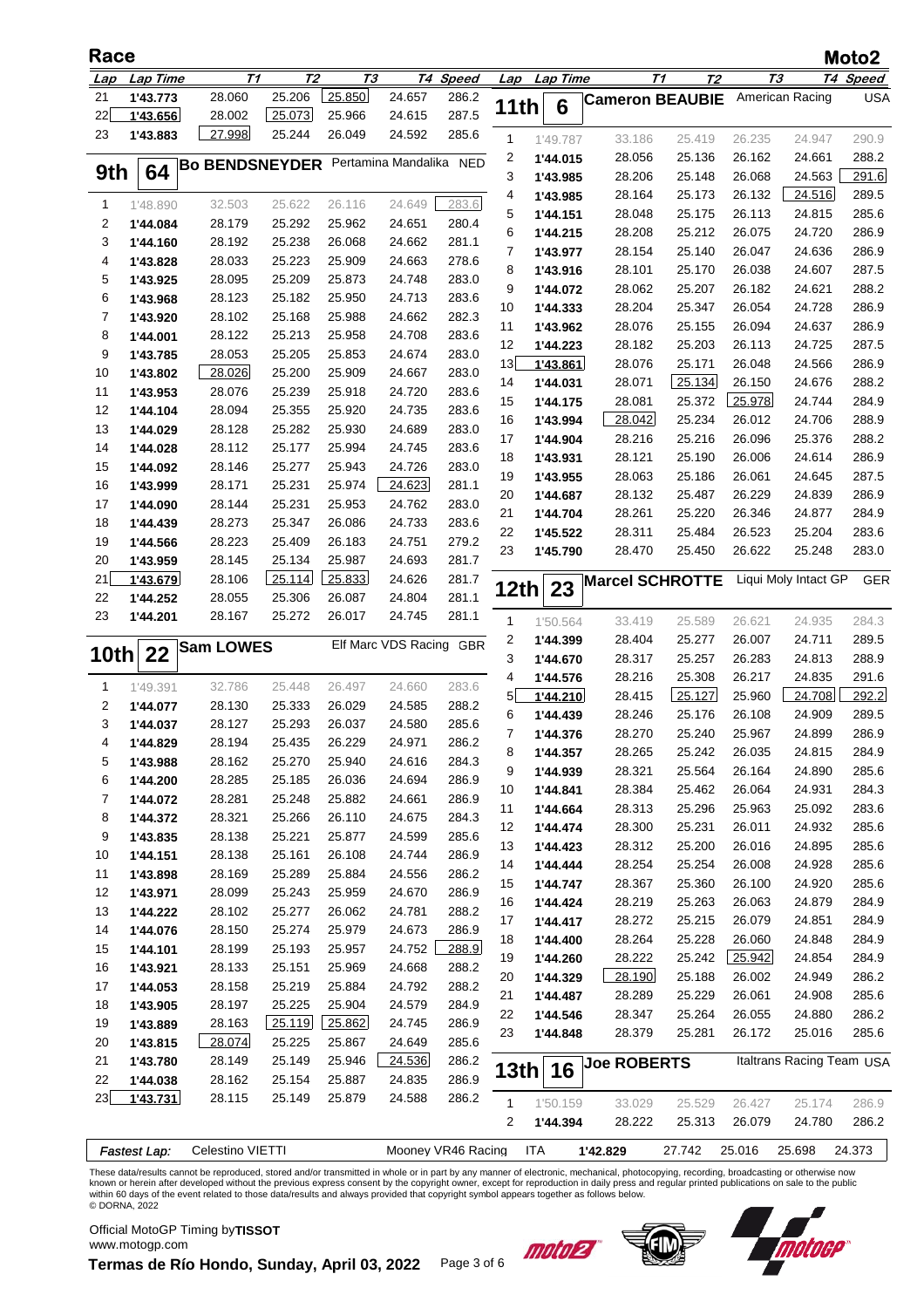# Race — Moto2

| Lap | Lap Time | T1 | T2 | T3 | T4 | Speed |
|---|---|---|---|---|---|---|
| 21 | 1'43.773 | 28.060 | 25.206 | 25.850 | 24.657 | 286.2 |
| 22 | 1'43.656 | 28.002 | 25.073 | 25.966 | 24.615 | 287.5 |
| 23 | 1'43.883 | 27.998 | 25.244 | 26.049 | 24.592 | 285.6 |

## 9th 64 Bo BENDSNEYDER — Pertamina Mandalika — NED

| Lap | Lap Time | T1 | T2 | T3 | T4 | Speed |
|---|---|---|---|---|---|---|
| 1 | 1'48.890 | 32.503 | 25.622 | 26.116 | 24.649 | 283.6 |
| 2 | 1'44.084 | 28.179 | 25.292 | 25.962 | 24.651 | 280.4 |
| 3 | 1'44.160 | 28.192 | 25.238 | 26.068 | 24.662 | 281.1 |
| 4 | 1'43.828 | 28.033 | 25.223 | 25.909 | 24.663 | 278.6 |
| 5 | 1'43.925 | 28.095 | 25.209 | 25.873 | 24.748 | 283.0 |
| 6 | 1'43.968 | 28.123 | 25.182 | 25.950 | 24.713 | 283.6 |
| 7 | 1'43.920 | 28.102 | 25.168 | 25.988 | 24.662 | 282.3 |
| 8 | 1'44.001 | 28.122 | 25.213 | 25.958 | 24.708 | 283.6 |
| 9 | 1'43.785 | 28.053 | 25.205 | 25.853 | 24.674 | 283.0 |
| 10 | 1'43.802 | 28.026 | 25.200 | 25.909 | 24.667 | 283.0 |
| 11 | 1'43.953 | 28.076 | 25.239 | 25.918 | 24.720 | 283.6 |
| 12 | 1'44.104 | 28.094 | 25.355 | 25.920 | 24.735 | 283.6 |
| 13 | 1'44.029 | 28.128 | 25.282 | 25.930 | 24.689 | 283.0 |
| 14 | 1'44.028 | 28.112 | 25.177 | 25.994 | 24.745 | 283.6 |
| 15 | 1'44.092 | 28.146 | 25.277 | 25.943 | 24.726 | 283.0 |
| 16 | 1'43.999 | 28.171 | 25.231 | 25.974 | 24.623 | 281.1 |
| 17 | 1'44.090 | 28.144 | 25.231 | 25.953 | 24.762 | 283.0 |
| 18 | 1'44.439 | 28.273 | 25.347 | 26.086 | 24.733 | 283.6 |
| 19 | 1'44.566 | 28.223 | 25.409 | 26.183 | 24.751 | 279.2 |
| 20 | 1'43.959 | 28.145 | 25.134 | 25.987 | 24.693 | 281.7 |
| 21 | 1'43.679 | 28.106 | 25.114 | 25.833 | 24.626 | 281.7 |
| 22 | 1'44.252 | 28.055 | 25.306 | 26.087 | 24.804 | 281.1 |
| 23 | 1'44.201 | 28.167 | 25.272 | 26.017 | 24.745 | 281.1 |

## 10th 22 Sam LOWES — Elf Marc VDS Racing — GBR

| Lap | Lap Time | T1 | T2 | T3 | T4 | Speed |
|---|---|---|---|---|---|---|
| 1 | 1'49.391 | 32.786 | 25.448 | 26.497 | 24.660 | 283.6 |
| 2 | 1'44.077 | 28.130 | 25.333 | 26.029 | 24.585 | 288.2 |
| 3 | 1'44.037 | 28.127 | 25.293 | 26.037 | 24.580 | 285.6 |
| 4 | 1'44.829 | 28.194 | 25.435 | 26.229 | 24.971 | 286.2 |
| 5 | 1'43.988 | 28.162 | 25.270 | 25.940 | 24.616 | 284.3 |
| 6 | 1'44.200 | 28.285 | 25.185 | 26.036 | 24.694 | 286.9 |
| 7 | 1'44.072 | 28.281 | 25.248 | 25.882 | 24.661 | 286.9 |
| 8 | 1'44.372 | 28.321 | 25.266 | 26.110 | 24.675 | 284.3 |
| 9 | 1'43.835 | 28.138 | 25.221 | 25.877 | 24.599 | 285.6 |
| 10 | 1'44.151 | 28.138 | 25.161 | 26.108 | 24.744 | 286.9 |
| 11 | 1'43.898 | 28.169 | 25.289 | 25.884 | 24.556 | 286.2 |
| 12 | 1'43.971 | 28.099 | 25.243 | 25.959 | 24.670 | 286.9 |
| 13 | 1'44.222 | 28.102 | 25.277 | 26.062 | 24.781 | 288.2 |
| 14 | 1'44.076 | 28.150 | 25.274 | 25.979 | 24.673 | 286.9 |
| 15 | 1'44.101 | 28.199 | 25.193 | 25.957 | 24.752 | 288.9 |
| 16 | 1'43.921 | 28.133 | 25.151 | 25.969 | 24.668 | 288.2 |
| 17 | 1'44.053 | 28.158 | 25.219 | 25.884 | 24.792 | 288.2 |
| 18 | 1'43.905 | 28.197 | 25.225 | 25.904 | 24.579 | 284.9 |
| 19 | 1'43.889 | 28.163 | 25.119 | 25.862 | 24.745 | 286.9 |
| 20 | 1'43.815 | 28.074 | 25.225 | 25.867 | 24.649 | 285.6 |
| 21 | 1'43.780 | 28.149 | 25.149 | 25.946 | 24.536 | 286.2 |
| 22 | 1'44.038 | 28.162 | 25.154 | 25.887 | 24.835 | 286.9 |
| 23 | 1'43.731 | 28.115 | 25.149 | 25.879 | 24.588 | 286.2 |

## 11th 6 Cameron BEAUBIER — American Racing — USA

| Lap | Lap Time | T1 | T2 | T3 | T4 | Speed |
|---|---|---|---|---|---|---|
| 1 | 1'49.787 | 33.186 | 25.419 | 26.235 | 24.947 | 290.9 |
| 2 | 1'44.015 | 28.056 | 25.136 | 26.162 | 24.661 | 288.2 |
| 3 | 1'43.985 | 28.206 | 25.148 | 26.068 | 24.563 | 291.6 |
| 4 | 1'43.985 | 28.164 | 25.173 | 26.132 | 24.516 | 289.5 |
| 5 | 1'44.151 | 28.048 | 25.175 | 26.113 | 24.815 | 285.6 |
| 6 | 1'44.215 | 28.208 | 25.212 | 26.075 | 24.720 | 286.9 |
| 7 | 1'43.977 | 28.154 | 25.140 | 26.047 | 24.636 | 286.9 |
| 8 | 1'43.916 | 28.101 | 25.170 | 26.038 | 24.607 | 287.5 |
| 9 | 1'44.072 | 28.062 | 25.207 | 26.182 | 24.621 | 288.2 |
| 10 | 1'44.333 | 28.204 | 25.347 | 26.054 | 24.728 | 286.9 |
| 11 | 1'43.962 | 28.076 | 25.155 | 26.094 | 24.637 | 286.9 |
| 12 | 1'44.223 | 28.182 | 25.203 | 26.113 | 24.725 | 287.5 |
| 13 | 1'43.861 | 28.076 | 25.171 | 26.048 | 24.566 | 286.9 |
| 14 | 1'44.031 | 28.071 | 25.134 | 26.150 | 24.676 | 288.2 |
| 15 | 1'44.175 | 28.081 | 25.372 | 25.978 | 24.744 | 284.9 |
| 16 | 1'43.994 | 28.042 | 25.234 | 26.012 | 24.706 | 288.9 |
| 17 | 1'44.904 | 28.216 | 25.216 | 26.096 | 25.376 | 288.2 |
| 18 | 1'43.931 | 28.121 | 25.190 | 26.006 | 24.614 | 286.9 |
| 19 | 1'43.955 | 28.063 | 25.186 | 26.061 | 24.645 | 287.5 |
| 20 | 1'44.687 | 28.132 | 25.487 | 26.229 | 24.839 | 286.9 |
| 21 | 1'44.704 | 28.261 | 25.220 | 26.346 | 24.877 | 284.9 |
| 22 | 1'45.522 | 28.311 | 25.484 | 26.523 | 25.204 | 283.6 |
| 23 | 1'45.790 | 28.470 | 25.450 | 26.622 | 25.248 | 283.0 |

## 12th 23 Marcel SCHROTTER — Liqui Moly Intact GP — GER

| Lap | Lap Time | T1 | T2 | T3 | T4 | Speed |
|---|---|---|---|---|---|---|
| 1 | 1'50.564 | 33.419 | 25.589 | 26.621 | 24.935 | 284.3 |
| 2 | 1'44.399 | 28.404 | 25.277 | 26.007 | 24.711 | 289.5 |
| 3 | 1'44.670 | 28.317 | 25.257 | 26.283 | 24.813 | 288.9 |
| 4 | 1'44.576 | 28.216 | 25.308 | 26.217 | 24.835 | 291.6 |
| 5 | 1'44.210 | 28.415 | 25.127 | 25.960 | 24.708 | 292.2 |
| 6 | 1'44.439 | 28.246 | 25.176 | 26.108 | 24.909 | 289.5 |
| 7 | 1'44.376 | 28.270 | 25.240 | 25.967 | 24.899 | 286.9 |
| 8 | 1'44.357 | 28.265 | 25.242 | 26.035 | 24.815 | 284.9 |
| 9 | 1'44.939 | 28.321 | 25.564 | 26.164 | 24.890 | 285.6 |
| 10 | 1'44.841 | 28.384 | 25.462 | 26.064 | 24.931 | 284.3 |
| 11 | 1'44.664 | 28.313 | 25.296 | 25.963 | 25.092 | 283.6 |
| 12 | 1'44.474 | 28.300 | 25.231 | 26.011 | 24.932 | 285.6 |
| 13 | 1'44.423 | 28.312 | 25.200 | 26.016 | 24.895 | 285.6 |
| 14 | 1'44.444 | 28.254 | 25.254 | 26.008 | 24.928 | 285.6 |
| 15 | 1'44.747 | 28.367 | 25.360 | 26.100 | 24.920 | 285.6 |
| 16 | 1'44.424 | 28.219 | 25.263 | 26.063 | 24.879 | 284.9 |
| 17 | 1'44.417 | 28.272 | 25.215 | 26.079 | 24.851 | 284.9 |
| 18 | 1'44.400 | 28.264 | 25.228 | 26.060 | 24.848 | 284.9 |
| 19 | 1'44.260 | 28.222 | 25.242 | 25.942 | 24.854 | 284.9 |
| 20 | 1'44.329 | 28.190 | 25.188 | 26.002 | 24.949 | 286.2 |
| 21 | 1'44.487 | 28.289 | 25.229 | 26.061 | 24.908 | 285.6 |
| 22 | 1'44.546 | 28.347 | 25.264 | 26.055 | 24.880 | 286.2 |
| 23 | 1'44.848 | 28.379 | 25.281 | 26.172 | 25.016 | 285.6 |

## 13th 16 Joe ROBERTS — Italtrans Racing Team — USA

| Lap | Lap Time | T1 | T2 | T3 | T4 | Speed |
|---|---|---|---|---|---|---|
| 1 | 1'50.159 | 33.029 | 25.529 | 26.427 | 25.174 | 286.9 |
| 2 | 1'44.394 | 28.222 | 25.313 | 26.079 | 24.780 | 286.2 |

**Fastest Lap:** Celestino VIETTI — Mooney VR46 Racing — ITA — 1'42.829 — 27.742 — 25.016 — 25.698 — 24.373

These data/results cannot be reproduced, stored and/or transmitted in whole or in part by any manner of electronic, mechanical, photocopying, recording, broadcasting or otherwise now known or herein after developed without the previous express consent by the copyright owner, except for reproduction in daily press and regular printed publications on sale to the public within 60 days of the event related to those data/results and always provided that copyright symbol appears together as follows below.
© DORNA, 2022

Official MotoGP Timing by TISSOT
www.motogp.com

**Termas de Río Hondo, Sunday, April 03, 2022**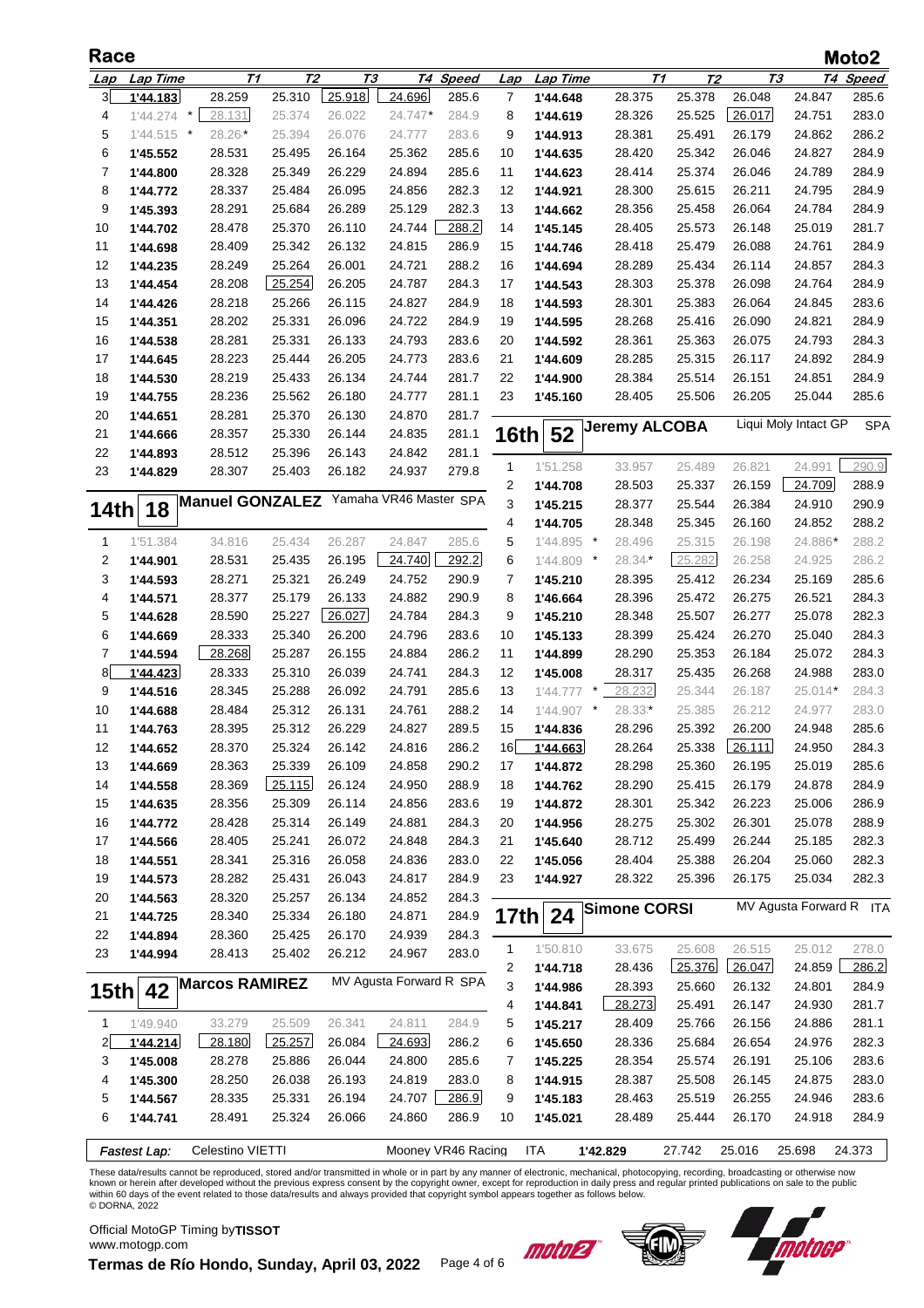# Race — Moto2

| Lap | Lap Time | T1 | T2 | T3 | T4 | Speed |
|---|---|---|---|---|---|---|
| 3 | 1'44.183 | 28.259 | 25.310 | 25.918 | 24.696 | 285.6 |
| 4 | 1'44.274 * | 28.131 | 25.374 | 26.022 | 24.747* | 284.9 |
| 5 | 1'44.515 * | 28.26* | 25.394 | 26.076 | 24.777 | 283.6 |
| 6 | 1'45.552 | 28.531 | 25.495 | 26.164 | 25.362 | 285.6 |
| 7 | 1'44.800 | 28.328 | 25.349 | 26.229 | 24.894 | 285.6 |
| 8 | 1'44.772 | 28.337 | 25.484 | 26.095 | 24.856 | 282.3 |
| 9 | 1'45.393 | 28.291 | 25.684 | 26.289 | 25.129 | 282.3 |
| 10 | 1'44.702 | 28.478 | 25.370 | 26.110 | 24.744 | 288.2 |
| 11 | 1'44.698 | 28.409 | 25.342 | 26.132 | 24.815 | 286.9 |
| 12 | 1'44.235 | 28.249 | 25.264 | 26.001 | 24.721 | 288.2 |
| 13 | 1'44.454 | 28.208 | 25.254 | 26.205 | 24.787 | 284.3 |
| 14 | 1'44.426 | 28.218 | 25.266 | 26.115 | 24.827 | 284.9 |
| 15 | 1'44.351 | 28.202 | 25.331 | 26.096 | 24.722 | 284.9 |
| 16 | 1'44.538 | 28.281 | 25.331 | 26.133 | 24.793 | 283.6 |
| 17 | 1'44.645 | 28.223 | 25.444 | 26.205 | 24.773 | 283.6 |
| 18 | 1'44.530 | 28.219 | 25.433 | 26.134 | 24.744 | 281.7 |
| 19 | 1'44.755 | 28.236 | 25.562 | 26.180 | 24.777 | 281.1 |
| 20 | 1'44.651 | 28.281 | 25.370 | 26.130 | 24.870 | 281.7 |
| 21 | 1'44.666 | 28.357 | 25.330 | 26.144 | 24.835 | 281.1 |
| 22 | 1'44.893 | 28.512 | 25.396 | 26.143 | 24.842 | 281.1 |
| 23 | 1'44.829 | 28.307 | 25.403 | 26.182 | 24.937 | 279.8 |

## 14th 18 Manuel GONZALEZ — Yamaha VR46 Master — SPA

| Lap | Lap Time | T1 | T2 | T3 | T4 | Speed |
|---|---|---|---|---|---|---|
| 1 | 1'51.384 | 34.816 | 25.434 | 26.287 | 24.847 | 285.6 |
| 2 | 1'44.901 | 28.531 | 25.435 | 26.195 | 24.740 | 292.2 |
| 3 | 1'44.593 | 28.271 | 25.321 | 26.249 | 24.752 | 290.9 |
| 4 | 1'44.571 | 28.377 | 25.179 | 26.133 | 24.882 | 290.9 |
| 5 | 1'44.628 | 28.590 | 25.227 | 26.027 | 24.784 | 284.3 |
| 6 | 1'44.669 | 28.333 | 25.340 | 26.200 | 24.796 | 283.6 |
| 7 | 1'44.594 | 28.268 | 25.287 | 26.155 | 24.884 | 286.2 |
| 8 | 1'44.423 | 28.333 | 25.310 | 26.039 | 24.741 | 284.3 |
| 9 | 1'44.516 | 28.345 | 25.288 | 26.092 | 24.791 | 285.6 |
| 10 | 1'44.688 | 28.484 | 25.312 | 26.131 | 24.761 | 288.2 |
| 11 | 1'44.763 | 28.395 | 25.312 | 26.229 | 24.827 | 289.5 |
| 12 | 1'44.652 | 28.370 | 25.324 | 26.142 | 24.816 | 286.2 |
| 13 | 1'44.669 | 28.363 | 25.339 | 26.109 | 24.858 | 290.2 |
| 14 | 1'44.558 | 28.369 | 25.115 | 26.124 | 24.950 | 288.9 |
| 15 | 1'44.635 | 28.356 | 25.309 | 26.114 | 24.856 | 283.6 |
| 16 | 1'44.772 | 28.428 | 25.314 | 26.149 | 24.881 | 284.3 |
| 17 | 1'44.566 | 28.405 | 25.241 | 26.072 | 24.848 | 284.3 |
| 18 | 1'44.551 | 28.341 | 25.316 | 26.058 | 24.836 | 283.0 |
| 19 | 1'44.573 | 28.282 | 25.431 | 26.043 | 24.817 | 284.9 |
| 20 | 1'44.563 | 28.320 | 25.257 | 26.134 | 24.852 | 284.3 |
| 21 | 1'44.725 | 28.340 | 25.334 | 26.180 | 24.871 | 284.9 |
| 22 | 1'44.894 | 28.360 | 25.425 | 26.170 | 24.939 | 284.3 |
| 23 | 1'44.994 | 28.413 | 25.402 | 26.212 | 24.967 | 283.0 |

## 15th 42 Marcos RAMIREZ — MV Agusta Forward R — SPA

| Lap | Lap Time | T1 | T2 | T3 | T4 | Speed |
|---|---|---|---|---|---|---|
| 1 | 1'49.940 | 33.279 | 25.509 | 26.341 | 24.811 | 284.9 |
| 2 | 1'44.214 | 28.180 | 25.257 | 26.084 | 24.693 | 286.2 |
| 3 | 1'45.008 | 28.278 | 25.886 | 26.044 | 24.800 | 285.6 |
| 4 | 1'45.300 | 28.250 | 26.038 | 26.193 | 24.819 | 283.0 |
| 5 | 1'44.567 | 28.335 | 25.331 | 26.194 | 24.707 | 286.9 |
| 6 | 1'44.741 | 28.491 | 25.324 | 26.066 | 24.860 | 286.9 |
| 7 | 1'44.648 | 28.375 | 25.378 | 26.048 | 24.847 | 285.6 |
| 8 | 1'44.619 | 28.326 | 25.525 | 26.017 | 24.751 | 283.0 |
| 9 | 1'44.913 | 28.381 | 25.491 | 26.179 | 24.862 | 286.2 |
| 10 | 1'44.635 | 28.420 | 25.342 | 26.046 | 24.827 | 284.9 |
| 11 | 1'44.623 | 28.414 | 25.374 | 26.046 | 24.789 | 284.9 |
| 12 | 1'44.921 | 28.300 | 25.615 | 26.211 | 24.795 | 284.9 |
| 13 | 1'44.662 | 28.356 | 25.458 | 26.064 | 24.784 | 284.9 |
| 14 | 1'45.145 | 28.405 | 25.573 | 26.148 | 25.019 | 281.7 |
| 15 | 1'44.746 | 28.418 | 25.479 | 26.088 | 24.761 | 284.9 |
| 16 | 1'44.694 | 28.289 | 25.434 | 26.114 | 24.857 | 284.3 |
| 17 | 1'44.543 | 28.303 | 25.378 | 26.098 | 24.764 | 284.9 |
| 18 | 1'44.593 | 28.301 | 25.383 | 26.064 | 24.845 | 283.6 |
| 19 | 1'44.595 | 28.268 | 25.416 | 26.090 | 24.821 | 284.9 |
| 20 | 1'44.592 | 28.361 | 25.363 | 26.075 | 24.793 | 284.3 |
| 21 | 1'44.609 | 28.285 | 25.315 | 26.117 | 24.892 | 284.9 |
| 22 | 1'44.900 | 28.384 | 25.514 | 26.151 | 24.851 | 284.9 |
| 23 | 1'45.160 | 28.405 | 25.506 | 26.205 | 25.044 | 285.6 |

## 16th 52 Jeremy ALCOBA — Liqui Moly Intact GP — SPA

| Lap | Lap Time | T1 | T2 | T3 | T4 | Speed |
|---|---|---|---|---|---|---|
| 1 | 1'51.258 | 33.957 | 25.489 | 26.821 | 24.991 | 290.9 |
| 2 | 1'44.708 | 28.503 | 25.337 | 26.159 | 24.709 | 288.9 |
| 3 | 1'45.215 | 28.377 | 25.544 | 26.384 | 24.910 | 290.9 |
| 4 | 1'44.705 | 28.348 | 25.345 | 26.160 | 24.852 | 288.2 |
| 5 | 1'44.895 * | 28.496 | 25.315 | 26.198 | 24.886* | 288.2 |
| 6 | 1'44.809 * | 28.34* | 25.282 | 26.258 | 24.925 | 286.2 |
| 7 | 1'45.210 | 28.395 | 25.412 | 26.234 | 25.169 | 285.6 |
| 8 | 1'46.664 | 28.396 | 25.472 | 26.275 | 26.521 | 284.3 |
| 9 | 1'45.210 | 28.348 | 25.507 | 26.277 | 25.078 | 282.3 |
| 10 | 1'45.133 | 28.399 | 25.424 | 26.270 | 25.040 | 284.3 |
| 11 | 1'44.899 | 28.290 | 25.353 | 26.184 | 25.072 | 284.3 |
| 12 | 1'45.008 | 28.317 | 25.435 | 26.268 | 24.988 | 283.0 |
| 13 | 1'44.777 * | 28.232 | 25.344 | 26.187 | 25.014* | 284.3 |
| 14 | 1'44.907 * | 28.33* | 25.385 | 26.212 | 24.977 | 283.0 |
| 15 | 1'44.836 | 28.296 | 25.392 | 26.200 | 24.948 | 285.6 |
| 16 | 1'44.663 | 28.264 | 25.338 | 26.111 | 24.950 | 284.3 |
| 17 | 1'44.872 | 28.298 | 25.360 | 26.195 | 25.019 | 285.6 |
| 18 | 1'44.762 | 28.290 | 25.415 | 26.179 | 24.878 | 284.9 |
| 19 | 1'44.872 | 28.301 | 25.342 | 26.223 | 25.006 | 286.9 |
| 20 | 1'44.956 | 28.275 | 25.302 | 26.301 | 25.078 | 288.9 |
| 21 | 1'45.640 | 28.712 | 25.499 | 26.244 | 25.185 | 282.3 |
| 22 | 1'45.056 | 28.404 | 25.388 | 26.204 | 25.060 | 282.3 |
| 23 | 1'44.927 | 28.322 | 25.396 | 26.175 | 25.034 | 282.3 |

## 17th 24 Simone CORSI — MV Agusta Forward R — ITA

| Lap | Lap Time | T1 | T2 | T3 | T4 | Speed |
|---|---|---|---|---|---|---|
| 1 | 1'50.810 | 33.675 | 25.608 | 26.515 | 25.012 | 278.0 |
| 2 | 1'44.718 | 28.436 | 25.376 | 26.047 | 24.859 | 286.2 |
| 3 | 1'44.986 | 28.393 | 25.660 | 26.132 | 24.801 | 284.9 |
| 4 | 1'44.841 | 28.273 | 25.491 | 26.147 | 24.930 | 281.7 |
| 5 | 1'45.217 | 28.409 | 25.766 | 26.156 | 24.886 | 281.1 |
| 6 | 1'45.650 | 28.336 | 25.684 | 26.654 | 24.976 | 282.3 |
| 7 | 1'45.225 | 28.354 | 25.574 | 26.191 | 25.106 | 283.6 |
| 8 | 1'44.915 | 28.387 | 25.508 | 26.145 | 24.875 | 283.0 |
| 9 | 1'45.183 | 28.463 | 25.519 | 26.255 | 24.946 | 283.6 |
| 10 | 1'45.021 | 28.489 | 25.444 | 26.170 | 24.918 | 284.9 |

| Fastest Lap: | Celestino VIETTI | Mooney VR46 Racing | ITA | 1'42.829 | 27.742 | 25.016 | 25.698 | 24.373 |
|---|---|---|---|---|---|---|---|---|

These data/results cannot be reproduced, stored and/or transmitted in whole or in part by any manner of electronic, mechanical, photocopying, recording, broadcasting or otherwise now known or herein after developed without the previous express consent by the copyright owner, except for reproduction in daily press and regular printed publications on sale to the public within 60 days of the event related to those data/results and always provided that copyright symbol appears together as follows below.
© DORNA, 2022

Official MotoGP Timing by TISSOT
www.motogp.com

**Termas de Río Hondo, Sunday, April 03, 2022**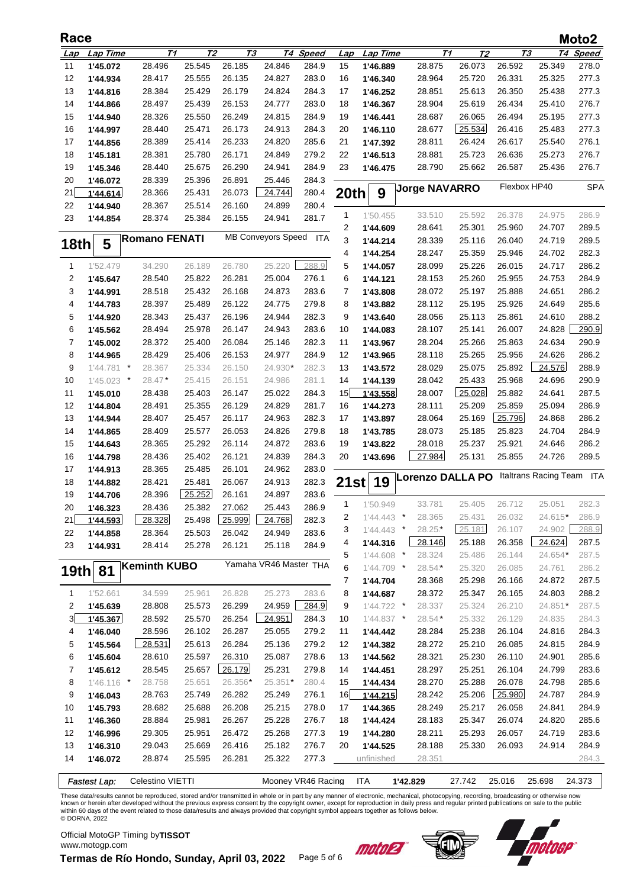## Race — Moto2

| Lap | Lap Time | T1 | T2 | T3 | T4 | Speed |
|---|---|---|---|---|---|---|
| 11 | 1'45.072 | 28.496 | 25.545 | 26.185 | 24.846 | 284.9 |
| 12 | 1'44.934 | 28.417 | 25.555 | 26.135 | 24.827 | 283.0 |
| 13 | 1'44.816 | 28.384 | 25.429 | 26.179 | 24.824 | 284.3 |
| 14 | 1'44.866 | 28.497 | 25.439 | 26.153 | 24.777 | 283.0 |
| 15 | 1'44.940 | 28.326 | 25.550 | 26.249 | 24.815 | 284.9 |
| 16 | 1'44.997 | 28.440 | 25.471 | 26.173 | 24.913 | 284.3 |
| 17 | 1'44.856 | 28.389 | 25.414 | 26.233 | 24.820 | 285.6 |
| 18 | 1'45.181 | 28.381 | 25.780 | 26.171 | 24.849 | 279.2 |
| 19 | 1'45.346 | 28.440 | 25.675 | 26.290 | 24.941 | 284.9 |
| 20 | 1'46.072 | 28.339 | 25.396 | 26.891 | 25.446 | 284.3 |
| 21 | 1'44.614 | 28.366 | 25.431 | 26.073 | 24.744 | 280.4 |
| 22 | 1'44.940 | 28.367 | 25.514 | 26.160 | 24.899 | 280.4 |
| 23 | 1'44.854 | 28.374 | 25.384 | 26.155 | 24.941 | 281.7 |

### 18th 5 Romano FENATI — MB Conveyors Speed Up — ITA

| Lap | Lap Time | T1 | T2 | T3 | T4 | Speed |
|---|---|---|---|---|---|---|
| 1 | 1'52.479 | 34.290 | 26.189 | 26.780 | 25.220 | 288.9 |
| 2 | 1'45.647 | 28.540 | 25.822 | 26.281 | 25.004 | 276.1 |
| 3 | 1'44.991 | 28.518 | 25.432 | 26.168 | 24.873 | 283.6 |
| 4 | 1'44.783 | 28.397 | 25.489 | 26.122 | 24.775 | 279.8 |
| 5 | 1'44.920 | 28.343 | 25.437 | 26.196 | 24.944 | 282.3 |
| 6 | 1'45.562 | 28.494 | 25.978 | 26.147 | 24.943 | 283.6 |
| 7 | 1'45.002 | 28.372 | 25.400 | 26.084 | 25.146 | 282.3 |
| 8 | 1'44.965 | 28.429 | 25.406 | 26.153 | 24.977 | 284.9 |
| 9 | 1'44.781 * | 28.367 | 25.334 | 26.150 | 24.930* | 282.3 |
| 10 | 1'45.023 * | 28.47* | 25.415 | 26.151 | 24.986 | 281.1 |
| 11 | 1'45.010 | 28.438 | 25.403 | 26.147 | 25.022 | 284.3 |
| 12 | 1'44.804 | 28.491 | 25.355 | 26.129 | 24.829 | 281.7 |
| 13 | 1'44.944 | 28.407 | 25.457 | 26.117 | 24.963 | 282.3 |
| 14 | 1'44.865 | 28.409 | 25.577 | 26.053 | 24.826 | 279.8 |
| 15 | 1'44.643 | 28.365 | 25.292 | 26.114 | 24.872 | 283.6 |
| 16 | 1'44.798 | 28.436 | 25.402 | 26.121 | 24.839 | 284.3 |
| 17 | 1'44.913 | 28.365 | 25.485 | 26.101 | 24.962 | 283.0 |
| 18 | 1'44.882 | 28.421 | 25.481 | 26.067 | 24.913 | 282.3 |
| 19 | 1'44.706 | 28.396 | 25.252 | 26.161 | 24.897 | 283.6 |
| 20 | 1'46.323 | 28.436 | 25.382 | 27.062 | 25.443 | 286.9 |
| 21 | 1'44.593 | 28.328 | 25.498 | 25.999 | 24.768 | 282.3 |
| 22 | 1'44.858 | 28.364 | 25.503 | 26.042 | 24.949 | 283.6 |
| 23 | 1'44.931 | 28.414 | 25.278 | 26.121 | 25.118 | 284.9 |

### 19th 81 Keminth KUBO — Yamaha VR46 Master Camp — THA

| Lap | Lap Time | T1 | T2 | T3 | T4 | Speed |
|---|---|---|---|---|---|---|
| 1 | 1'52.661 | 34.599 | 25.961 | 26.828 | 25.273 | 283.6 |
| 2 | 1'45.639 | 28.808 | 25.573 | 26.299 | 24.959 | 284.9 |
| 3 | 1'45.367 | 28.592 | 25.570 | 26.254 | 24.951 | 284.3 |
| 4 | 1'46.040 | 28.596 | 26.102 | 26.287 | 25.055 | 279.2 |
| 5 | 1'45.564 | 28.531 | 25.613 | 26.284 | 25.136 | 279.2 |
| 6 | 1'45.604 | 28.610 | 25.597 | 26.310 | 25.087 | 278.6 |
| 7 | 1'45.612 | 28.545 | 25.657 | 26.179 | 25.231 | 279.8 |
| 8 | 1'46.116 * | 28.758 | 25.651 | 26.356* | 25.351* | 280.4 |
| 9 | 1'46.043 | 28.763 | 25.749 | 26.282 | 25.249 | 276.1 |
| 10 | 1'45.793 | 28.682 | 25.688 | 26.208 | 25.215 | 278.0 |
| 11 | 1'46.360 | 28.884 | 25.981 | 26.267 | 25.228 | 276.7 |
| 12 | 1'46.996 | 29.305 | 25.951 | 26.472 | 25.268 | 277.3 |
| 13 | 1'46.310 | 29.043 | 25.669 | 26.416 | 25.182 | 276.7 |
| 14 | 1'46.072 | 28.874 | 25.595 | 26.281 | 25.322 | 277.3 |
| 15 | 1'46.889 | 28.875 | 26.073 | 26.592 | 25.349 | 278.0 |
| 16 | 1'46.340 | 28.964 | 25.720 | 26.331 | 25.325 | 277.3 |
| 17 | 1'46.252 | 28.851 | 25.613 | 26.350 | 25.438 | 277.3 |
| 18 | 1'46.367 | 28.904 | 25.619 | 26.434 | 25.410 | 276.7 |
| 19 | 1'46.441 | 28.687 | 26.065 | 26.494 | 25.195 | 277.3 |
| 20 | 1'46.110 | 28.677 | 25.534 | 26.416 | 25.483 | 277.3 |
| 21 | 1'47.392 | 28.811 | 26.424 | 26.617 | 25.540 | 276.1 |
| 22 | 1'46.513 | 28.881 | 25.723 | 26.636 | 25.273 | 276.7 |
| 23 | 1'46.475 | 28.790 | 25.662 | 26.587 | 25.436 | 276.7 |

### 20th 9 Jorge NAVARRO — Flexbox HP40 — SPA

| Lap | Lap Time | T1 | T2 | T3 | T4 | Speed |
|---|---|---|---|---|---|---|
| 1 | 1'50.455 | 33.510 | 25.592 | 26.378 | 24.975 | 286.9 |
| 2 | 1'44.609 | 28.641 | 25.301 | 25.960 | 24.707 | 289.5 |
| 3 | 1'44.214 | 28.339 | 25.116 | 26.040 | 24.719 | 289.5 |
| 4 | 1'44.254 | 28.247 | 25.359 | 25.946 | 24.702 | 282.3 |
| 5 | 1'44.057 | 28.099 | 25.226 | 26.015 | 24.717 | 286.2 |
| 6 | 1'44.121 | 28.153 | 25.260 | 25.955 | 24.753 | 284.9 |
| 7 | 1'43.808 | 28.072 | 25.197 | 25.888 | 24.651 | 286.2 |
| 8 | 1'43.882 | 28.112 | 25.195 | 25.926 | 24.649 | 285.6 |
| 9 | 1'43.640 | 28.056 | 25.113 | 25.861 | 24.610 | 288.2 |
| 10 | 1'44.083 | 28.107 | 25.141 | 26.007 | 24.828 | 290.9 |
| 11 | 1'43.967 | 28.204 | 25.266 | 25.863 | 24.634 | 290.9 |
| 12 | 1'43.965 | 28.118 | 25.265 | 25.956 | 24.626 | 286.2 |
| 13 | 1'43.572 | 28.029 | 25.075 | 25.892 | 24.576 | 288.9 |
| 14 | 1'44.139 | 28.042 | 25.433 | 25.968 | 24.696 | 290.9 |
| 15 | 1'43.558 | 28.007 | 25.028 | 25.882 | 24.641 | 287.5 |
| 16 | 1'44.273 | 28.111 | 25.209 | 25.859 | 25.094 | 286.9 |
| 17 | 1'43.897 | 28.064 | 25.169 | 25.796 | 24.868 | 286.2 |
| 18 | 1'43.785 | 28.073 | 25.185 | 25.823 | 24.704 | 284.9 |
| 19 | 1'43.822 | 28.018 | 25.237 | 25.921 | 24.646 | 286.2 |
| 20 | 1'43.696 | 27.984 | 25.131 | 25.855 | 24.726 | 289.5 |

### 21st 19 Lorenzo DALLA PORTA — Italtrans Racing Team — ITA

| Lap | Lap Time | T1 | T2 | T3 | T4 | Speed |
|---|---|---|---|---|---|---|
| 1 | 1'50.949 | 33.781 | 25.405 | 26.712 | 25.051 | 282.3 |
| 2 | 1'44.443 * | 28.365 | 25.431 | 26.032 | 24.615* | 286.9 |
| 3 | 1'44.443 * | 28.25* | 25.181 | 26.107 | 24.902 | 288.9 |
| 4 | 1'44.316 | 28.146 | 25.188 | 26.358 | 24.624 | 287.5 |
| 5 | 1'44.608 * | 28.324 | 25.486 | 26.144 | 24.654* | 287.5 |
| 6 | 1'44.709 * | 28.54* | 25.320 | 26.085 | 24.761 | 286.2 |
| 7 | 1'44.704 | 28.368 | 25.298 | 26.166 | 24.872 | 287.5 |
| 8 | 1'44.687 | 28.372 | 25.347 | 26.165 | 24.803 | 288.2 |
| 9 | 1'44.722 * | 28.337 | 25.324 | 26.210 | 24.851* | 287.5 |
| 10 | 1'44.837 * | 28.54* | 25.332 | 26.129 | 24.835 | 284.3 |
| 11 | 1'44.442 | 28.284 | 25.238 | 26.104 | 24.816 | 284.3 |
| 12 | 1'44.382 | 28.272 | 25.210 | 26.085 | 24.815 | 284.9 |
| 13 | 1'44.562 | 28.321 | 25.230 | 26.110 | 24.901 | 285.6 |
| 14 | 1'44.451 | 28.297 | 25.251 | 26.104 | 24.799 | 283.6 |
| 15 | 1'44.434 | 28.270 | 25.288 | 26.078 | 24.798 | 285.6 |
| 16 | 1'44.215 | 28.242 | 25.206 | 25.980 | 24.787 | 284.9 |
| 17 | 1'44.365 | 28.249 | 25.217 | 26.058 | 24.841 | 284.9 |
| 18 | 1'44.424 | 28.183 | 25.347 | 26.074 | 24.820 | 285.6 |
| 19 | 1'44.280 | 28.211 | 25.293 | 26.057 | 24.719 | 283.6 |
| 20 | 1'44.525 | 28.188 | 25.330 | 26.093 | 24.914 | 284.9 |
| | unfinished | 28.351 | | | | 284.3 |

| Fastest Lap: | Celestino VIETTI | Mooney VR46 Racing Team | ITA | 1'42.829 | 27.742 | 25.016 | 25.698 | 24.373 |
|---|---|---|---|---|---|---|---|---|

These data/results cannot be reproduced, stored and/or transmitted in whole or in part by any manner of electronic, mechanical, photocopying, recording, broadcasting or otherwise now known or herein after developed without the previous express consent by the copyright owner, except for reproduction in daily press and regular printed publications on sale to the public within 60 days of the event related to those data/results and always provided that copyright symbol appears together as follows below.
© DORNA, 2022

Official MotoGP Timing by TISSOT
www.motogp.com

Termas de Río Hondo, Sunday, April 03, 2022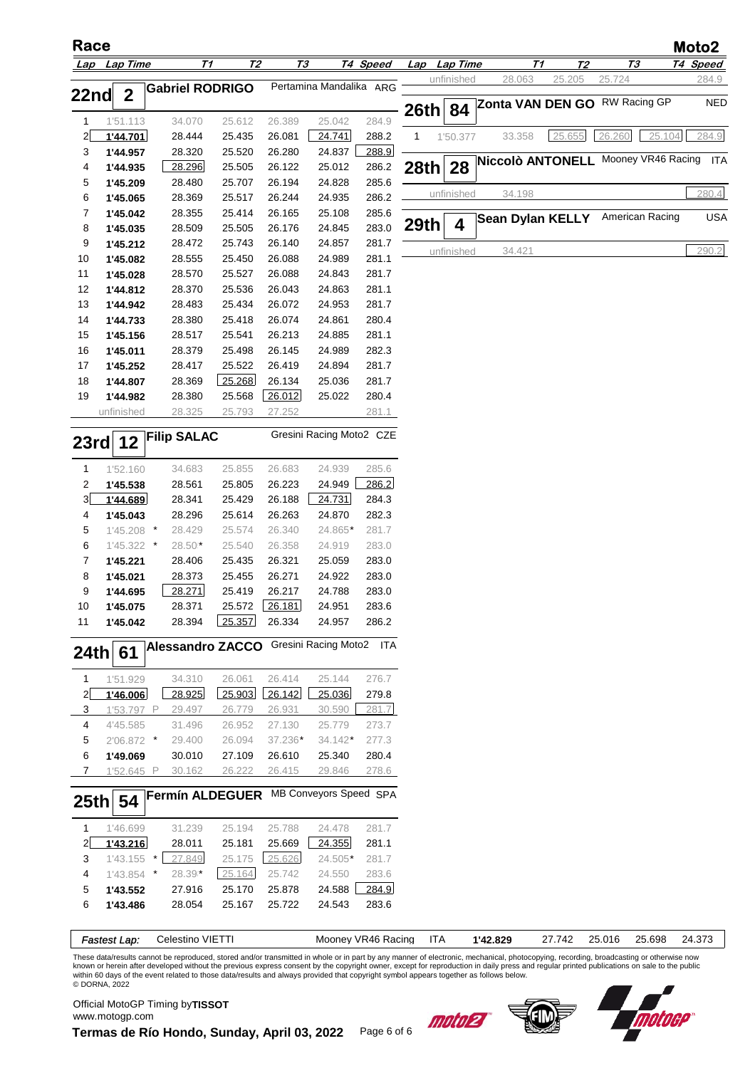# Race — Moto2

## 22nd 2 Gabriel RODRIGO — Pertamina Mandalika — ARG

| Lap | Lap Time | T1 | T2 | T3 | T4 | Speed |
|---|---|---|---|---|---|---|
| 1 | 1'51.113 | 34.070 | 25.612 | 26.389 | 25.042 | 284.9 |
| 2 | 1'44.701 | 28.444 | 25.435 | 26.081 | 24.741 | 288.2 |
| 3 | 1'44.957 | 28.320 | 25.520 | 26.280 | 24.837 | 288.9 |
| 4 | 1'44.935 | 28.296 | 25.505 | 26.122 | 25.012 | 286.2 |
| 5 | 1'45.209 | 28.480 | 25.707 | 26.194 | 24.828 | 285.6 |
| 6 | 1'45.065 | 28.369 | 25.517 | 26.244 | 24.935 | 286.2 |
| 7 | 1'45.042 | 28.355 | 25.414 | 26.165 | 25.108 | 285.6 |
| 8 | 1'45.035 | 28.509 | 25.505 | 26.176 | 24.845 | 283.0 |
| 9 | 1'45.212 | 28.472 | 25.743 | 26.140 | 24.857 | 281.7 |
| 10 | 1'45.082 | 28.555 | 25.450 | 26.088 | 24.989 | 281.1 |
| 11 | 1'45.028 | 28.570 | 25.527 | 26.088 | 24.843 | 281.7 |
| 12 | 1'44.812 | 28.370 | 25.536 | 26.043 | 24.863 | 281.1 |
| 13 | 1'44.942 | 28.483 | 25.434 | 26.072 | 24.953 | 281.7 |
| 14 | 1'44.733 | 28.380 | 25.418 | 26.074 | 24.861 | 280.4 |
| 15 | 1'45.156 | 28.517 | 25.541 | 26.213 | 24.885 | 281.1 |
| 16 | 1'45.011 | 28.379 | 25.498 | 26.145 | 24.989 | 282.3 |
| 17 | 1'45.252 | 28.417 | 25.522 | 26.419 | 24.894 | 281.7 |
| 18 | 1'44.807 | 28.369 | 25.268 | 26.134 | 25.036 | 281.7 |
| 19 | 1'44.982 | 28.380 | 25.568 | 26.012 | 25.022 | 280.4 |
| | unfinished | 28.325 | 25.793 | 27.252 | | 281.1 |

## 23rd 12 Filip SALAC — Gresini Racing Moto2 — CZE

| Lap | Lap Time | T1 | T2 | T3 | T4 | Speed |
|---|---|---|---|---|---|---|
| 1 | 1'52.160 | 34.683 | 25.855 | 26.683 | 24.939 | 285.6 |
| 2 | 1'45.538 | 28.561 | 25.805 | 26.223 | 24.949 | 286.2 |
| 3 | 1'44.689 | 28.341 | 25.429 | 26.188 | 24.731 | 284.3 |
| 4 | 1'45.043 | 28.296 | 25.614 | 26.263 | 24.870 | 282.3 |
| 5 | 1'45.208 * | 28.429 | 25.574 | 26.340 | 24.865* | 281.7 |
| 6 | 1'45.322 * | 28.50* | 25.540 | 26.358 | 24.919 | 283.0 |
| 7 | 1'45.221 | 28.406 | 25.435 | 26.321 | 25.059 | 283.0 |
| 8 | 1'45.021 | 28.373 | 25.455 | 26.271 | 24.922 | 283.0 |
| 9 | 1'44.695 | 28.271 | 25.419 | 26.217 | 24.788 | 283.0 |
| 10 | 1'45.075 | 28.371 | 25.572 | 26.181 | 24.951 | 283.6 |
| 11 | 1'45.042 | 28.394 | 25.357 | 26.334 | 24.957 | 286.2 |

## 24th 61 Alessandro ZACCO — Gresini Racing Moto2 — ITA

| Lap | Lap Time | T1 | T2 | T3 | T4 | Speed |
|---|---|---|---|---|---|---|
| 1 | 1'51.929 | 34.310 | 26.061 | 26.414 | 25.144 | 276.7 |
| 2 | 1'46.006 | 28.925 | 25.903 | 26.142 | 25.036 | 279.8 |
| 3 | 1'53.797 P | 29.497 | 26.779 | 26.931 | 30.590 | 281.7 |
| 4 | 4'45.585 | 31.496 | 26.952 | 27.130 | 25.779 | 273.7 |
| 5 | 2'06.872 * | 29.400 | 26.094 | 37.236* | 34.142* | 277.3 |
| 6 | 1'49.069 | 30.010 | 27.109 | 26.610 | 25.340 | 280.4 |
| 7 | 1'52.645 P | 30.162 | 26.222 | 26.415 | 29.846 | 278.6 |

## 25th 54 Fermín ALDEGUER — MB Conveyors Speed — SPA

| Lap | Lap Time | T1 | T2 | T3 | T4 | Speed |
|---|---|---|---|---|---|---|
| 1 | 1'46.699 | 31.239 | 25.194 | 25.788 | 24.478 | 281.7 |
| 2 | 1'43.216 | 28.011 | 25.181 | 25.669 | 24.355 | 281.1 |
| 3 | 1'43.155 * | 27.849 | 25.175 | 25.626 | 24.505* | 281.7 |
| 4 | 1'43.854 * | 28.39* | 25.164 | 25.742 | 24.550 | 283.6 |
| 5 | 1'43.552 | 27.916 | 25.170 | 25.878 | 24.588 | 284.9 |
| 6 | 1'43.486 | 28.054 | 25.167 | 25.722 | 24.543 | 283.6 |
| | unfinished | 28.063 | 25.205 | 25.724 | | 284.9 |

## 26th 84 Zonta VAN DEN GOORBERGH — RW Racing GP — NED

| Lap | Lap Time | T1 | T2 | T3 | T4 | Speed |
|---|---|---|---|---|---|---|
| 1 | 1'50.377 | 33.358 | 25.655 | 26.260 | 25.104 | 284.9 |

## 28th 28 Niccolò ANTONELLI — Mooney VR46 Racing — ITA

| Lap | Lap Time | T1 | T2 | T3 | T4 | Speed |
|---|---|---|---|---|---|---|
| | unfinished | 34.198 | | | | 280.4 |

## 29th 4 Sean Dylan KELLY — American Racing — USA

| Lap | Lap Time | T1 | T2 | T3 | T4 | Speed |
|---|---|---|---|---|---|---|
| | unfinished | 34.421 | | | | 290.2 |

| Fastest Lap: | Celestino VIETTI | Mooney VR46 Racing | ITA | 1'42.829 | 27.742 | 25.016 | 25.698 | 24.373 |
|---|---|---|---|---|---|---|---|---|

These data/results cannot be reproduced, stored and/or transmitted in whole or in part by any manner of electronic, mechanical, photocopying, recording, broadcasting or otherwise now known or herein after developed without the previous express consent by the copyright owner, except for reproduction in daily press and regular printed publications on sale to the public within 60 days of the event related to those data/results and always provided that copyright symbol appears together as follows below.
© DORNA, 2022

Official MotoGP Timing by TISSOT
www.motogp.com

Termas de Río Hondo, Sunday, April 03, 2022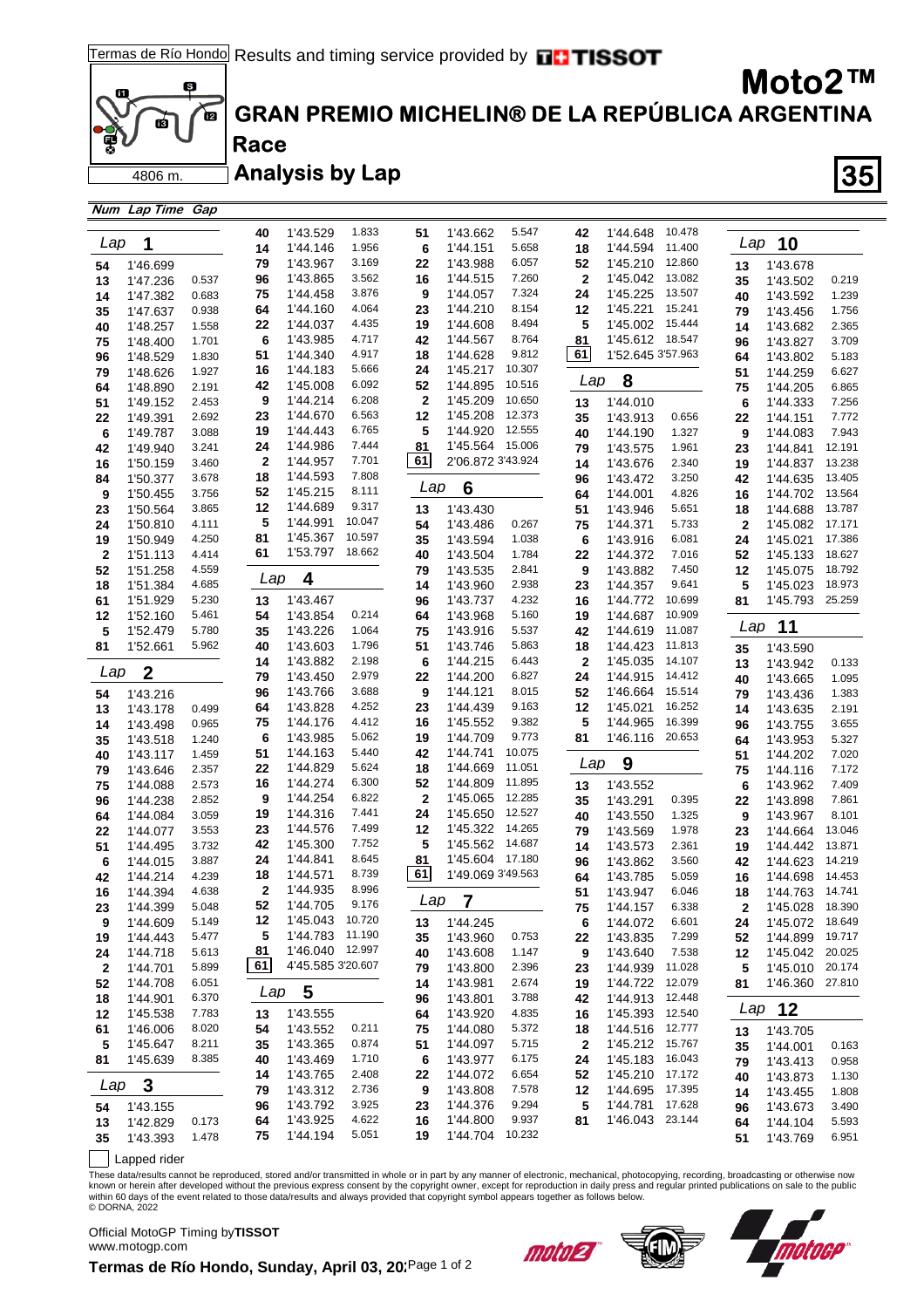# Moto2™

## GRAN PREMIO MICHELIN® DE LA REPÚBLICA ARGENTINA

### Race

### Analysis by Lap

Termas de Río Hondo — 4806 m.

Results and timing service provided by TISSOT

**Lap 1**

| Num | Lap Time | Gap |
|---|---|---|
| 54 | 1'46.699 | |
| 13 | 1'47.236 | 0.537 |
| 14 | 1'47.382 | 0.683 |
| 35 | 1'47.637 | 0.938 |
| 40 | 1'48.257 | 1.558 |
| 75 | 1'48.400 | 1.701 |
| 96 | 1'48.529 | 1.830 |
| 79 | 1'48.626 | 1.927 |
| 64 | 1'48.890 | 2.191 |
| 51 | 1'49.152 | 2.453 |
| 22 | 1'49.391 | 2.692 |
| 6 | 1'49.787 | 3.088 |
| 42 | 1'49.940 | 3.241 |
| 16 | 1'50.159 | 3.460 |
| 84 | 1'50.377 | 3.678 |
| 9 | 1'50.455 | 3.756 |
| 23 | 1'50.564 | 3.865 |
| 24 | 1'50.810 | 4.111 |
| 19 | 1'50.949 | 4.250 |
| 2 | 1'51.113 | 4.414 |
| 52 | 1'51.258 | 4.559 |
| 18 | 1'51.384 | 4.685 |
| 61 | 1'51.929 | 5.230 |
| 12 | 1'52.160 | 5.461 |
| 5 | 1'52.479 | 5.780 |
| 81 | 1'52.661 | 5.962 |

**Lap 2**

| Num | Lap Time | Gap |
|---|---|---|
| 54 | 1'43.216 | |
| 13 | 1'43.178 | 0.499 |
| 14 | 1'43.498 | 0.965 |
| 35 | 1'43.518 | 1.240 |
| 40 | 1'43.117 | 1.459 |
| 79 | 1'43.646 | 2.357 |
| 75 | 1'44.088 | 2.573 |
| 96 | 1'44.238 | 2.852 |
| 64 | 1'44.084 | 3.059 |
| 22 | 1'44.077 | 3.553 |
| 51 | 1'44.495 | 3.732 |
| 6 | 1'44.015 | 3.887 |
| 42 | 1'44.214 | 4.239 |
| 16 | 1'44.394 | 4.638 |
| 23 | 1'44.399 | 5.048 |
| 9 | 1'44.609 | 5.149 |
| 19 | 1'44.443 | 5.477 |
| 24 | 1'44.718 | 5.613 |
| 2 | 1'44.701 | 5.899 |
| 52 | 1'44.708 | 6.051 |
| 18 | 1'44.901 | 6.370 |
| 12 | 1'45.538 | 7.783 |
| 61 | 1'46.006 | 8.020 |
| 5 | 1'45.647 | 8.211 |
| 81 | 1'45.639 | 8.385 |

**Lap 3**

| Num | Lap Time | Gap |
|---|---|---|
| 54 | 1'43.155 | |
| 13 | 1'42.829 | 0.173 |
| 35 | 1'43.393 | 1.478 |
| 40 | 1'43.529 | 1.833 |
| 14 | 1'44.146 | 1.956 |
| 79 | 1'43.967 | 3.169 |
| 96 | 1'43.865 | 3.562 |
| 75 | 1'44.458 | 3.876 |
| 64 | 1'44.160 | 4.064 |
| 22 | 1'44.037 | 4.435 |
| 6 | 1'43.985 | 4.717 |
| 51 | 1'44.340 | 4.917 |
| 16 | 1'44.183 | 5.666 |
| 42 | 1'45.008 | 6.092 |
| 9 | 1'44.214 | 6.208 |
| 23 | 1'44.670 | 6.563 |
| 19 | 1'44.443 | 6.765 |
| 24 | 1'44.986 | 7.444 |
| 2 | 1'44.957 | 7.701 |
| 18 | 1'44.593 | 7.808 |
| 52 | 1'45.215 | 8.111 |
| 12 | 1'44.689 | 9.317 |
| 5 | 1'44.991 | 10.047 |
| 81 | 1'45.367 | 10.597 |
| 61 | 1'53.797 | 18.662 |

**Lap 4**

| Num | Lap Time | Gap |
|---|---|---|
| 13 | 1'43.467 | |
| 54 | 1'43.854 | 0.214 |
| 35 | 1'43.226 | 1.064 |
| 40 | 1'43.603 | 1.796 |
| 14 | 1'43.882 | 2.198 |
| 79 | 1'43.450 | 2.979 |
| 96 | 1'43.766 | 3.688 |
| 64 | 1'43.828 | 4.252 |
| 75 | 1'44.176 | 4.412 |
| 6 | 1'43.985 | 5.062 |
| 51 | 1'44.163 | 5.440 |
| 22 | 1'44.829 | 5.624 |
| 16 | 1'44.274 | 6.300 |
| 9 | 1'44.254 | 6.822 |
| 19 | 1'44.316 | 7.441 |
| 23 | 1'44.576 | 7.499 |
| 42 | 1'45.300 | 7.752 |
| 24 | 1'44.841 | 8.645 |
| 18 | 1'44.571 | 8.739 |
| 2 | 1'44.935 | 8.996 |
| 52 | 1'44.705 | 9.176 |
| 12 | 1'45.043 | 10.720 |
| 5 | 1'44.783 | 11.190 |
| 81 | 1'46.040 | 12.997 |
| 61 (lapped) | 4'45.585 | 3'20.607 |

**Lap 5**

| Num | Lap Time | Gap |
|---|---|---|
| 13 | 1'43.555 | |
| 54 | 1'43.552 | 0.211 |
| 35 | 1'43.365 | 0.874 |
| 40 | 1'43.469 | 1.710 |
| 14 | 1'43.765 | 2.408 |
| 79 | 1'43.312 | 2.736 |
| 96 | 1'43.792 | 3.925 |
| 64 | 1'43.925 | 4.622 |
| 75 | 1'44.194 | 5.051 |
| 51 | 1'43.662 | 5.547 |
| 6 | 1'44.151 | 5.658 |
| 22 | 1'43.988 | 6.057 |
| 16 | 1'44.515 | 7.260 |
| 9 | 1'44.057 | 7.324 |
| 23 | 1'44.210 | 8.154 |
| 19 | 1'44.608 | 8.494 |
| 42 | 1'44.567 | 8.764 |
| 18 | 1'44.628 | 9.812 |
| 24 | 1'45.217 | 10.307 |
| 52 | 1'44.895 | 10.516 |
| 2 | 1'45.209 | 10.650 |
| 12 | 1'45.208 | 12.373 |
| 5 | 1'44.920 | 12.555 |
| 81 | 1'45.564 | 15.006 |
| 61 (lapped) | 2'06.872 | 3'43.924 |

**Lap 6**

| Num | Lap Time | Gap |
|---|---|---|
| 13 | 1'43.430 | |
| 54 | 1'43.486 | 0.267 |
| 35 | 1'43.594 | 1.038 |
| 40 | 1'43.504 | 1.784 |
| 79 | 1'43.535 | 2.841 |
| 14 | 1'43.960 | 2.938 |
| 96 | 1'43.737 | 4.232 |
| 64 | 1'43.968 | 5.160 |
| 75 | 1'43.916 | 5.537 |
| 51 | 1'43.746 | 5.863 |
| 6 | 1'44.215 | 6.443 |
| 22 | 1'44.200 | 6.827 |
| 9 | 1'44.121 | 8.015 |
| 23 | 1'44.439 | 9.163 |
| 16 | 1'45.552 | 9.382 |
| 19 | 1'44.709 | 9.773 |
| 42 | 1'44.741 | 10.075 |
| 18 | 1'44.669 | 11.051 |
| 52 | 1'44.809 | 11.895 |
| 2 | 1'45.065 | 12.285 |
| 24 | 1'45.650 | 12.527 |
| 12 | 1'45.322 | 14.265 |
| 5 | 1'45.562 | 14.687 |
| 81 | 1'45.604 | 17.180 |
| 61 (lapped) | 1'49.069 | 3'49.563 |

**Lap 7**

| Num | Lap Time | Gap |
|---|---|---|
| 13 | 1'44.245 | |
| 35 | 1'43.960 | 0.753 |
| 40 | 1'43.608 | 1.147 |
| 79 | 1'43.800 | 2.396 |
| 14 | 1'43.981 | 2.674 |
| 96 | 1'43.801 | 3.788 |
| 64 | 1'43.920 | 4.835 |
| 75 | 1'44.080 | 5.372 |
| 51 | 1'44.097 | 5.715 |
| 6 | 1'43.977 | 6.175 |
| 22 | 1'44.072 | 6.654 |
| 9 | 1'43.808 | 7.578 |
| 23 | 1'44.376 | 9.294 |
| 16 | 1'44.800 | 9.937 |
| 19 | 1'44.704 | 10.232 |
| 42 | 1'44.648 | 10.478 |
| 18 | 1'44.594 | 11.400 |
| 52 | 1'45.210 | 12.860 |
| 2 | 1'45.042 | 13.082 |
| 24 | 1'45.225 | 13.507 |
| 12 | 1'45.221 | 15.241 |
| 5 | 1'45.002 | 15.444 |
| 81 | 1'45.612 | 18.547 |
| 61 (lapped) | 1'52.645 | 3'57.963 |

**Lap 8**

| Num | Lap Time | Gap |
|---|---|---|
| 13 | 1'44.010 | |
| 35 | 1'43.913 | 0.656 |
| 40 | 1'44.190 | 1.327 |
| 79 | 1'43.575 | 1.961 |
| 14 | 1'43.676 | 2.340 |
| 96 | 1'43.472 | 3.250 |
| 64 | 1'44.001 | 4.826 |
| 51 | 1'43.946 | 5.651 |
| 75 | 1'44.371 | 5.733 |
| 6 | 1'43.916 | 6.081 |
| 22 | 1'44.372 | 7.016 |
| 9 | 1'43.882 | 7.450 |
| 23 | 1'44.357 | 9.641 |
| 16 | 1'44.772 | 10.699 |
| 19 | 1'44.687 | 10.909 |
| 42 | 1'44.619 | 11.087 |
| 18 | 1'44.423 | 11.813 |
| 2 | 1'45.035 | 14.107 |
| 24 | 1'44.915 | 14.412 |
| 52 | 1'46.664 | 15.514 |
| 12 | 1'45.021 | 16.252 |
| 5 | 1'44.965 | 16.399 |
| 81 | 1'46.116 | 20.653 |

**Lap 9**

| Num | Lap Time | Gap |
|---|---|---|
| 13 | 1'43.552 | |
| 35 | 1'43.291 | 0.395 |
| 40 | 1'43.550 | 1.325 |
| 79 | 1'43.569 | 1.978 |
| 14 | 1'43.573 | 2.361 |
| 96 | 1'43.862 | 3.560 |
| 64 | 1'43.785 | 5.059 |
| 51 | 1'43.947 | 6.046 |
| 75 | 1'44.157 | 6.338 |
| 6 | 1'44.072 | 6.601 |
| 22 | 1'43.835 | 7.299 |
| 9 | 1'43.640 | 7.538 |
| 23 | 1'44.939 | 11.028 |
| 19 | 1'44.722 | 12.079 |
| 42 | 1'44.913 | 12.448 |
| 16 | 1'45.393 | 12.540 |
| 18 | 1'44.516 | 12.777 |
| 2 | 1'45.212 | 15.767 |
| 24 | 1'45.183 | 16.043 |
| 52 | 1'45.210 | 17.172 |
| 12 | 1'44.695 | 17.395 |
| 5 | 1'44.781 | 17.628 |
| 81 | 1'46.043 | 23.144 |

**Lap 10**

| Num | Lap Time | Gap |
|---|---|---|
| 13 | 1'43.678 | |
| 35 | 1'43.502 | 0.219 |
| 40 | 1'43.592 | 1.239 |
| 79 | 1'43.456 | 1.756 |
| 14 | 1'43.682 | 2.365 |
| 96 | 1'43.827 | 3.709 |
| 64 | 1'43.802 | 5.183 |
| 51 | 1'44.259 | 6.627 |
| 75 | 1'44.205 | 6.865 |
| 6 | 1'44.333 | 7.256 |
| 22 | 1'44.151 | 7.772 |
| 9 | 1'44.083 | 7.943 |
| 23 | 1'44.841 | 12.191 |
| 19 | 1'44.837 | 13.238 |
| 42 | 1'44.635 | 13.405 |
| 16 | 1'44.702 | 13.564 |
| 18 | 1'44.688 | 13.787 |
| 2 | 1'45.082 | 17.171 |
| 24 | 1'45.021 | 17.386 |
| 52 | 1'45.133 | 18.627 |
| 12 | 1'45.075 | 18.792 |
| 5 | 1'45.023 | 18.973 |
| 81 | 1'45.793 | 25.259 |

**Lap 11**

| Num | Lap Time | Gap |
|---|---|---|
| 35 | 1'43.590 | |
| 13 | 1'43.942 | 0.133 |
| 40 | 1'43.665 | 1.095 |
| 79 | 1'43.436 | 1.383 |
| 14 | 1'43.635 | 2.191 |
| 96 | 1'43.755 | 3.655 |
| 64 | 1'43.953 | 5.327 |
| 51 | 1'44.202 | 7.020 |
| 75 | 1'44.116 | 7.172 |
| 6 | 1'43.962 | 7.409 |
| 22 | 1'43.898 | 7.861 |
| 9 | 1'43.967 | 8.101 |
| 23 | 1'44.664 | 13.046 |
| 19 | 1'44.442 | 13.871 |
| 42 | 1'44.623 | 14.219 |
| 16 | 1'44.698 | 14.453 |
| 18 | 1'44.763 | 14.741 |
| 2 | 1'45.028 | 18.390 |
| 24 | 1'45.072 | 18.649 |
| 52 | 1'44.899 | 19.717 |
| 12 | 1'45.042 | 20.025 |
| 5 | 1'45.010 | 20.174 |
| 81 | 1'46.360 | 27.810 |

**Lap 12**

| Num | Lap Time | Gap |
|---|---|---|
| 13 | 1'43.705 | |
| 35 | 1'44.001 | 0.163 |
| 79 | 1'43.413 | 0.958 |
| 40 | 1'43.873 | 1.130 |
| 14 | 1'43.455 | 1.808 |
| 96 | 1'43.673 | 3.490 |
| 64 | 1'44.104 | 5.593 |
| 51 | 1'43.769 | 6.951 |

Lapped rider (boxed number)

These data/results cannot be reproduced, stored and/or transmitted in whole or in part by any manner of electronic, mechanical, photocopying, recording, broadcasting or otherwise now known or herein after developed without the previous express consent by the copyright owner, except for reproduction in daily press and regular printed publications on sale to the public within 60 days of the event related to those data/results and always provided that copyright symbol appears together as follows below.
© DORNA, 2022

Official MotoGP Timing by TISSOT
www.motogp.com

Termas de Río Hondo, Sunday, April 03, 20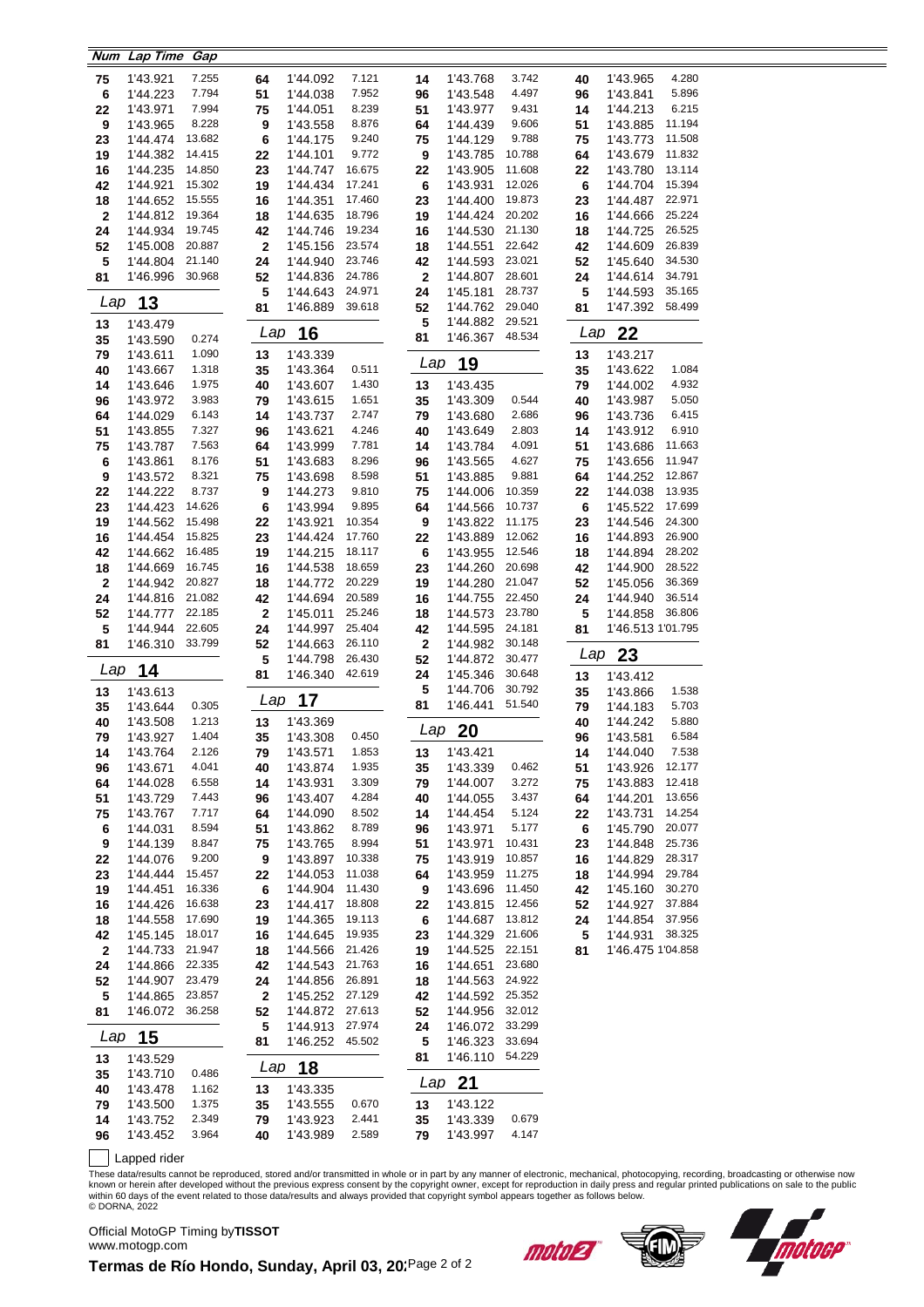| Num | Lap Time | Gap |
|---|---|---|
| 75 | 1'43.921 | 7.255 |
| 6 | 1'44.223 | 7.794 |
| 22 | 1'43.971 | 7.994 |
| 9 | 1'43.965 | 8.228 |
| 23 | 1'44.474 | 13.682 |
| 19 | 1'44.382 | 14.415 |
| 16 | 1'44.235 | 14.850 |
| 42 | 1'44.921 | 15.302 |
| 18 | 1'44.652 | 15.555 |
| 2 | 1'44.812 | 19.364 |
| 24 | 1'44.934 | 19.745 |
| 52 | 1'45.008 | 20.887 |
| 5 | 1'44.804 | 21.140 |
| 81 | 1'46.996 | 30.968 |

## Lap 13

| Num | Lap Time | Gap |
|---|---|---|
| 13 | 1'43.479 | |
| 35 | 1'43.590 | 0.274 |
| 79 | 1'43.611 | 1.090 |
| 40 | 1'43.667 | 1.318 |
| 14 | 1'43.646 | 1.975 |
| 96 | 1'43.972 | 3.983 |
| 64 | 1'44.029 | 6.143 |
| 51 | 1'43.855 | 7.327 |
| 75 | 1'43.787 | 7.563 |
| 6 | 1'43.861 | 8.176 |
| 9 | 1'43.572 | 8.321 |
| 22 | 1'44.222 | 8.737 |
| 23 | 1'44.423 | 14.626 |
| 19 | 1'44.562 | 15.498 |
| 16 | 1'44.454 | 15.825 |
| 42 | 1'44.662 | 16.485 |
| 18 | 1'44.669 | 16.745 |
| 2 | 1'44.942 | 20.827 |
| 24 | 1'44.816 | 21.082 |
| 52 | 1'44.777 | 22.185 |
| 5 | 1'44.944 | 22.605 |
| 81 | 1'46.310 | 33.799 |

## Lap 14

| Num | Lap Time | Gap |
|---|---|---|
| 13 | 1'43.613 | |
| 35 | 1'43.644 | 0.305 |
| 40 | 1'43.508 | 1.213 |
| 79 | 1'43.927 | 1.404 |
| 14 | 1'43.764 | 2.126 |
| 96 | 1'43.671 | 4.041 |
| 64 | 1'44.028 | 6.558 |
| 51 | 1'43.729 | 7.443 |
| 75 | 1'43.767 | 7.717 |
| 6 | 1'44.031 | 8.594 |
| 9 | 1'44.139 | 8.847 |
| 22 | 1'44.076 | 9.200 |
| 23 | 1'44.444 | 15.457 |
| 19 | 1'44.451 | 16.336 |
| 16 | 1'44.426 | 16.638 |
| 18 | 1'44.558 | 17.690 |
| 42 | 1'45.145 | 18.017 |
| 2 | 1'44.733 | 21.947 |
| 24 | 1'44.866 | 22.335 |
| 52 | 1'44.907 | 23.479 |
| 5 | 1'44.865 | 23.857 |
| 81 | 1'46.072 | 36.258 |

## Lap 15

| Num | Lap Time | Gap |
|---|---|---|
| 13 | 1'43.529 | |
| 35 | 1'43.710 | 0.486 |
| 40 | 1'43.478 | 1.162 |
| 79 | 1'43.500 | 1.375 |
| 14 | 1'43.752 | 2.349 |
| 96 | 1'43.452 | 3.964 |
| 64 | 1'44.092 | 7.121 |
| 51 | 1'44.038 | 7.952 |
| 75 | 1'44.051 | 8.239 |
| 9 | 1'43.558 | 8.876 |
| 6 | 1'44.175 | 9.240 |
| 22 | 1'44.101 | 9.772 |
| 23 | 1'44.747 | 16.675 |
| 19 | 1'44.434 | 17.241 |
| 16 | 1'44.351 | 17.460 |
| 18 | 1'44.635 | 18.796 |
| 42 | 1'44.746 | 19.234 |
| 2 | 1'45.156 | 23.574 |
| 24 | 1'44.940 | 23.746 |
| 52 | 1'44.836 | 24.786 |
| 5 | 1'44.643 | 24.971 |
| 81 | 1'46.889 | 39.618 |

## Lap 16

| Num | Lap Time | Gap |
|---|---|---|
| 13 | 1'43.339 | |
| 35 | 1'43.364 | 0.511 |
| 40 | 1'43.607 | 1.430 |
| 79 | 1'43.615 | 1.651 |
| 14 | 1'43.737 | 2.747 |
| 96 | 1'43.621 | 4.246 |
| 64 | 1'43.999 | 7.781 |
| 51 | 1'43.683 | 8.296 |
| 75 | 1'43.698 | 8.598 |
| 9 | 1'44.273 | 9.810 |
| 6 | 1'43.994 | 9.895 |
| 22 | 1'43.921 | 10.354 |
| 23 | 1'44.424 | 17.760 |
| 19 | 1'44.215 | 18.117 |
| 16 | 1'44.538 | 18.659 |
| 18 | 1'44.772 | 20.229 |
| 42 | 1'44.694 | 20.589 |
| 2 | 1'45.011 | 25.246 |
| 24 | 1'44.997 | 25.404 |
| 52 | 1'44.663 | 26.110 |
| 5 | 1'44.798 | 26.430 |
| 81 | 1'46.340 | 42.619 |

## Lap 17

| Num | Lap Time | Gap |
|---|---|---|
| 13 | 1'43.369 | |
| 35 | 1'43.308 | 0.450 |
| 79 | 1'43.571 | 1.853 |
| 40 | 1'43.874 | 1.935 |
| 14 | 1'43.931 | 3.309 |
| 96 | 1'43.407 | 4.284 |
| 64 | 1'44.090 | 8.502 |
| 51 | 1'43.862 | 8.789 |
| 75 | 1'43.765 | 8.994 |
| 9 | 1'43.897 | 10.338 |
| 22 | 1'44.053 | 11.038 |
| 6 | 1'44.904 | 11.430 |
| 23 | 1'44.417 | 18.808 |
| 19 | 1'44.365 | 19.113 |
| 16 | 1'44.645 | 19.935 |
| 18 | 1'44.566 | 21.426 |
| 42 | 1'44.543 | 21.763 |
| 24 | 1'44.856 | 26.891 |
| 2 | 1'45.252 | 27.129 |
| 52 | 1'44.872 | 27.613 |
| 5 | 1'44.913 | 27.974 |
| 81 | 1'46.252 | 45.502 |

## Lap 18

| Num | Lap Time | Gap |
|---|---|---|
| 13 | 1'43.335 | |
| 35 | 1'43.555 | 0.670 |
| 79 | 1'43.923 | 2.441 |
| 40 | 1'43.989 | 2.589 |
| 14 | 1'43.768 | 3.742 |
| 96 | 1'43.548 | 4.497 |
| 51 | 1'43.977 | 9.431 |
| 64 | 1'44.439 | 9.606 |
| 75 | 1'44.129 | 9.788 |
| 9 | 1'43.785 | 10.788 |
| 22 | 1'43.905 | 11.608 |
| 6 | 1'43.931 | 12.026 |
| 23 | 1'44.400 | 19.873 |
| 19 | 1'44.424 | 20.202 |
| 16 | 1'44.530 | 21.130 |
| 18 | 1'44.551 | 22.642 |
| 42 | 1'44.593 | 23.021 |
| 2 | 1'44.807 | 28.601 |
| 24 | 1'45.181 | 28.737 |
| 52 | 1'44.762 | 29.040 |
| 5 | 1'44.882 | 29.521 |
| 81 | 1'46.367 | 48.534 |

## Lap 19

| Num | Lap Time | Gap |
|---|---|---|
| 13 | 1'43.435 | |
| 35 | 1'43.309 | 0.544 |
| 79 | 1'43.680 | 2.686 |
| 40 | 1'43.649 | 2.803 |
| 14 | 1'43.784 | 4.091 |
| 96 | 1'43.565 | 4.627 |
| 51 | 1'43.885 | 9.881 |
| 75 | 1'44.006 | 10.359 |
| 64 | 1'44.566 | 10.737 |
| 9 | 1'43.822 | 11.175 |
| 22 | 1'43.889 | 12.062 |
| 6 | 1'43.955 | 12.546 |
| 23 | 1'44.260 | 20.698 |
| 19 | 1'44.280 | 21.047 |
| 16 | 1'44.755 | 22.450 |
| 18 | 1'44.573 | 23.780 |
| 42 | 1'44.595 | 24.181 |
| 2 | 1'44.982 | 30.148 |
| 52 | 1'44.872 | 30.477 |
| 24 | 1'45.346 | 30.648 |
| 5 | 1'44.706 | 30.792 |
| 81 | 1'46.441 | 51.540 |

## Lap 20

| Num | Lap Time | Gap |
|---|---|---|
| 13 | 1'43.421 | |
| 35 | 1'43.339 | 0.462 |
| 79 | 1'44.007 | 3.272 |
| 40 | 1'44.055 | 3.437 |
| 14 | 1'44.454 | 5.124 |
| 96 | 1'43.971 | 5.177 |
| 51 | 1'43.971 | 10.431 |
| 75 | 1'43.919 | 10.857 |
| 64 | 1'43.959 | 11.275 |
| 9 | 1'43.696 | 11.450 |
| 22 | 1'43.815 | 12.456 |
| 6 | 1'44.687 | 13.812 |
| 23 | 1'44.329 | 21.606 |
| 19 | 1'44.525 | 22.151 |
| 16 | 1'44.651 | 23.680 |
| 18 | 1'44.563 | 24.922 |
| 42 | 1'44.592 | 25.352 |
| 52 | 1'44.956 | 32.012 |
| 24 | 1'46.072 | 33.299 |
| 5 | 1'46.323 | 33.694 |
| 81 | 1'46.110 | 54.229 |

## Lap 21

| Num | Lap Time | Gap |
|---|---|---|
| 13 | 1'43.122 | |
| 35 | 1'43.339 | 0.679 |
| 79 | 1'43.997 | 4.147 |
| 40 | 1'43.965 | 4.280 |
| 96 | 1'43.841 | 5.896 |
| 14 | 1'44.213 | 6.215 |
| 51 | 1'43.885 | 11.194 |
| 75 | 1'43.773 | 11.508 |
| 64 | 1'43.679 | 11.832 |
| 22 | 1'43.780 | 13.114 |
| 6 | 1'44.704 | 15.394 |
| 23 | 1'44.487 | 22.971 |
| 16 | 1'44.666 | 25.224 |
| 18 | 1'44.725 | 26.525 |
| 42 | 1'44.609 | 26.839 |
| 52 | 1'45.640 | 34.530 |
| 24 | 1'44.614 | 34.791 |
| 5 | 1'44.593 | 35.165 |
| 81 | 1'47.392 | 58.499 |

## Lap 22

| Num | Lap Time | Gap |
|---|---|---|
| 13 | 1'43.217 | |
| 35 | 1'43.622 | 1.084 |
| 79 | 1'44.002 | 4.932 |
| 40 | 1'43.987 | 5.050 |
| 96 | 1'43.736 | 6.415 |
| 14 | 1'43.912 | 6.910 |
| 51 | 1'43.686 | 11.663 |
| 75 | 1'43.656 | 11.947 |
| 64 | 1'44.252 | 12.867 |
| 22 | 1'44.038 | 13.935 |
| 6 | 1'45.522 | 17.699 |
| 23 | 1'44.546 | 24.300 |
| 16 | 1'44.893 | 26.900 |
| 18 | 1'44.894 | 28.202 |
| 42 | 1'44.900 | 28.522 |
| 52 | 1'45.056 | 36.369 |
| 24 | 1'44.940 | 36.514 |
| 5 | 1'44.858 | 36.806 |
| 81 | 1'46.513 | 1'01.795 |

## Lap 23

| Num | Lap Time | Gap |
|---|---|---|
| 13 | 1'43.412 | |
| 35 | 1'43.866 | 1.538 |
| 79 | 1'44.183 | 5.703 |
| 40 | 1'44.242 | 5.880 |
| 96 | 1'43.581 | 6.584 |
| 14 | 1'44.040 | 7.538 |
| 51 | 1'43.926 | 12.177 |
| 75 | 1'43.883 | 12.418 |
| 64 | 1'44.201 | 13.656 |
| 22 | 1'43.731 | 14.254 |
| 6 | 1'45.790 | 20.077 |
| 23 | 1'44.848 | 25.736 |
| 16 | 1'44.829 | 28.317 |
| 18 | 1'44.994 | 29.784 |
| 42 | 1'45.160 | 30.270 |
| 52 | 1'44.927 | 37.884 |
| 24 | 1'44.854 | 37.956 |
| 5 | 1'44.931 | 38.325 |
| 81 | 1'46.475 | 1'04.858 |

☐ Lapped rider

These data/results cannot be reproduced, stored and/or transmitted in whole or in part by any manner of electronic, mechanical, photocopying, recording, broadcasting or otherwise now known or herein after developed without the previous express consent by the copyright owner, except for reproduction in daily press and regular printed publications on sale to the public within 60 days of the event related to those data/results and always provided that copyright symbol appears together as follows below.
© DORNA, 2022

Official MotoGP Timing by **TISSOT**
www.motogp.com

**Termas de Río Hondo, Sunday, April 03, 20**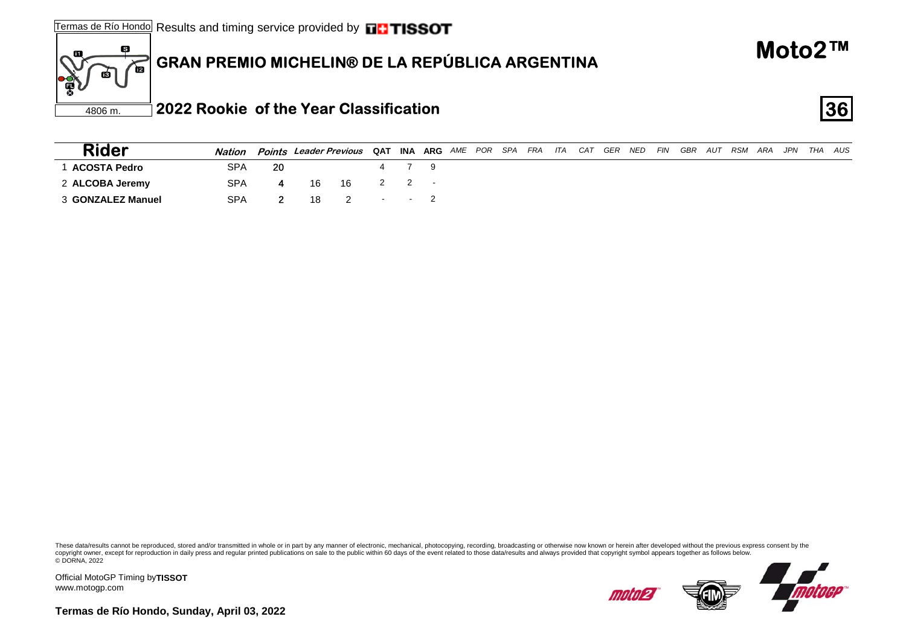Termas de Río Hondo Results and timing service provided by TISSOT

4806 m.

# GRAN PREMIO MICHELIN® DE LA REPÚBLICA ARGENTINA

## Moto2™

## 2022 Rookie of the Year Classification

| Rider | Nation | Points | Leader | Previous | QAT | INA | ARG | AME | POR | SPA | FRA | ITA | CAT | GER | NED | FIN | GBR | AUT | RSM | ARA | JPN | THA | AUS |
|---|---|---|---|---|---|---|---|---|---|---|---|---|---|---|---|---|---|---|---|---|---|---|---|
| 1 **ACOSTA Pedro** | SPA | 20 | | | 4 | 7 | 9 | | | | | | | | | | | | | | | | |
| 2 **ALCOBA Jeremy** | SPA | 4 | 16 | 16 | 2 | 2 | - | | | | | | | | | | | | | | | | |
| 3 **GONZALEZ Manuel** | SPA | 2 | 18 | 2 | - | - | 2 | | | | | | | | | | | | | | | | |

These data/results cannot be reproduced, stored and/or transmitted in whole or in part by any manner of electronic, mechanical, photocopying, recording, broadcasting or otherwise now known or herein after developed without the previous express consent by the copyright owner, except for reproduction in daily press and regular printed publications on sale to the public within 60 days of the event related to those data/results and always provided that copyright symbol appears together as follows below.
© DORNA, 2022

Official MotoGP Timing by TISSOT
www.motogp.com

**Termas de Río Hondo, Sunday, April 03, 2022**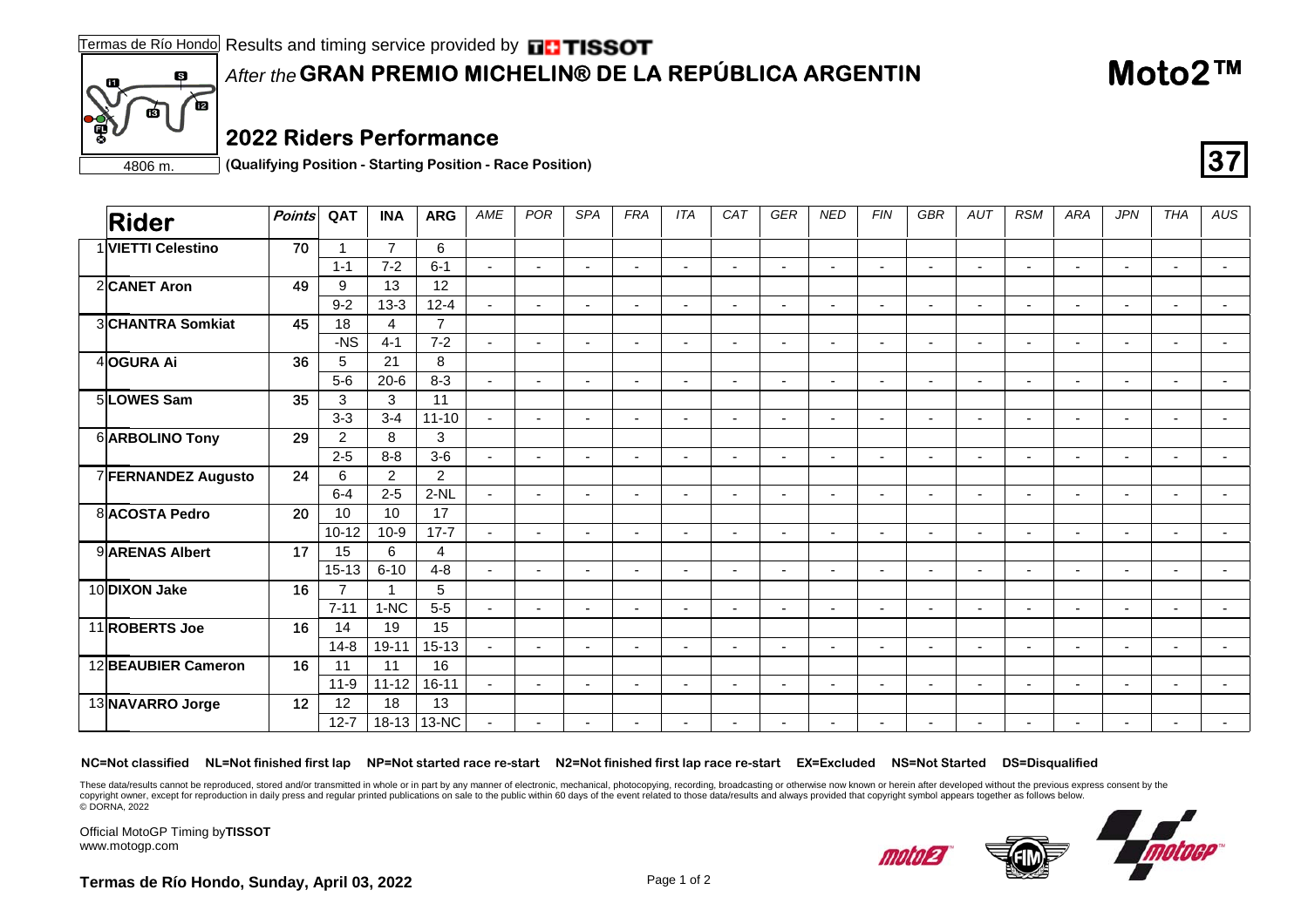Termas de Río Hondo Results and timing service provided by TISSOT

*After the* **GRAN PREMIO MICHELIN® DE LA REPÚBLICA ARGENTIN**

# Moto2™

4806 m.

## 2022 Riders Performance

**(Qualifying Position - Starting Position - Race Position)**

**37**

| | Rider | Points | QAT | INA | ARG | AME | POR | SPA | FRA | ITA | CAT | GER | NED | FIN | GBR | AUT | RSM | ARA | JPN | THA | AUS |
|---|---|---|---|---|---|---|---|---|---|---|---|---|---|---|---|---|---|---|---|---|---|
| 1 | **VIETTI Celestino** | 70 | 1 | 7 | 6 | | | | | | | | | | | | | | | | |
| | | | 1-1 | 7-2 | 6-1 | - | - | - | - | - | - | - | - | - | - | - | - | - | - | - | - |
| 2 | **CANET Aron** | 49 | 9 | 13 | 12 | | | | | | | | | | | | | | | | |
| | | | 9-2 | 13-3 | 12-4 | - | - | - | - | - | - | - | - | - | - | - | - | - | - | - | - |
| 3 | **CHANTRA Somkiat** | 45 | 18 | 4 | 7 | | | | | | | | | | | | | | | | |
| | | | -NS | 4-1 | 7-2 | - | - | - | - | - | - | - | - | - | - | - | - | - | - | - | - |
| 4 | **OGURA Ai** | 36 | 5 | 21 | 8 | | | | | | | | | | | | | | | | |
| | | | 5-6 | 20-6 | 8-3 | - | - | - | - | - | - | - | - | - | - | - | - | - | - | - | - |
| 5 | **LOWES Sam** | 35 | 3 | 3 | 11 | | | | | | | | | | | | | | | | |
| | | | 3-3 | 3-4 | 11-10 | - | - | - | - | - | - | - | - | - | - | - | - | - | - | - | - |
| 6 | **ARBOLINO Tony** | 29 | 2 | 8 | 3 | | | | | | | | | | | | | | | | |
| | | | 2-5 | 8-8 | 3-6 | - | - | - | - | - | - | - | - | - | - | - | - | - | - | - | - |
| 7 | **FERNANDEZ Augusto** | 24 | 6 | 2 | 2 | | | | | | | | | | | | | | | | |
| | | | 6-4 | 2-5 | 2-NL | - | - | - | - | - | - | - | - | - | - | - | - | - | - | - | - |
| 8 | **ACOSTA Pedro** | 20 | 10 | 10 | 17 | | | | | | | | | | | | | | | | |
| | | | 10-12 | 10-9 | 17-7 | - | - | - | - | - | - | - | - | - | - | - | - | - | - | - | - |
| 9 | **ARENAS Albert** | 17 | 15 | 6 | 4 | | | | | | | | | | | | | | | | |
| | | | 15-13 | 6-10 | 4-8 | - | - | - | - | - | - | - | - | - | - | - | - | - | - | - | - |
| 10 | **DIXON Jake** | 16 | 7 | 1 | 5 | | | | | | | | | | | | | | | | |
| | | | 7-11 | 1-NC | 5-5 | - | - | - | - | - | - | - | - | - | - | - | - | - | - | - | - |
| 11 | **ROBERTS Joe** | 16 | 14 | 19 | 15 | | | | | | | | | | | | | | | | |
| | | | 14-8 | 19-11 | 15-13 | - | - | - | - | - | - | - | - | - | - | - | - | - | - | - | - |
| 12 | **BEAUBIER Cameron** | 16 | 11 | 11 | 16 | | | | | | | | | | | | | | | | |
| | | | 11-9 | 11-12 | 16-11 | - | - | - | - | - | - | - | - | - | - | - | - | - | - | - | - |
| 13 | **NAVARRO Jorge** | 12 | 12 | 18 | 13 | | | | | | | | | | | | | | | | |
| | | | 12-7 | 18-13 | 13-NC | - | - | - | - | - | - | - | - | - | - | - | - | - | - | - | - |

**NC=Not classified NL=Not finished first lap NP=Not started race re-start N2=Not finished first lap race re-start EX=Excluded NS=Not Started DS=Disqualified**

These data/results cannot be reproduced, stored and/or transmitted in whole or in part by any manner of electronic, mechanical, photocopying, recording, broadcasting or otherwise now known or herein after developed without the previous express consent by the copyright owner, except for reproduction in daily press and regular printed publications on sale to the public within 60 days of the event related to those data/results and always provided that copyright symbol appears together as follows below.
© DORNA, 2022

Official MotoGP Timing by **TISSOT**
www.motogp.com

**Termas de Río Hondo, Sunday, April 03, 2022**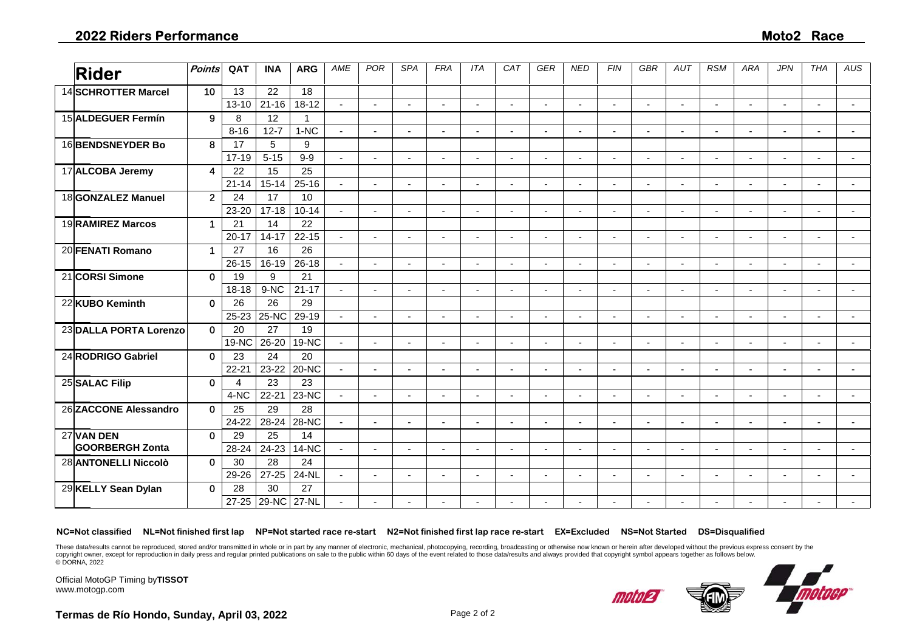## 2022 Riders Performance

## Moto2 Race

| | Rider | Points | QAT | INA | ARG | AME | POR | SPA | FRA | ITA | CAT | GER | NED | FIN | GBR | AUT | RSM | ARA | JPN | THA | AUS |
|---|---|---|---|---|---|---|---|---|---|---|---|---|---|---|---|---|---|---|---|---|---|
| 14 | SCHROTTER Marcel | 10 | 13 | 22 | 18 | | | | | | | | | | | | | | | | |
| | | | 13-10 | 21-16 | 18-12 | - | - | - | - | - | - | - | - | - | - | - | - | - | - | - | - |
| 15 | ALDEGUER Fermín | 9 | 8 | 12 | 1 | | | | | | | | | | | | | | | | |
| | | | 8-16 | 12-7 | 1-NC | - | - | - | - | - | - | - | - | - | - | - | - | - | - | - | - |
| 16 | BENDSNEYDER Bo | 8 | 17 | 5 | 9 | | | | | | | | | | | | | | | | |
| | | | 17-19 | 5-15 | 9-9 | - | - | - | - | - | - | - | - | - | - | - | - | - | - | - | - |
| 17 | ALCOBA Jeremy | 4 | 22 | 15 | 25 | | | | | | | | | | | | | | | | |
| | | | 21-14 | 15-14 | 25-16 | - | - | - | - | - | - | - | - | - | - | - | - | - | - | - | - |
| 18 | GONZALEZ Manuel | 2 | 24 | 17 | 10 | | | | | | | | | | | | | | | | |
| | | | 23-20 | 17-18 | 10-14 | - | - | - | - | - | - | - | - | - | - | - | - | - | - | - | - |
| 19 | RAMIREZ Marcos | 1 | 21 | 14 | 22 | | | | | | | | | | | | | | | | |
| | | | 20-17 | 14-17 | 22-15 | - | - | - | - | - | - | - | - | - | - | - | - | - | - | - | - |
| 20 | FENATI Romano | 1 | 27 | 16 | 26 | | | | | | | | | | | | | | | | |
| | | | 26-15 | 16-19 | 26-18 | - | - | - | - | - | - | - | - | - | - | - | - | - | - | - | - |
| 21 | CORSI Simone | 0 | 19 | 9 | 21 | | | | | | | | | | | | | | | | |
| | | | 18-18 | 9-NC | 21-17 | - | - | - | - | - | - | - | - | - | - | - | - | - | - | - | - |
| 22 | KUBO Keminth | 0 | 26 | 26 | 29 | | | | | | | | | | | | | | | | |
| | | | 25-23 | 25-NC | 29-19 | - | - | - | - | - | - | - | - | - | - | - | - | - | - | - | - |
| 23 | DALLA PORTA Lorenzo | 0 | 20 | 27 | 19 | | | | | | | | | | | | | | | | |
| | | | 19-NC | 26-20 | 19-NC | - | - | - | - | - | - | - | - | - | - | - | - | - | - | - | - |
| 24 | RODRIGO Gabriel | 0 | 23 | 24 | 20 | | | | | | | | | | | | | | | | |
| | | | 22-21 | 23-22 | 20-NC | - | - | - | - | - | - | - | - | - | - | - | - | - | - | - | - |
| 25 | SALAC Filip | 0 | 4 | 23 | 23 | | | | | | | | | | | | | | | | |
| | | | 4-NC | 22-21 | 23-NC | - | - | - | - | - | - | - | - | - | - | - | - | - | - | - | - |
| 26 | ZACCONE Alessandro | 0 | 25 | 29 | 28 | | | | | | | | | | | | | | | | |
| | | | 24-22 | 28-24 | 28-NC | - | - | - | - | - | - | - | - | - | - | - | - | - | - | - | - |
| 27 | VAN DEN GOORBERGH Zonta | 0 | 29 | 25 | 14 | | | | | | | | | | | | | | | | |
| | | | 28-24 | 24-23 | 14-NC | - | - | - | - | - | - | - | - | - | - | - | - | - | - | - | - |
| 28 | ANTONELLI Niccolò | 0 | 30 | 28 | 24 | | | | | | | | | | | | | | | | |
| | | | 29-26 | 27-25 | 24-NL | - | - | - | - | - | - | - | - | - | - | - | - | - | - | - | - |
| 29 | KELLY Sean Dylan | 0 | 28 | 30 | 27 | | | | | | | | | | | | | | | | |
| | | | 27-25 | 29-NC | 27-NL | - | - | - | - | - | - | - | - | - | - | - | - | - | - | - | - |

**NC=Not classified NL=Not finished first lap NP=Not started race re-start N2=Not finished first lap race re-start EX=Excluded NS=Not Started DS=Disqualified**

These data/results cannot be reproduced, stored and/or transmitted in whole or in part by any manner of electronic, mechanical, photocopying, recording, broadcasting or otherwise now known or herein after developed without the previous express consent by the copyright owner, except for reproduction in daily press and regular printed publications on sale to the public within 60 days of the event related to those data/results and always provided that copyright symbol appears together as follows below.
© DORNA, 2022

Official MotoGP Timing by **TISSOT**
www.motogp.com

**Termas de Río Hondo, Sunday, April 03, 2022**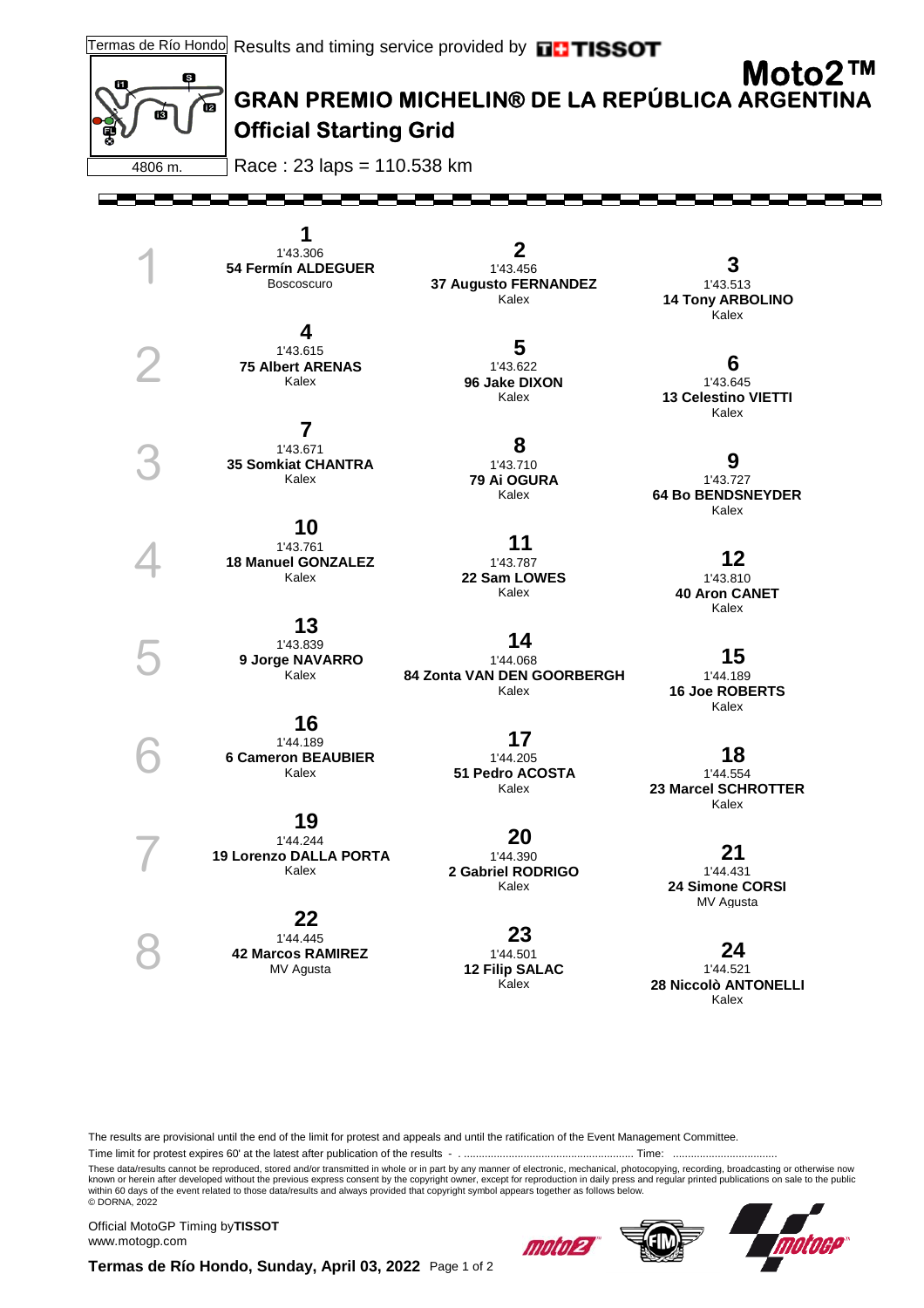Termas de Río Hondo — Results and timing service provided by TISSOT

4806 m.

# Moto2™

## GRAN PREMIO MICHELIN® DE LA REPÚBLICA ARGENTINA

## Official Starting Grid

Race : 23 laps = 110.538 km

| Row | Pos | Time | Rider | Team |
|---|---|---|---|---|
| 1 | 1 | 1'43.306 | 54 Fermín ALDEGUER | Boscoscuro |
| 1 | 2 | 1'43.456 | 37 Augusto FERNANDEZ | Kalex |
| 1 | 3 | 1'43.513 | 14 Tony ARBOLINO | Kalex |
| 2 | 4 | 1'43.615 | 75 Albert ARENAS | Kalex |
| 2 | 5 | 1'43.622 | 96 Jake DIXON | Kalex |
| 2 | 6 | 1'43.645 | 13 Celestino VIETTI | Kalex |
| 3 | 7 | 1'43.671 | 35 Somkiat CHANTRA | Kalex |
| 3 | 8 | 1'43.710 | 79 Ai OGURA | Kalex |
| 3 | 9 | 1'43.727 | 64 Bo BENDSNEYDER | Kalex |
| 4 | 10 | 1'43.761 | 18 Manuel GONZALEZ | Kalex |
| 4 | 11 | 1'43.787 | 22 Sam LOWES | Kalex |
| 4 | 12 | 1'43.810 | 40 Aron CANET | Kalex |
| 5 | 13 | 1'43.839 | 9 Jorge NAVARRO | Kalex |
| 5 | 14 | 1'44.068 | 84 Zonta VAN DEN GOORBERGH | Kalex |
| 5 | 15 | 1'44.189 | 16 Joe ROBERTS | Kalex |
| 6 | 16 | 1'44.189 | 6 Cameron BEAUBIER | Kalex |
| 6 | 17 | 1'44.205 | 51 Pedro ACOSTA | Kalex |
| 6 | 18 | 1'44.554 | 23 Marcel SCHROTTER | Kalex |
| 7 | 19 | 1'44.244 | 19 Lorenzo DALLA PORTA | Kalex |
| 7 | 20 | 1'44.390 | 2 Gabriel RODRIGO | Kalex |
| 7 | 21 | 1'44.431 | 24 Simone CORSI | MV Agusta |
| 8 | 22 | 1'44.445 | 42 Marcos RAMIREZ | MV Agusta |
| 8 | 23 | 1'44.501 | 12 Filip SALAC | Kalex |
| 8 | 24 | 1'44.521 | 28 Niccolò ANTONELLI | Kalex |

The results are provisional until the end of the limit for protest and appeals and until the ratification of the Event Management Committee.

Time limit for protest expires 60' at the latest after publication of the results - . ......................................................... Time: ...................................

These data/results cannot be reproduced, stored and/or transmitted in whole or in part by any manner of electronic, mechanical, photocopying, recording, broadcasting or otherwise now known or herein after developed without the previous express consent by the copyright owner, except for reproduction in daily press and regular printed publications on sale to the public within 60 days of the event related to those data/results and always provided that copyright symbol appears together as follows below.
© DORNA, 2022

Official MotoGP Timing by **TISSOT**
www.motogp.com

**Termas de Río Hondo, Sunday, April 03, 2022**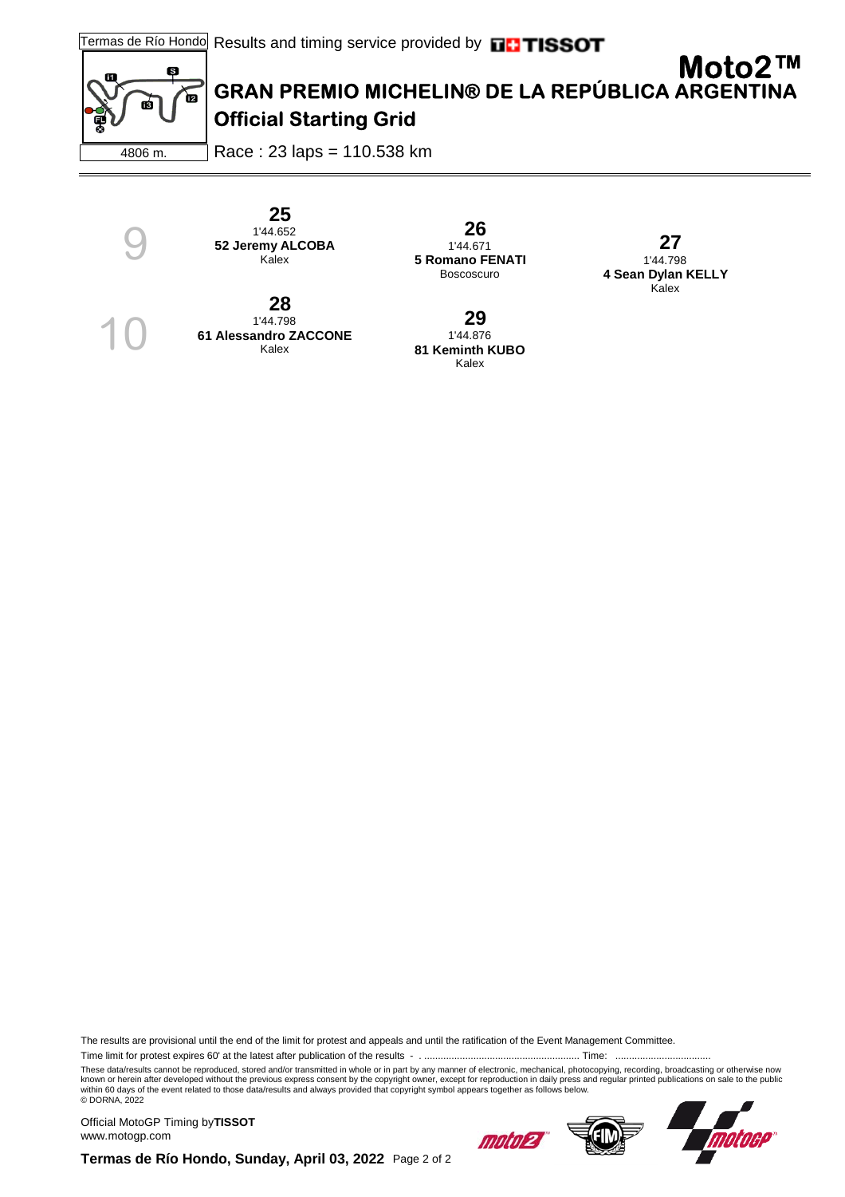Termas de Río Hondo Results and timing service provided by TISSOT

4806 m.

# Moto2™

## GRAN PREMIO MICHELIN® DE LA REPÚBLICA ARGENTINA

## Official Starting Grid

Race : 23 laps = 110.538 km

| Row | | | |
|---|---|---|---|
| 9 | **25**<br>1'44.652<br>**52 Jeremy ALCOBA**<br>Kalex | **26**<br>1'44.671<br>**5 Romano FENATI**<br>Boscoscuro | **27**<br>1'44.798<br>**4 Sean Dylan KELLY**<br>Kalex |
| 10 | **28**<br>1'44.798<br>**61 Alessandro ZACCONE**<br>Kalex | **29**<br>1'44.876<br>**81 Keminth KUBO**<br>Kalex | |

The results are provisional until the end of the limit for protest and appeals and until the ratification of the Event Management Committee.

Time limit for protest expires 60' at the latest after publication of the results - . ......................................................... Time: ...................................

These data/results cannot be reproduced, stored and/or transmitted in whole or in part by any manner of electronic, mechanical, photocopying, recording, broadcasting or otherwise now known or herein after developed without the previous express consent by the copyright owner, except for reproduction in daily press and regular printed publications on sale to the public within 60 days of the event related to those data/results and always provided that copyright symbol appears together as follows below.
© DORNA, 2022

Official MotoGP Timing by **TISSOT**
www.motogp.com

**Termas de Río Hondo, Sunday, April 03, 2022**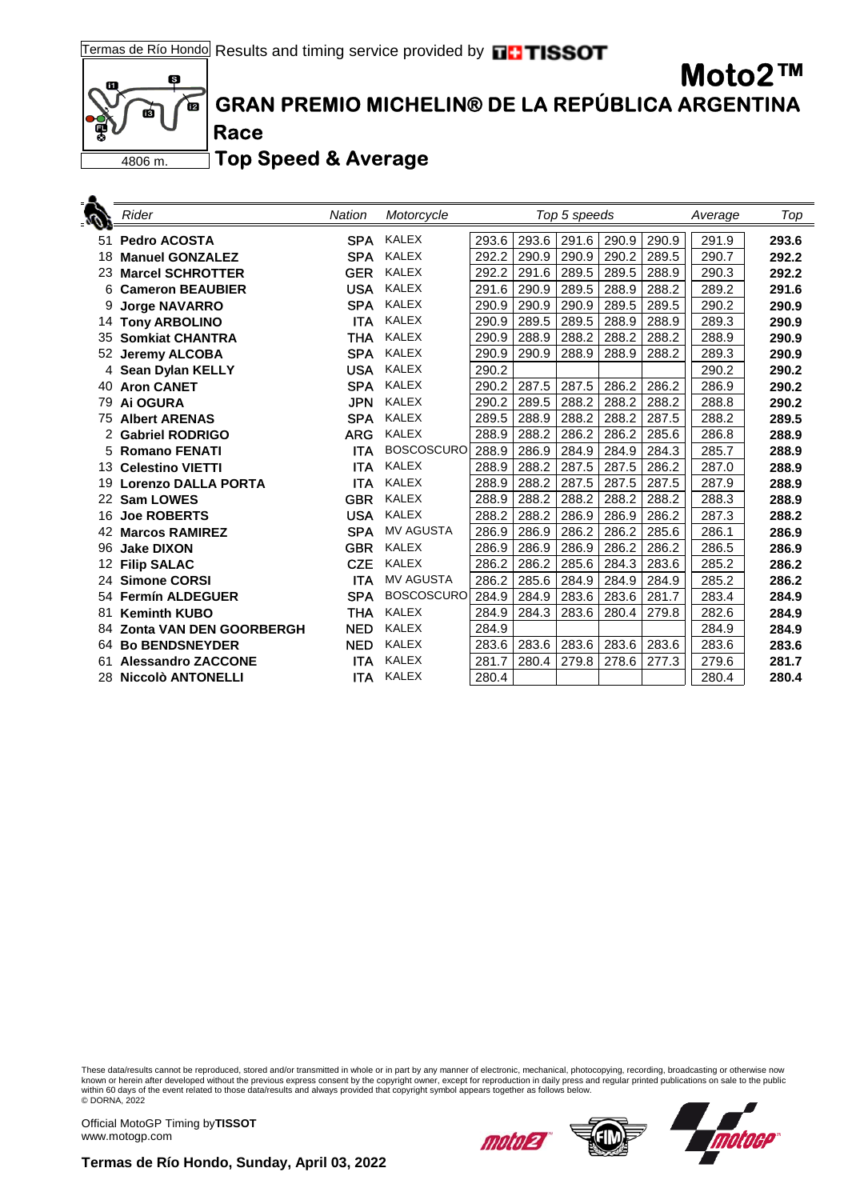Termas de Río Hondo Results and timing service provided by TISSOT

# Moto2™

## GRAN PREMIO MICHELIN® DE LA REPÚBLICA ARGENTINA

### Race

4806 m.

### Top Speed & Average

| | Rider | Nation | Motorcycle | Top 5 speeds | | | | | Average | Top |
|---|---|---|---|---|---|---|---|---|---|---|
| 51 | **Pedro ACOSTA** | **SPA** | KALEX | 293.6 | 293.6 | 291.6 | 290.9 | 290.9 | 291.9 | **293.6** |
| 18 | **Manuel GONZALEZ** | **SPA** | KALEX | 292.2 | 290.9 | 290.9 | 290.2 | 289.5 | 290.7 | **292.2** |
| 23 | **Marcel SCHROTTER** | **GER** | KALEX | 292.2 | 291.6 | 289.5 | 289.5 | 288.9 | 290.3 | **292.2** |
| 6 | **Cameron BEAUBIER** | **USA** | KALEX | 291.6 | 290.9 | 289.5 | 288.9 | 288.2 | 289.2 | **291.6** |
| 9 | **Jorge NAVARRO** | **SPA** | KALEX | 290.9 | 290.9 | 290.9 | 289.5 | 289.5 | 290.2 | **290.9** |
| 14 | **Tony ARBOLINO** | **ITA** | KALEX | 290.9 | 289.5 | 289.5 | 288.9 | 288.9 | 289.3 | **290.9** |
| 35 | **Somkiat CHANTRA** | **THA** | KALEX | 290.9 | 288.9 | 288.2 | 288.2 | 288.2 | 288.9 | **290.9** |
| 52 | **Jeremy ALCOBA** | **SPA** | KALEX | 290.9 | 290.9 | 288.9 | 288.9 | 288.2 | 289.3 | **290.9** |
| 4 | **Sean Dylan KELLY** | **USA** | KALEX | 290.2 | | | | | 290.2 | **290.2** |
| 40 | **Aron CANET** | **SPA** | KALEX | 290.2 | 287.5 | 287.5 | 286.2 | 286.2 | 286.9 | **290.2** |
| 79 | **Ai OGURA** | **JPN** | KALEX | 290.2 | 289.5 | 288.2 | 288.2 | 288.2 | 288.8 | **290.2** |
| 75 | **Albert ARENAS** | **SPA** | KALEX | 289.5 | 288.9 | 288.2 | 288.2 | 287.5 | 288.2 | **289.5** |
| 2 | **Gabriel RODRIGO** | **ARG** | KALEX | 288.9 | 288.2 | 286.2 | 286.2 | 285.6 | 286.8 | **288.9** |
| 5 | **Romano FENATI** | **ITA** | BOSCOSCURO | 288.9 | 286.9 | 284.9 | 284.9 | 284.3 | 285.7 | **288.9** |
| 13 | **Celestino VIETTI** | **ITA** | KALEX | 288.9 | 288.2 | 287.5 | 287.5 | 286.2 | 287.0 | **288.9** |
| 19 | **Lorenzo DALLA PORTA** | **ITA** | KALEX | 288.9 | 288.2 | 287.5 | 287.5 | 287.5 | 287.9 | **288.9** |
| 22 | **Sam LOWES** | **GBR** | KALEX | 288.9 | 288.2 | 288.2 | 288.2 | 288.2 | 288.3 | **288.9** |
| 16 | **Joe ROBERTS** | **USA** | KALEX | 288.2 | 288.2 | 286.9 | 286.9 | 286.2 | 287.3 | **288.2** |
| 42 | **Marcos RAMIREZ** | **SPA** | MV AGUSTA | 286.9 | 286.9 | 286.2 | 286.2 | 285.6 | 286.1 | **286.9** |
| 96 | **Jake DIXON** | **GBR** | KALEX | 286.9 | 286.9 | 286.9 | 286.2 | 286.2 | 286.5 | **286.9** |
| 12 | **Filip SALAC** | **CZE** | KALEX | 286.2 | 286.2 | 285.6 | 284.3 | 283.6 | 285.2 | **286.2** |
| 24 | **Simone CORSI** | **ITA** | MV AGUSTA | 286.2 | 285.6 | 284.9 | 284.9 | 284.9 | 285.2 | **286.2** |
| 54 | **Fermín ALDEGUER** | **SPA** | BOSCOSCURO | 284.9 | 284.9 | 283.6 | 283.6 | 281.7 | 283.4 | **284.9** |
| 81 | **Keminth KUBO** | **THA** | KALEX | 284.9 | 284.3 | 283.6 | 280.4 | 279.8 | 282.6 | **284.9** |
| 84 | **Zonta VAN DEN GOORBERGH** | **NED** | KALEX | 284.9 | | | | | 284.9 | **284.9** |
| 64 | **Bo BENDSNEYDER** | **NED** | KALEX | 283.6 | 283.6 | 283.6 | 283.6 | 283.6 | 283.6 | **283.6** |
| 61 | **Alessandro ZACCONE** | **ITA** | KALEX | 281.7 | 280.4 | 279.8 | 278.6 | 277.3 | 279.6 | **281.7** |
| 28 | **Niccolò ANTONELLI** | **ITA** | KALEX | 280.4 | | | | | 280.4 | **280.4** |

These data/results cannot be reproduced, stored and/or transmitted in whole or in part by any manner of electronic, mechanical, photocopying, recording, broadcasting or otherwise now known or herein after developed without the previous express consent by the copyright owner, except for reproduction in daily press and regular printed publications on sale to the public within 60 days of the event related to those data/results and always provided that copyright symbol appears together as follows below.
© DORNA, 2022

Official MotoGP Timing by **TISSOT**
www.motogp.com

**Termas de Río Hondo, Sunday, April 03, 2022**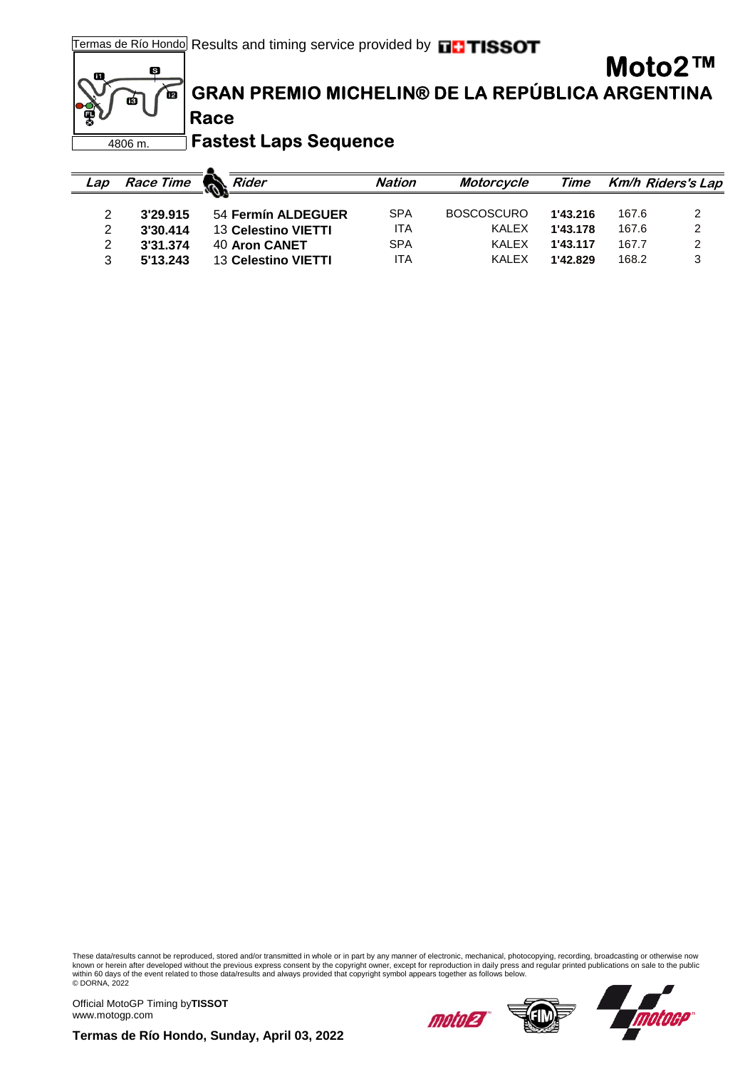Termas de Río Hondo Results and timing service provided by TISSOT

# Moto2™

## GRAN PREMIO MICHELIN® DE LA REPÚBLICA ARGENTINA

### Race

4806 m.

### Fastest Laps Sequence

| Lap | Race Time | Rider | Nation | Motorcycle | Time | Km/h | Riders's Lap |
|---|---|---|---|---|---|---|---|
| 2 | **3'29.915** | 54 **Fermín ALDEGUER** | SPA | BOSCOSCURO | **1'43.216** | 167.6 | 2 |
| 2 | **3'30.414** | 13 **Celestino VIETTI** | ITA | KALEX | **1'43.178** | 167.6 | 2 |
| 2 | **3'31.374** | 40 **Aron CANET** | SPA | KALEX | **1'43.117** | 167.7 | 2 |
| 3 | **5'13.243** | 13 **Celestino VIETTI** | ITA | KALEX | **1'42.829** | 168.2 | 3 |

These data/results cannot be reproduced, stored and/or transmitted in whole or in part by any manner of electronic, mechanical, photocopying, recording, broadcasting or otherwise now known or herein after developed without the previous express consent by the copyright owner, except for reproduction in daily press and regular printed publications on sale to the public within 60 days of the event related to those data/results and always provided that copyright symbol appears together as follows below.
© DORNA, 2022

Official MotoGP Timing by **TISSOT**
www.motogp.com

**Termas de Río Hondo, Sunday, April 03, 2022**